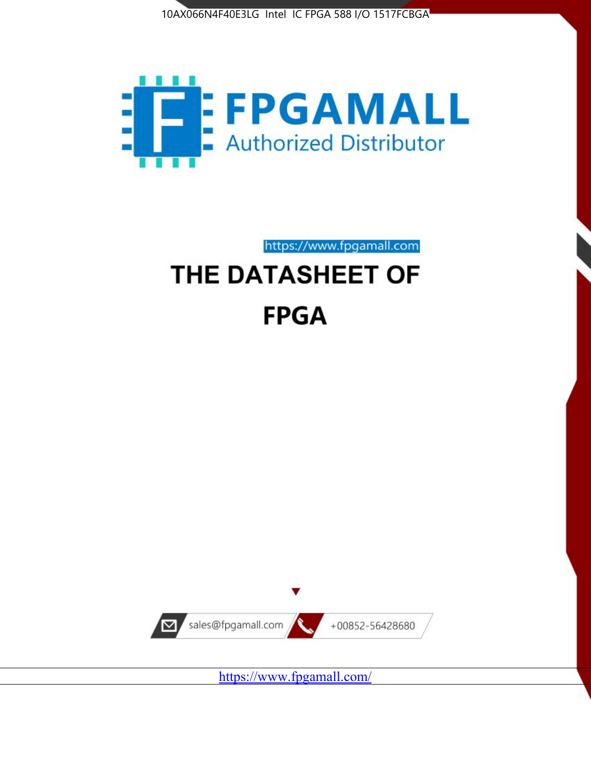10AX066N4F40E3LG Intel IC FPGA 588 I/O 1517FCBGA

**FPGAMALL**

Authorized Distributor

https://www.fpgamall.com

# THE DATASHEET OF

# FPGA

sales@fpgamall.com

+00852-56428680

https://www.fpgamall.com/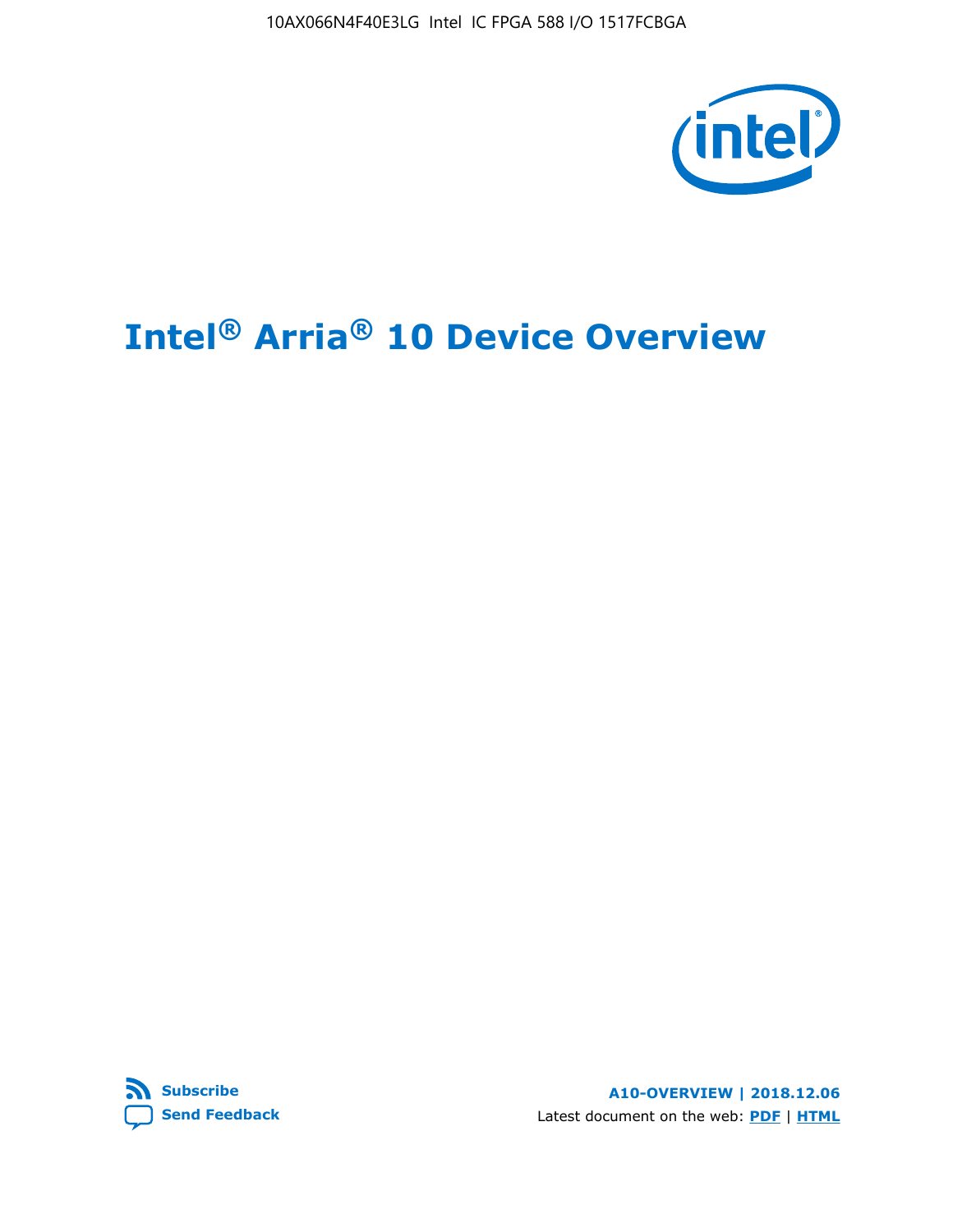# Intel® Arria® 10 Device Overview

A10-OVERVIEW | 2018.12.06

Latest document on the web: **PDF** | **HTML**

**Subscribe**

**Send Feedback**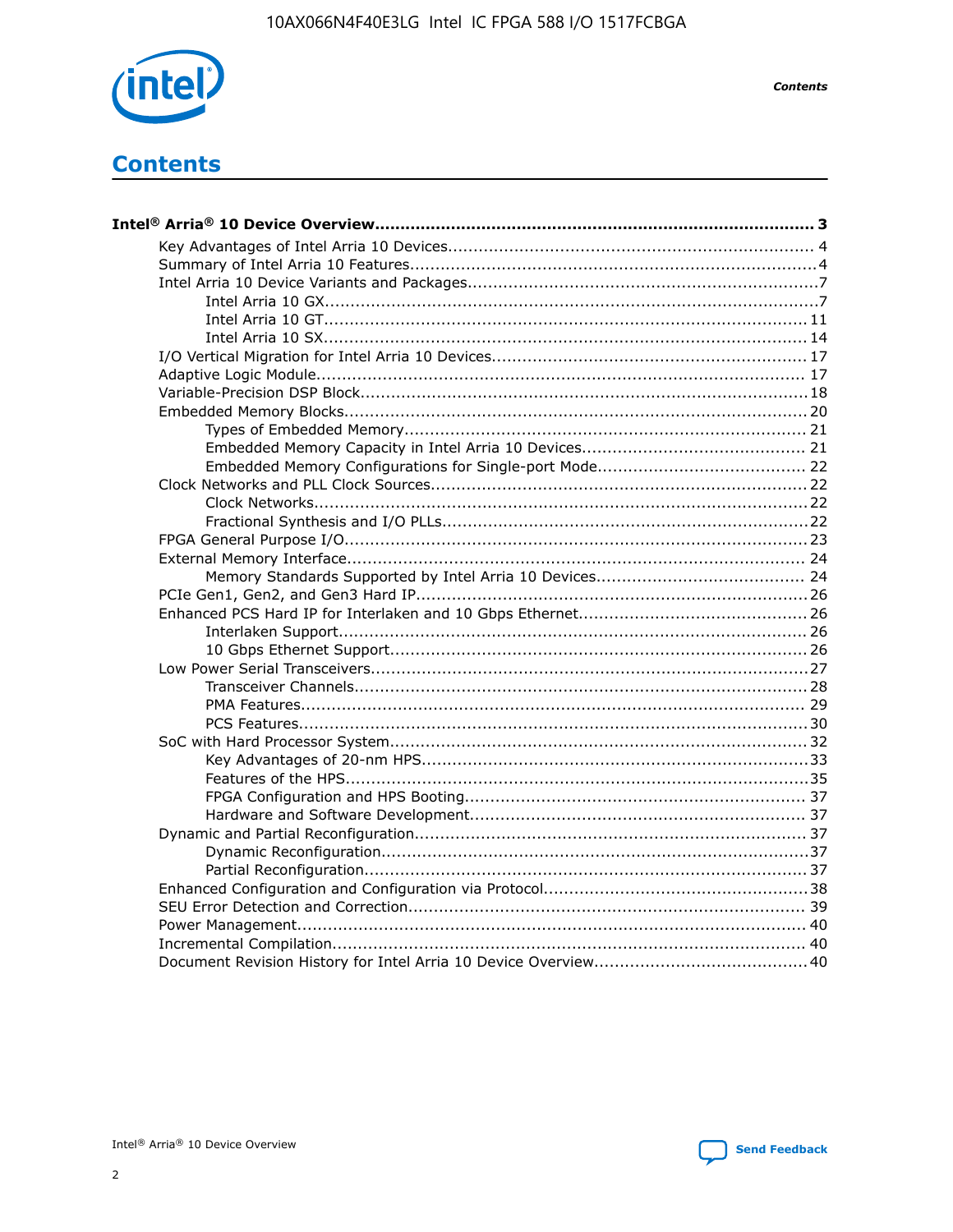# Contents

**Intel® Arria® 10 Device Overview....................................................................................... 3**

- Key Advantages of Intel Arria 10 Devices........................................................................ 4
- Summary of Intel Arria 10 Features................................................................................4
- Intel Arria 10 Device Variants and Packages.....................................................................7
    - Intel Arria 10 GX.................................................................................................7
    - Intel Arria 10 GT............................................................................................... 11
    - Intel Arria 10 SX............................................................................................... 14
- I/O Vertical Migration for Intel Arria 10 Devices.............................................................. 17
- Adaptive Logic Module................................................................................................ 17
- Variable-Precision DSP Block........................................................................................18
- Embedded Memory Blocks........................................................................................... 20
    - Types of Embedded Memory............................................................................... 21
    - Embedded Memory Capacity in Intel Arria 10 Devices............................................ 21
    - Embedded Memory Configurations for Single-port Mode......................................... 22
- Clock Networks and PLL Clock Sources.........................................................................22
    - Clock Networks.................................................................................................22
    - Fractional Synthesis and I/O PLLs........................................................................22
- FPGA General Purpose I/O...........................................................................................23
- External Memory Interface.......................................................................................... 24
    - Memory Standards Supported by Intel Arria 10 Devices......................................... 24
- PCIe Gen1, Gen2, and Gen3 Hard IP.............................................................................26
- Enhanced PCS Hard IP for Interlaken and 10 Gbps Ethernet.............................................26
    - Interlaken Support............................................................................................ 26
    - 10 Gbps Ethernet Support.................................................................................. 26
- Low Power Serial Transceivers.....................................................................................27
    - Transceiver Channels.........................................................................................28
    - PMA Features................................................................................................... 29
    - PCS Features....................................................................................................30
- SoC with Hard Processor System..................................................................................32
    - Key Advantages of 20-nm HPS............................................................................33
    - Features of the HPS...........................................................................................35
    - FPGA Configuration and HPS Booting................................................................... 37
    - Hardware and Software Development.................................................................. 37
- Dynamic and Partial Reconfiguration.............................................................................37
    - Dynamic Reconfiguration....................................................................................37
    - Partial Reconfiguration.......................................................................................37
- Enhanced Configuration and Configuration via Protocol....................................................38
- SEU Error Detection and Correction.............................................................................. 39
- Power Management.................................................................................................... 40
- Incremental Compilation............................................................................................. 40
- Document Revision History for Intel Arria 10 Device Overview.......................................... 40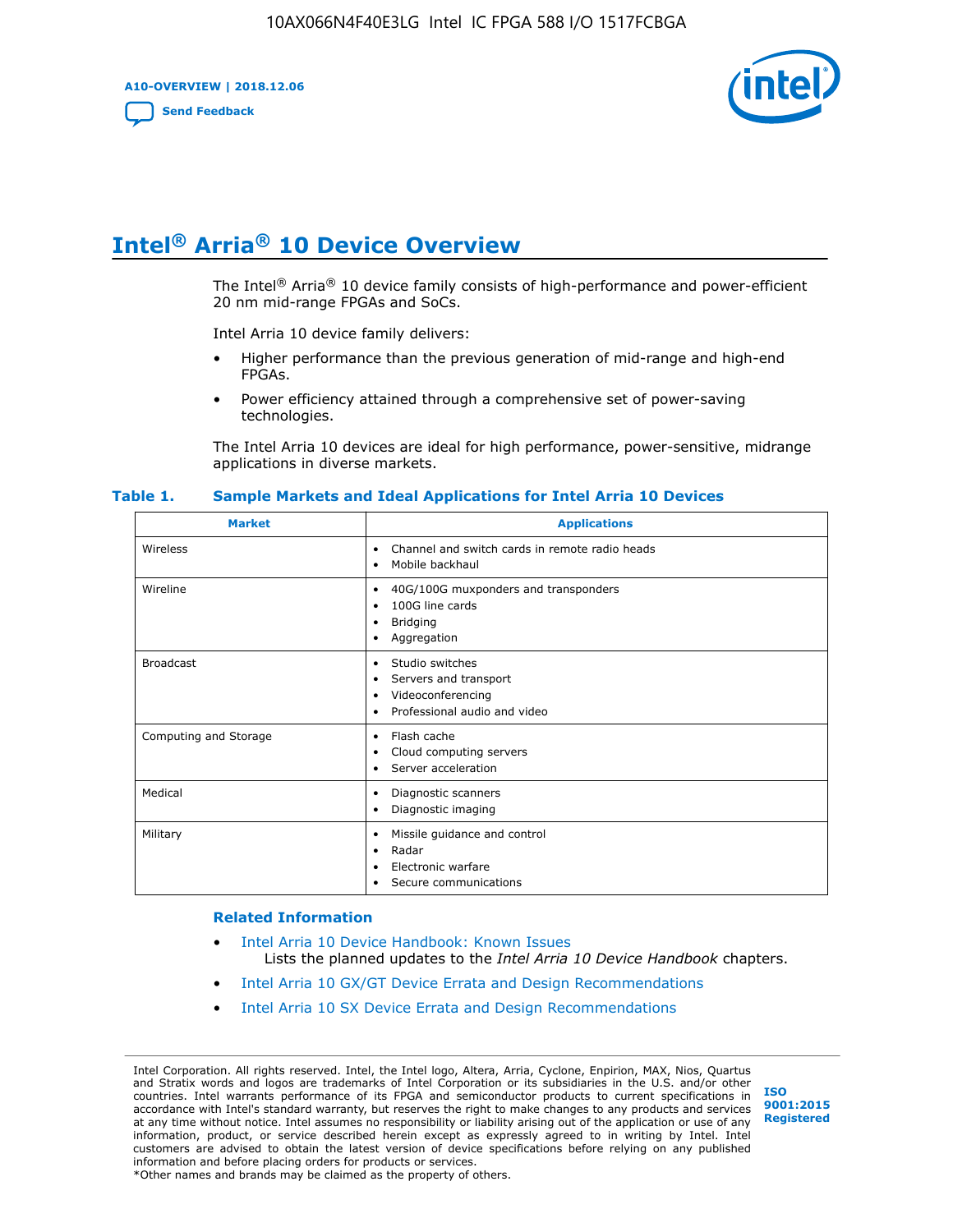# Intel® Arria® 10 Device Overview

The Intel® Arria® 10 device family consists of high-performance and power-efficient 20 nm mid-range FPGAs and SoCs.

Intel Arria 10 device family delivers:

- Higher performance than the previous generation of mid-range and high-end FPGAs.
- Power efficiency attained through a comprehensive set of power-saving technologies.

The Intel Arria 10 devices are ideal for high performance, power-sensitive, midrange applications in diverse markets.

**Table 1. Sample Markets and Ideal Applications for Intel Arria 10 Devices**

| Market | Applications |
|---|---|
| Wireless | • Channel and switch cards in remote radio heads<br>• Mobile backhaul |
| Wireline | • 40G/100G muxponders and transponders<br>• 100G line cards<br>• Bridging<br>• Aggregation |
| Broadcast | • Studio switches<br>• Servers and transport<br>• Videoconferencing<br>• Professional audio and video |
| Computing and Storage | • Flash cache<br>• Cloud computing servers<br>• Server acceleration |
| Medical | • Diagnostic scanners<br>• Diagnostic imaging |
| Military | • Missile guidance and control<br>• Radar<br>• Electronic warfare<br>• Secure communications |

### Related Information

- Intel Arria 10 Device Handbook: Known Issues
  Lists the planned updates to the *Intel Arria 10 Device Handbook* chapters.
- Intel Arria 10 GX/GT Device Errata and Design Recommendations
- Intel Arria 10 SX Device Errata and Design Recommendations

Intel Corporation. All rights reserved. Intel, the Intel logo, Altera, Arria, Cyclone, Enpirion, MAX, Nios, Quartus and Stratix words and logos are trademarks of Intel Corporation or its subsidiaries in the U.S. and/or other countries. Intel warrants performance of its FPGA and semiconductor products to current specifications in accordance with Intel's standard warranty, but reserves the right to make changes to any products and services at any time without notice. Intel assumes no responsibility or liability arising out of the application or use of any information, product, or service described herein except as expressly agreed to in writing by Intel. Intel customers are advised to obtain the latest version of device specifications before relying on any published information and before placing orders for products or services.
*Other names and brands may be claimed as the property of others.

ISO 9001:2015 Registered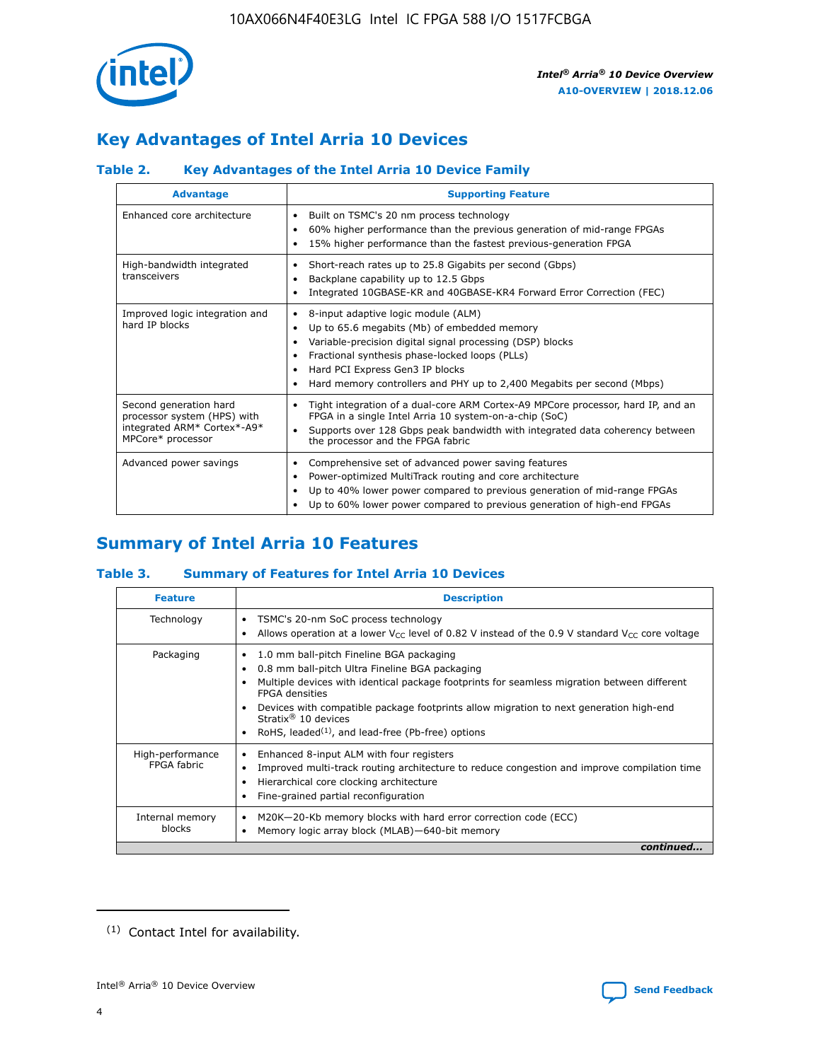# Key Advantages of Intel Arria 10 Devices

### Table 2. Key Advantages of the Intel Arria 10 Device Family

| Advantage | Supporting Feature |
| --- | --- |
| Enhanced core architecture | • Built on TSMC's 20 nm process technology<br>• 60% higher performance than the previous generation of mid-range FPGAs<br>• 15% higher performance than the fastest previous-generation FPGA |
| High-bandwidth integrated transceivers | • Short-reach rates up to 25.8 Gigabits per second (Gbps)<br>• Backplane capability up to 12.5 Gbps<br>• Integrated 10GBASE-KR and 40GBASE-KR4 Forward Error Correction (FEC) |
| Improved logic integration and hard IP blocks | • 8-input adaptive logic module (ALM)<br>• Up to 65.6 megabits (Mb) of embedded memory<br>• Variable-precision digital signal processing (DSP) blocks<br>• Fractional synthesis phase-locked loops (PLLs)<br>• Hard PCI Express Gen3 IP blocks<br>• Hard memory controllers and PHY up to 2,400 Megabits per second (Mbps) |
| Second generation hard processor system (HPS) with integrated ARM* Cortex*-A9* MPCore* processor | • Tight integration of a dual-core ARM Cortex-A9 MPCore processor, hard IP, and an FPGA in a single Intel Arria 10 system-on-a-chip (SoC)<br>• Supports over 128 Gbps peak bandwidth with integrated data coherency between the processor and the FPGA fabric |
| Advanced power savings | • Comprehensive set of advanced power saving features<br>• Power-optimized MultiTrack routing and core architecture<br>• Up to 40% lower power compared to previous generation of mid-range FPGAs<br>• Up to 60% lower power compared to previous generation of high-end FPGAs |

# Summary of Intel Arria 10 Features

### Table 3. Summary of Features for Intel Arria 10 Devices

| Feature | Description |
| --- | --- |
| Technology | • TSMC's 20-nm SoC process technology<br>• Allows operation at a lower $V_{CC}$ level of 0.82 V instead of the 0.9 V standard $V_{CC}$ core voltage |
| Packaging | • 1.0 mm ball-pitch Fineline BGA packaging<br>• 0.8 mm ball-pitch Ultra Fineline BGA packaging<br>• Multiple devices with identical package footprints for seamless migration between different FPGA densities<br>• Devices with compatible package footprints allow migration to next generation high-end Stratix® 10 devices<br>• RoHS, leaded[(1)], and lead-free (Pb-free) options |
| High-performance FPGA fabric | • Enhanced 8-input ALM with four registers<br>• Improved multi-track routing architecture to reduce congestion and improve compilation time<br>• Hierarchical core clocking architecture<br>• Fine-grained partial reconfiguration |
| Internal memory blocks | • M20K—20-Kb memory blocks with hard error correction code (ECC)<br>• Memory logic array block (MLAB)—640-bit memory |

*continued...*

(1) Contact Intel for availability.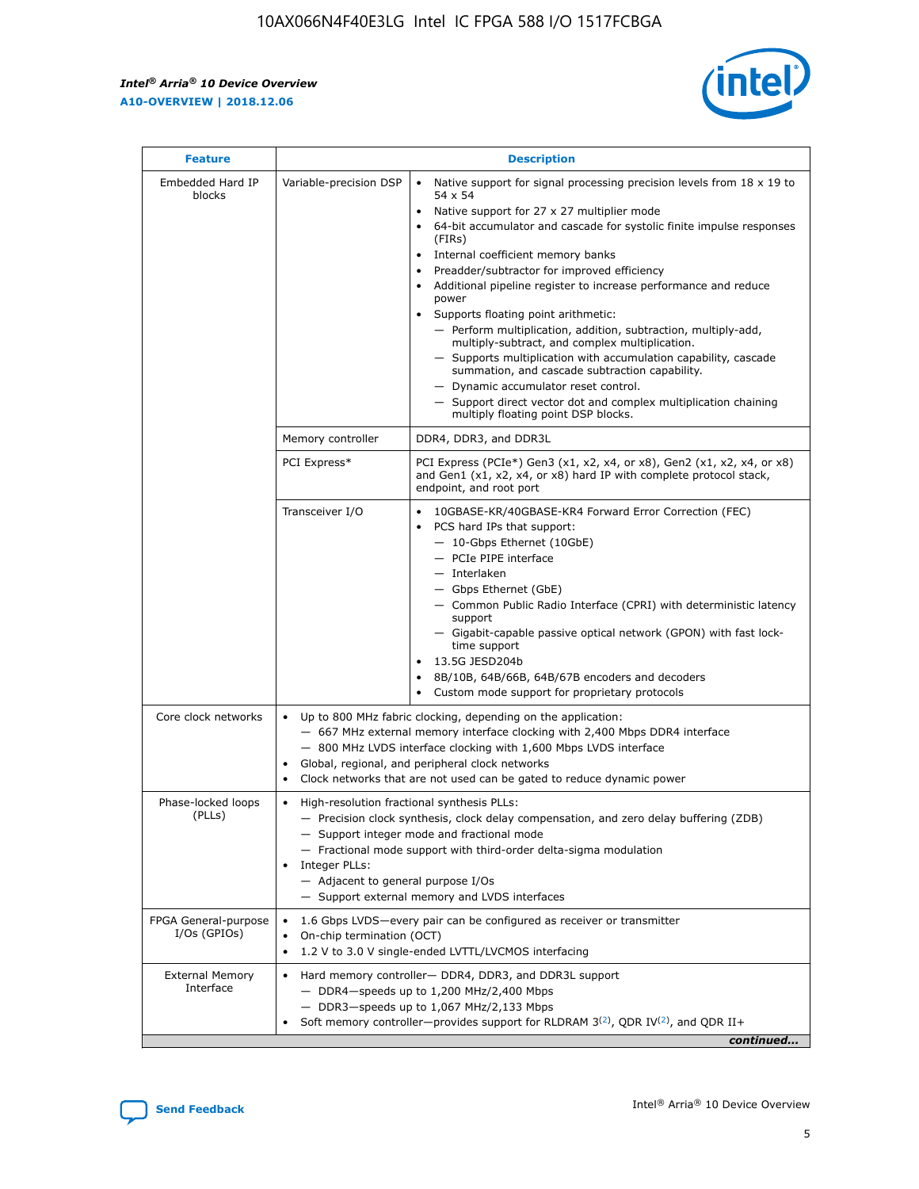| Feature | Description | |
|---|---|---|
| Embedded Hard IP blocks | Variable-precision DSP | • Native support for signal processing precision levels from 18 x 19 to 54 x 54<br>• Native support for 27 x 27 multiplier mode<br>• 64-bit accumulator and cascade for systolic finite impulse responses (FIRs)<br>• Internal coefficient memory banks<br>• Preadder/subtractor for improved efficiency<br>• Additional pipeline register to increase performance and reduce power<br>• Supports floating point arithmetic:<br>— Perform multiplication, addition, subtraction, multiply-add, multiply-subtract, and complex multiplication.<br>— Supports multiplication with accumulation capability, cascade summation, and cascade subtraction capability.<br>— Dynamic accumulator reset control.<br>— Support direct vector dot and complex multiplication chaining multiply floating point DSP blocks. |
| | Memory controller | DDR4, DDR3, and DDR3L |
| | PCI Express* | PCI Express (PCIe*) Gen3 (x1, x2, x4, or x8), Gen2 (x1, x2, x4, or x8) and Gen1 (x1, x2, x4, or x8) hard IP with complete protocol stack, endpoint, and root port |
| | Transceiver I/O | • 10GBASE-KR/40GBASE-KR4 Forward Error Correction (FEC)<br>• PCS hard IPs that support:<br>— 10-Gbps Ethernet (10GbE)<br>— PCIe PIPE interface<br>— Interlaken<br>— Gbps Ethernet (GbE)<br>— Common Public Radio Interface (CPRI) with deterministic latency support<br>— Gigabit-capable passive optical network (GPON) with fast lock-time support<br>• 13.5G JESD204b<br>• 8B/10B, 64B/66B, 64B/67B encoders and decoders<br>• Custom mode support for proprietary protocols |
| Core clock networks | • Up to 800 MHz fabric clocking, depending on the application:<br>— 667 MHz external memory interface clocking with 2,400 Mbps DDR4 interface<br>— 800 MHz LVDS interface clocking with 1,600 Mbps LVDS interface<br>• Global, regional, and peripheral clock networks<br>• Clock networks that are not used can be gated to reduce dynamic power | |
| Phase-locked loops (PLLs) | • High-resolution fractional synthesis PLLs:<br>— Precision clock synthesis, clock delay compensation, and zero delay buffering (ZDB)<br>— Support integer mode and fractional mode<br>— Fractional mode support with third-order delta-sigma modulation<br>• Integer PLLs:<br>— Adjacent to general purpose I/Os<br>— Support external memory and LVDS interfaces | |
| FPGA General-purpose I/Os (GPIOs) | • 1.6 Gbps LVDS—every pair can be configured as receiver or transmitter<br>• On-chip termination (OCT)<br>• 1.2 V to 3.0 V single-ended LVTTL/LVCMOS interfacing | |
| External Memory Interface | • Hard memory controller— DDR4, DDR3, and DDR3L support<br>— DDR4—speeds up to 1,200 MHz/2,400 Mbps<br>— DDR3—speeds up to 1,067 MHz/2,133 Mbps<br>• Soft memory controller—provides support for RLDRAM 3[(2)], QDR IV[(2)], and QDR II+ | |

*continued...*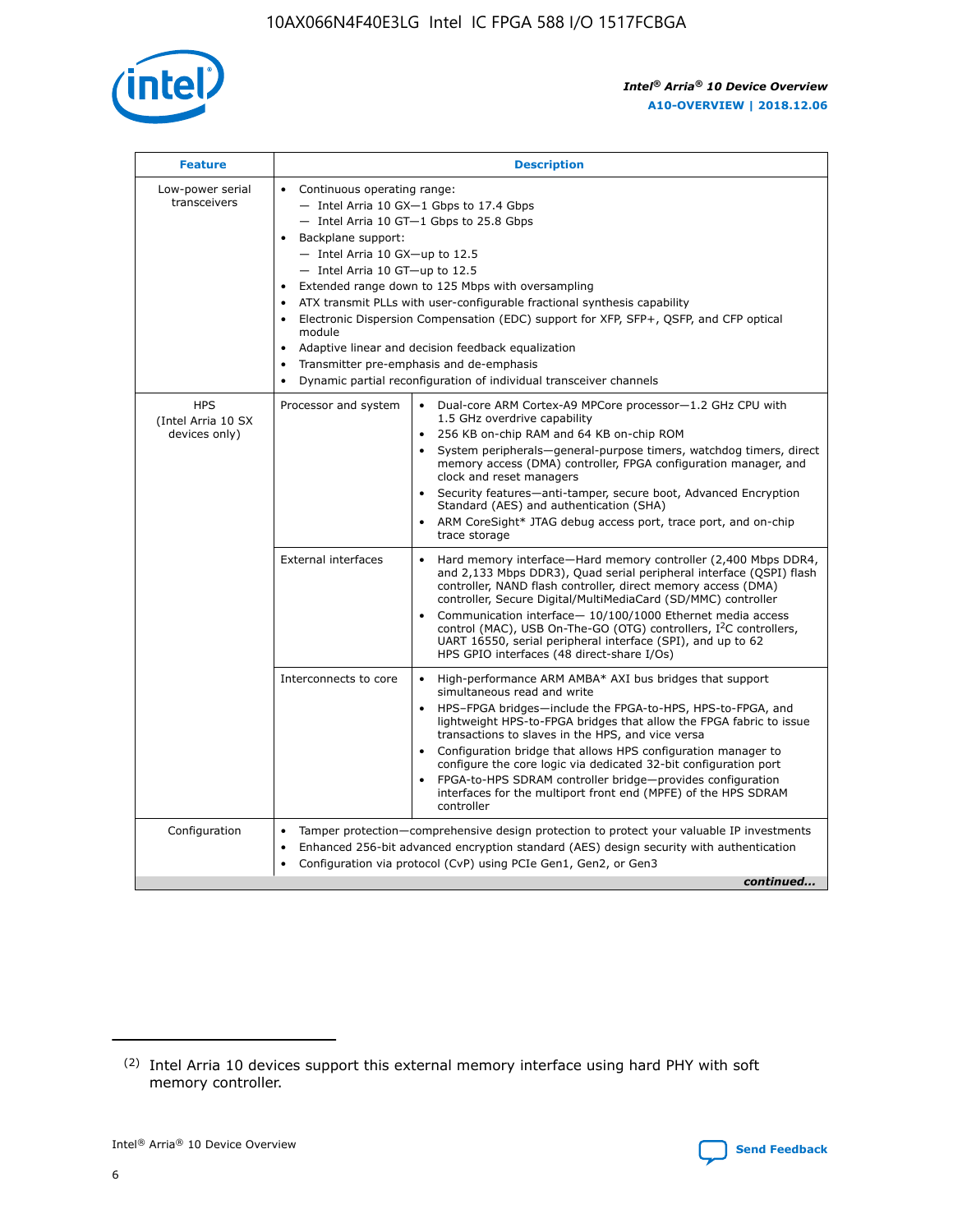| Feature | Description | |
| --- | --- | --- |
| Low-power serial transceivers | • Continuous operating range:<br>— Intel Arria 10 GX—1 Gbps to 17.4 Gbps<br>— Intel Arria 10 GT—1 Gbps to 25.8 Gbps<br>• Backplane support:<br>— Intel Arria 10 GX—up to 12.5<br>— Intel Arria 10 GT—up to 12.5<br>• Extended range down to 125 Mbps with oversampling<br>• ATX transmit PLLs with user-configurable fractional synthesis capability<br>• Electronic Dispersion Compensation (EDC) support for XFP, SFP+, QSFP, and CFP optical module<br>• Adaptive linear and decision feedback equalization<br>• Transmitter pre-emphasis and de-emphasis<br>• Dynamic partial reconfiguration of individual transceiver channels | |
| HPS (Intel Arria 10 SX devices only) | Processor and system | • Dual-core ARM Cortex-A9 MPCore processor—1.2 GHz CPU with 1.5 GHz overdrive capability<br>• 256 KB on-chip RAM and 64 KB on-chip ROM<br>• System peripherals—general-purpose timers, watchdog timers, direct memory access (DMA) controller, FPGA configuration manager, and clock and reset managers<br>• Security features—anti-tamper, secure boot, Advanced Encryption Standard (AES) and authentication (SHA)<br>• ARM CoreSight* JTAG debug access port, trace port, and on-chip trace storage |
| | External interfaces | • Hard memory interface—Hard memory controller (2,400 Mbps DDR4, and 2,133 Mbps DDR3), Quad serial peripheral interface (QSPI) flash controller, NAND flash controller, direct memory access (DMA) controller, Secure Digital/MultiMediaCard (SD/MMC) controller<br>• Communication interface— 10/100/1000 Ethernet media access control (MAC), USB On-The-GO (OTG) controllers, I$^2$C controllers, UART 16550, serial peripheral interface (SPI), and up to 62 HPS GPIO interfaces (48 direct-share I/Os) |
| | Interconnects to core | • High-performance ARM AMBA* AXI bus bridges that support simultaneous read and write<br>• HPS–FPGA bridges—include the FPGA-to-HPS, HPS-to-FPGA, and lightweight HPS-to-FPGA bridges that allow the FPGA fabric to issue transactions to slaves in the HPS, and vice versa<br>• Configuration bridge that allows HPS configuration manager to configure the core logic via dedicated 32-bit configuration port<br>• FPGA-to-HPS SDRAM controller bridge—provides configuration interfaces for the multiport front end (MPFE) of the HPS SDRAM controller |
| Configuration | • Tamper protection—comprehensive design protection to protect your valuable IP investments<br>• Enhanced 256-bit advanced encryption standard (AES) design security with authentication<br>• Configuration via protocol (CvP) using PCIe Gen1, Gen2, or Gen3 | |

*continued...*

(2) Intel Arria 10 devices support this external memory interface using hard PHY with soft memory controller.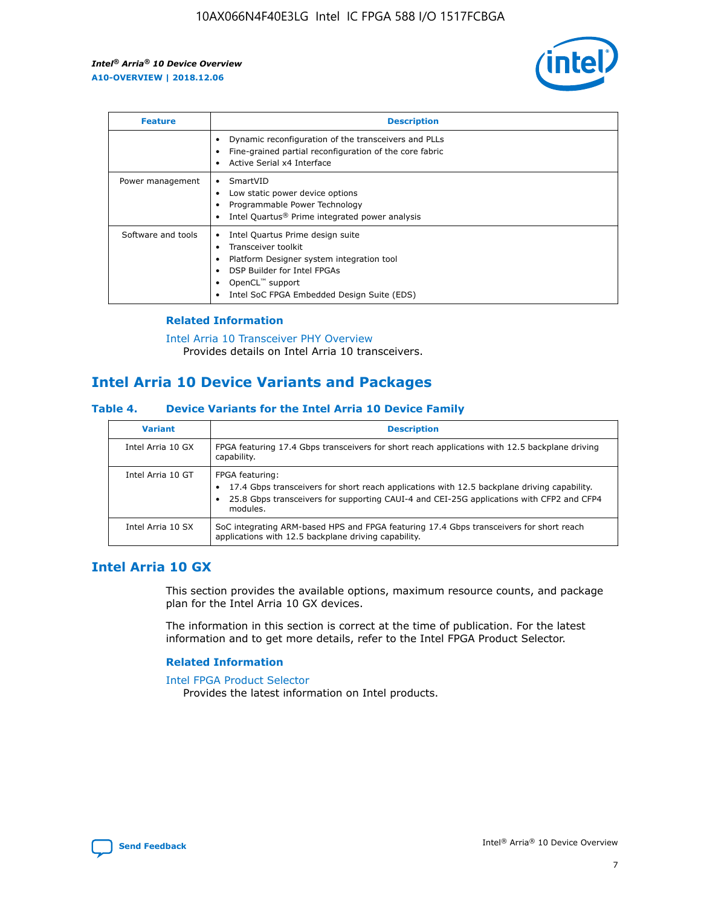| Feature | Description |
| --- | --- |
|  | • Dynamic reconfiguration of the transceivers and PLLs<br>• Fine-grained partial reconfiguration of the core fabric<br>• Active Serial x4 Interface |
| Power management | • SmartVID<br>• Low static power device options<br>• Programmable Power Technology<br>• Intel Quartus® Prime integrated power analysis |
| Software and tools | • Intel Quartus Prime design suite<br>• Transceiver toolkit<br>• Platform Designer system integration tool<br>• DSP Builder for Intel FPGAs<br>• OpenCL™ support<br>• Intel SoC FPGA Embedded Design Suite (EDS) |

### Related Information

Intel Arria 10 Transceiver PHY Overview
Provides details on Intel Arria 10 transceivers.

## Intel Arria 10 Device Variants and Packages

### Table 4. Device Variants for the Intel Arria 10 Device Family

| Variant | Description |
| --- | --- |
| Intel Arria 10 GX | FPGA featuring 17.4 Gbps transceivers for short reach applications with 12.5 backplane driving capability. |
| Intel Arria 10 GT | FPGA featuring:<br>• 17.4 Gbps transceivers for short reach applications with 12.5 backplane driving capability.<br>• 25.8 Gbps transceivers for supporting CAUI-4 and CEI-25G applications with CFP2 and CFP4 modules. |
| Intel Arria 10 SX | SoC integrating ARM-based HPS and FPGA featuring 17.4 Gbps transceivers for short reach applications with 12.5 backplane driving capability. |

## Intel Arria 10 GX

This section provides the available options, maximum resource counts, and package plan for the Intel Arria 10 GX devices.

The information in this section is correct at the time of publication. For the latest information and to get more details, refer to the Intel FPGA Product Selector.

### Related Information

Intel FPGA Product Selector
Provides the latest information on Intel products.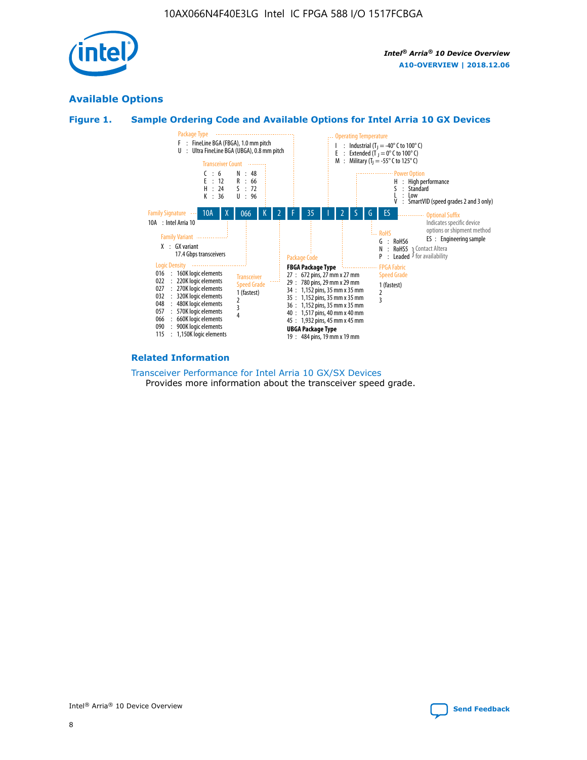## Available Options

### Figure 1. Sample Ordering Code and Available Options for Intel Arria 10 GX Devices

| 10A | X | 066 | K | 2 | F | 35 | I | 2 | S | G | ES |
|---|---|---|---|---|---|---|---|---|---|---|---|

**Family Signature**
10A : Intel Arria 10

**Family Variant**
X : GX variant
17.4 Gbps transceivers

**Logic Density**
016 : 160K logic elements
022 : 220K logic elements
027 : 270K logic elements
032 : 320K logic elements
048 : 480K logic elements
057 : 570K logic elements
066 : 660K logic elements
090 : 900K logic elements
115 : 1,150K logic elements

**Transceiver Count**
C : 6
E : 12
H : 24
K : 36
N : 48
R : 66
S : 72
U : 96

**Transceiver Speed Grade**
1 (fastest)
2
3
4

**Package Type**
F : FineLine BGA (FBGA), 1.0 mm pitch
U : Ultra FineLine BGA (UBGA), 0.8 mm pitch

**Package Code**

**FBGA Package Type**
27 : 672 pins, 27 mm x 27 mm
29 : 780 pins, 29 mm x 29 mm
34 : 1,152 pins, 35 mm x 35 mm
35 : 1,152 pins, 35 mm x 35 mm
36 : 1,152 pins, 35 mm x 35 mm
40 : 1,517 pins, 40 mm x 40 mm
45 : 1,932 pins, 45 mm x 45 mm

**UBGA Package Type**
19 : 484 pins, 19 mm x 19 mm

**Operating Temperature**
I : Industrial ($T_J$ = -40° C to 100° C)
E : Extended ($T_J$ = 0° C to 100° C)
M : Military ($T_J$ = -55° C to 125° C)

**FPGA Fabric Speed Grade**
1 (fastest)
2
3

**Power Option**
H : High performance
S : Standard
L : Low
V : SmartVID (speed grades 2 and 3 only)

**RoHS**
G : RoHS6
N : RoHS5 (Contact Altera for availability)
P : Leaded (Contact Altera for availability)

**Optional Suffix**
Indicates specific device options or shipment method
ES : Engineering sample

### Related Information

Transceiver Performance for Intel Arria 10 GX/SX Devices
Provides more information about the transceiver speed grade.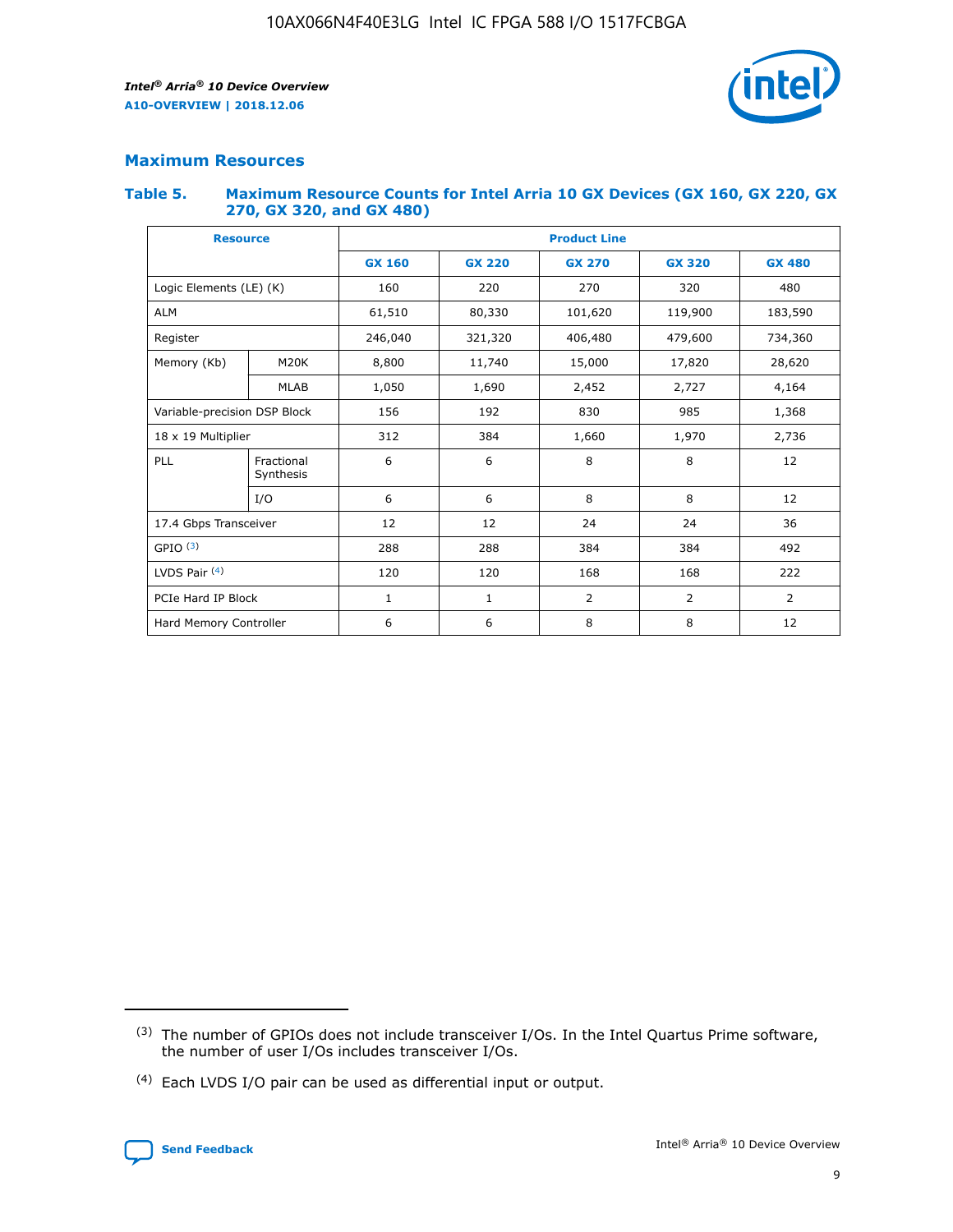## Maximum Resources

### Table 5. Maximum Resource Counts for Intel Arria 10 GX Devices (GX 160, GX 220, GX 270, GX 320, and GX 480)

| Resource | | Product Line | | | | |
|---|---|---|---|---|---|---|
| | | GX 160 | GX 220 | GX 270 | GX 320 | GX 480 |
| Logic Elements (LE) (K) | | 160 | 220 | 270 | 320 | 480 |
| ALM | | 61,510 | 80,330 | 101,620 | 119,900 | 183,590 |
| Register | | 246,040 | 321,320 | 406,480 | 479,600 | 734,360 |
| Memory (Kb) | M20K | 8,800 | 11,740 | 15,000 | 17,820 | 28,620 |
| | MLAB | 1,050 | 1,690 | 2,452 | 2,727 | 4,164 |
| Variable-precision DSP Block | | 156 | 192 | 830 | 985 | 1,368 |
| 18 x 19 Multiplier | | 312 | 384 | 1,660 | 1,970 | 2,736 |
| PLL | Fractional Synthesis | 6 | 6 | 8 | 8 | 12 |
| | I/O | 6 | 6 | 8 | 8 | 12 |
| 17.4 Gbps Transceiver | | 12 | 12 | 24 | 24 | 36 |
| GPIO [(3)] | | 288 | 288 | 384 | 384 | 492 |
| LVDS Pair [(4)] | | 120 | 120 | 168 | 168 | 222 |
| PCIe Hard IP Block | | 1 | 1 | 2 | 2 | 2 |
| Hard Memory Controller | | 6 | 6 | 8 | 8 | 12 |

(3) The number of GPIOs does not include transceiver I/Os. In the Intel Quartus Prime software, the number of user I/Os includes transceiver I/Os.

(4) Each LVDS I/O pair can be used as differential input or output.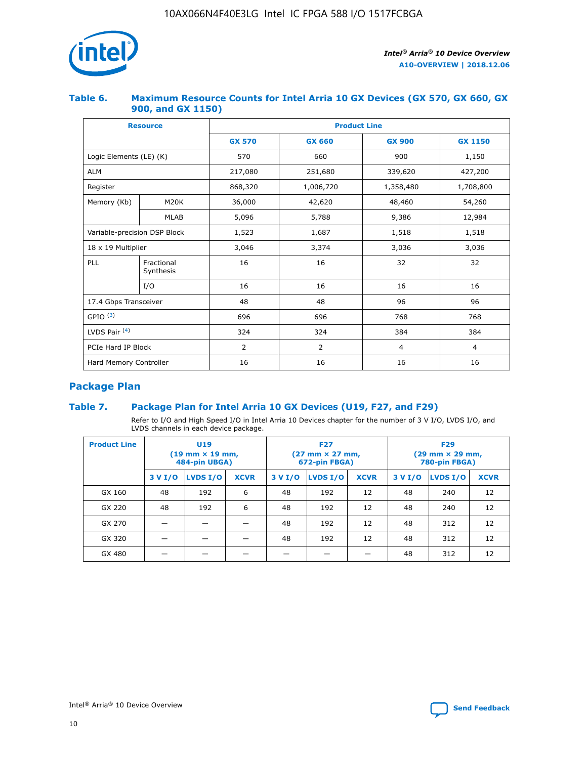## Table 6. Maximum Resource Counts for Intel Arria 10 GX Devices (GX 570, GX 660, GX 900, and GX 1150)

| Resource | | Product Line | | | |
|---|---|---|---|---|---|
| | | GX 570 | GX 660 | GX 900 | GX 1150 |
| Logic Elements (LE) (K) | | 570 | 660 | 900 | 1,150 |
| ALM | | 217,080 | 251,680 | 339,620 | 427,200 |
| Register | | 868,320 | 1,006,720 | 1,358,480 | 1,708,800 |
| Memory (Kb) | M20K | 36,000 | 42,620 | 48,460 | 54,260 |
| | MLAB | 5,096 | 5,788 | 9,386 | 12,984 |
| Variable-precision DSP Block | | 1,523 | 1,687 | 1,518 | 1,518 |
| 18 x 19 Multiplier | | 3,046 | 3,374 | 3,036 | 3,036 |
| PLL | Fractional Synthesis | 16 | 16 | 32 | 32 |
| | I/O | 16 | 16 | 16 | 16 |
| 17.4 Gbps Transceiver | | 48 | 48 | 96 | 96 |
| GPIO (3) | | 696 | 696 | 768 | 768 |
| LVDS Pair (4) | | 324 | 324 | 384 | 384 |
| PCIe Hard IP Block | | 2 | 2 | 4 | 4 |
| Hard Memory Controller | | 16 | 16 | 16 | 16 |

## Package Plan

## Table 7. Package Plan for Intel Arria 10 GX Devices (U19, F27, and F29)

Refer to I/O and High Speed I/O in Intel Arria 10 Devices chapter for the number of 3 V I/O, LVDS I/O, and LVDS channels in each device package.

| Product Line | U19 (19 mm × 19 mm, 484-pin UBGA) | | | F27 (27 mm × 27 mm, 672-pin FBGA) | | | F29 (29 mm × 29 mm, 780-pin FBGA) | | |
|---|---|---|---|---|---|---|---|---|---|
| | 3 V I/O | LVDS I/O | XCVR | 3 V I/O | LVDS I/O | XCVR | 3 V I/O | LVDS I/O | XCVR |
| GX 160 | 48 | 192 | 6 | 48 | 192 | 12 | 48 | 240 | 12 |
| GX 220 | 48 | 192 | 6 | 48 | 192 | 12 | 48 | 240 | 12 |
| GX 270 | — | — | — | 48 | 192 | 12 | 48 | 312 | 12 |
| GX 320 | — | — | — | 48 | 192 | 12 | 48 | 312 | 12 |
| GX 480 | — | — | — | — | — | — | 48 | 312 | 12 |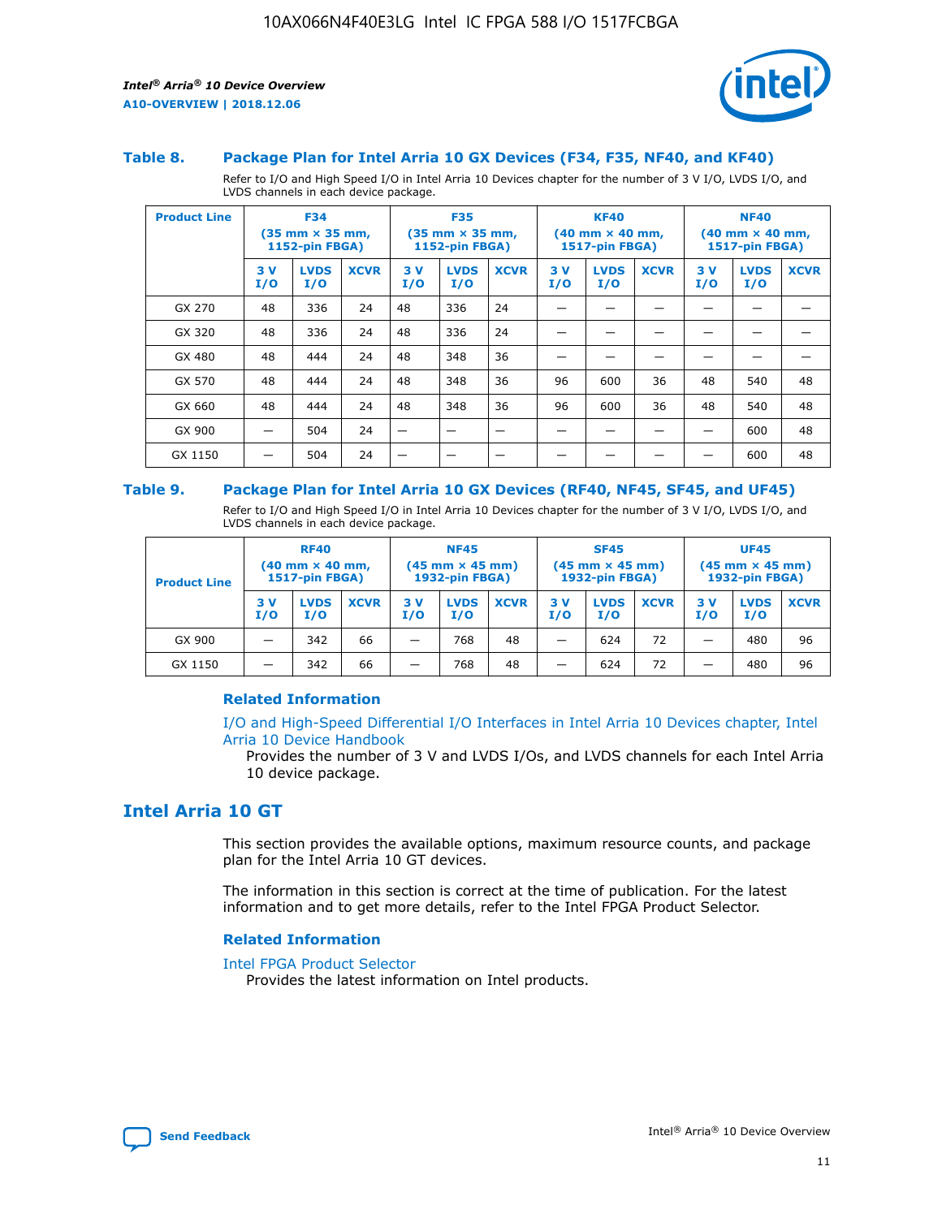### Table 8. Package Plan for Intel Arria 10 GX Devices (F34, F35, NF40, and KF40)

Refer to I/O and High Speed I/O in Intel Arria 10 Devices chapter for the number of 3 V I/O, LVDS I/O, and LVDS channels in each device package.

| Product Line | F34 (35 mm × 35 mm, 1152-pin FBGA) | | | F35 (35 mm × 35 mm, 1152-pin FBGA) | | | KF40 (40 mm × 40 mm, 1517-pin FBGA) | | | NF40 (40 mm × 40 mm, 1517-pin FBGA) | | |
|---|---|---|---|---|---|---|---|---|---|---|---|---|
| | 3 V I/O | LVDS I/O | XCVR | 3 V I/O | LVDS I/O | XCVR | 3 V I/O | LVDS I/O | XCVR | 3 V I/O | LVDS I/O | XCVR |
| GX 270 | 48 | 336 | 24 | 48 | 336 | 24 | — | — | — | — | — | — |
| GX 320 | 48 | 336 | 24 | 48 | 336 | 24 | — | — | — | — | — | — |
| GX 480 | 48 | 444 | 24 | 48 | 348 | 36 | — | — | — | — | — | — |
| GX 570 | 48 | 444 | 24 | 48 | 348 | 36 | 96 | 600 | 36 | 48 | 540 | 48 |
| GX 660 | 48 | 444 | 24 | 48 | 348 | 36 | 96 | 600 | 36 | 48 | 540 | 48 |
| GX 900 | — | 504 | 24 | — | — | — | — | — | — | — | 600 | 48 |
| GX 1150 | — | 504 | 24 | — | — | — | — | — | — | — | 600 | 48 |

### Table 9. Package Plan for Intel Arria 10 GX Devices (RF40, NF45, SF45, and UF45)

Refer to I/O and High Speed I/O in Intel Arria 10 Devices chapter for the number of 3 V I/O, LVDS I/O, and LVDS channels in each device package.

| Product Line | RF40 (40 mm × 40 mm, 1517-pin FBGA) | | | NF45 (45 mm × 45 mm) 1932-pin FBGA) | | | SF45 (45 mm × 45 mm) 1932-pin FBGA) | | | UF45 (45 mm × 45 mm) 1932-pin FBGA) | | |
|---|---|---|---|---|---|---|---|---|---|---|---|---|
| | 3 V I/O | LVDS I/O | XCVR | 3 V I/O | LVDS I/O | XCVR | 3 V I/O | LVDS I/O | XCVR | 3 V I/O | LVDS I/O | XCVR |
| GX 900 | — | 342 | 66 | — | 768 | 48 | — | 624 | 72 | — | 480 | 96 |
| GX 1150 | — | 342 | 66 | — | 768 | 48 | — | 624 | 72 | — | 480 | 96 |

#### Related Information

I/O and High-Speed Differential I/O Interfaces in Intel Arria 10 Devices chapter, Intel Arria 10 Device Handbook

Provides the number of 3 V and LVDS I/Os, and LVDS channels for each Intel Arria 10 device package.

## Intel Arria 10 GT

This section provides the available options, maximum resource counts, and package plan for the Intel Arria 10 GT devices.

The information in this section is correct at the time of publication. For the latest information and to get more details, refer to the Intel FPGA Product Selector.

#### Related Information

Intel FPGA Product Selector

Provides the latest information on Intel products.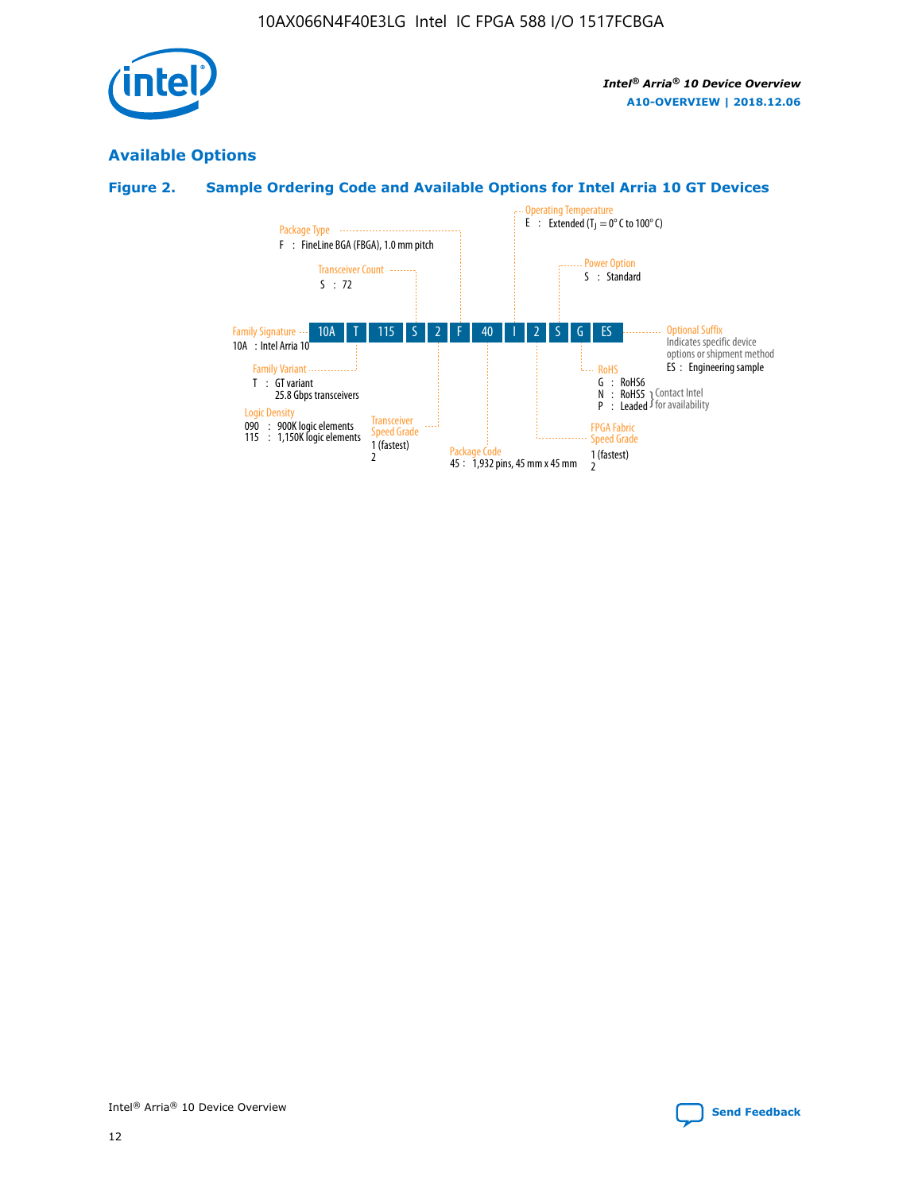## Available Options

### Figure 2. Sample Ordering Code and Available Options for Intel Arria 10 GT Devices

**Ordering code:** 10A | T | 115 | S | 2 | F | 40 | I | 2 | S | G | ES

- **Family Signature**
  - 10A : Intel Arria 10
- **Family Variant**
  - T : GT variant, 25.8 Gbps transceivers
- **Logic Density**
  - 090 : 900K logic elements
  - 115 : 1,150K logic elements
- **Transceiver Count**
  - S : 72
- **Transceiver Speed Grade**
  - 1 (fastest)
  - 2
- **Package Type**
  - F : FineLine BGA (FBGA), 1.0 mm pitch
- **Package Code**
  - 45 : 1,932 pins, 45 mm x 45 mm
- **Operating Temperature**
  - E : Extended ($T_J$ = 0° C to 100° C)
- **FPGA Fabric Speed Grade**
  - 1 (fastest)
  - 2
- **Power Option**
  - S : Standard
- **RoHS**
  - G : RoHS6
  - N : RoHS5 (Contact Intel for availability)
  - P : Leaded (Contact Intel for availability)
- **Optional Suffix**
  - Indicates specific device options or shipment method
  - ES : Engineering sample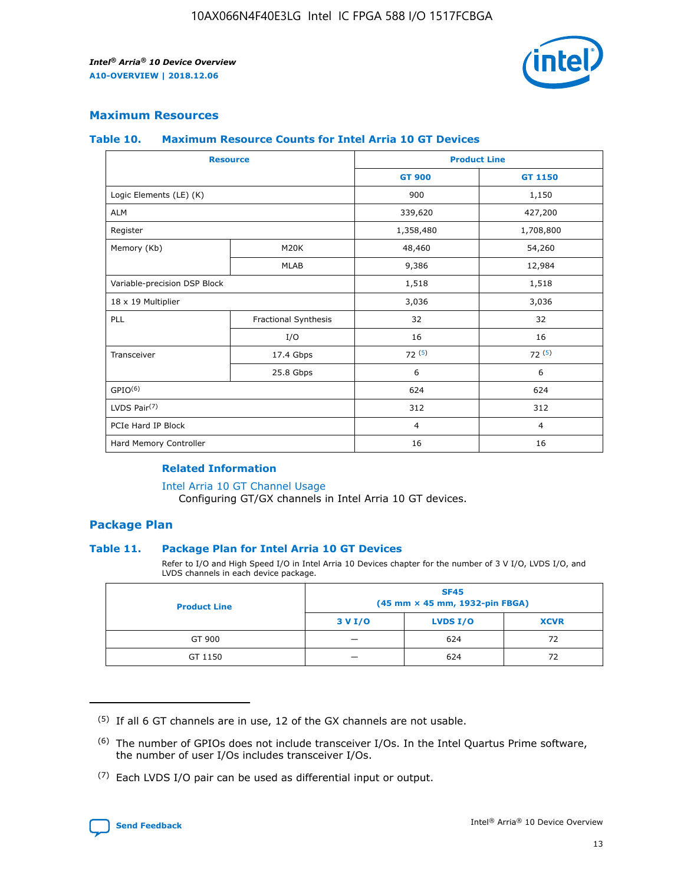## Maximum Resources

### Table 10. Maximum Resource Counts for Intel Arria 10 GT Devices

| Resource | | Product Line | |
|---|---|---|---|
| | | GT 900 | GT 1150 |
| Logic Elements (LE) (K) | | 900 | 1,150 |
| ALM | | 339,620 | 427,200 |
| Register | | 1,358,480 | 1,708,800 |
| Memory (Kb) | M20K | 48,460 | 54,260 |
| | MLAB | 9,386 | 12,984 |
| Variable-precision DSP Block | | 1,518 | 1,518 |
| 18 x 19 Multiplier | | 3,036 | 3,036 |
| PLL | Fractional Synthesis | 32 | 32 |
| | I/O | 16 | 16 |
| Transceiver | 17.4 Gbps | 72 (5) | 72 (5) |
| | 25.8 Gbps | 6 | 6 |
| GPIO(6) | | 624 | 624 |
| LVDS Pair(7) | | 312 | 312 |
| PCIe Hard IP Block | | 4 | 4 |
| Hard Memory Controller | | 16 | 16 |

#### Related Information

Intel Arria 10 GT Channel Usage
Configuring GT/GX channels in Intel Arria 10 GT devices.

## Package Plan

### Table 11. Package Plan for Intel Arria 10 GT Devices

Refer to I/O and High Speed I/O in Intel Arria 10 Devices chapter for the number of 3 V I/O, LVDS I/O, and LVDS channels in each device package.

| Product Line | SF45 (45 mm × 45 mm, 1932-pin FBGA) | | |
|---|---|---|---|
| | 3 V I/O | LVDS I/O | XCVR |
| GT 900 | — | 624 | 72 |
| GT 1150 | — | 624 | 72 |

(5) If all 6 GT channels are in use, 12 of the GX channels are not usable.

(6) The number of GPIOs does not include transceiver I/Os. In the Intel Quartus Prime software, the number of user I/Os includes transceiver I/Os.

(7) Each LVDS I/O pair can be used as differential input or output.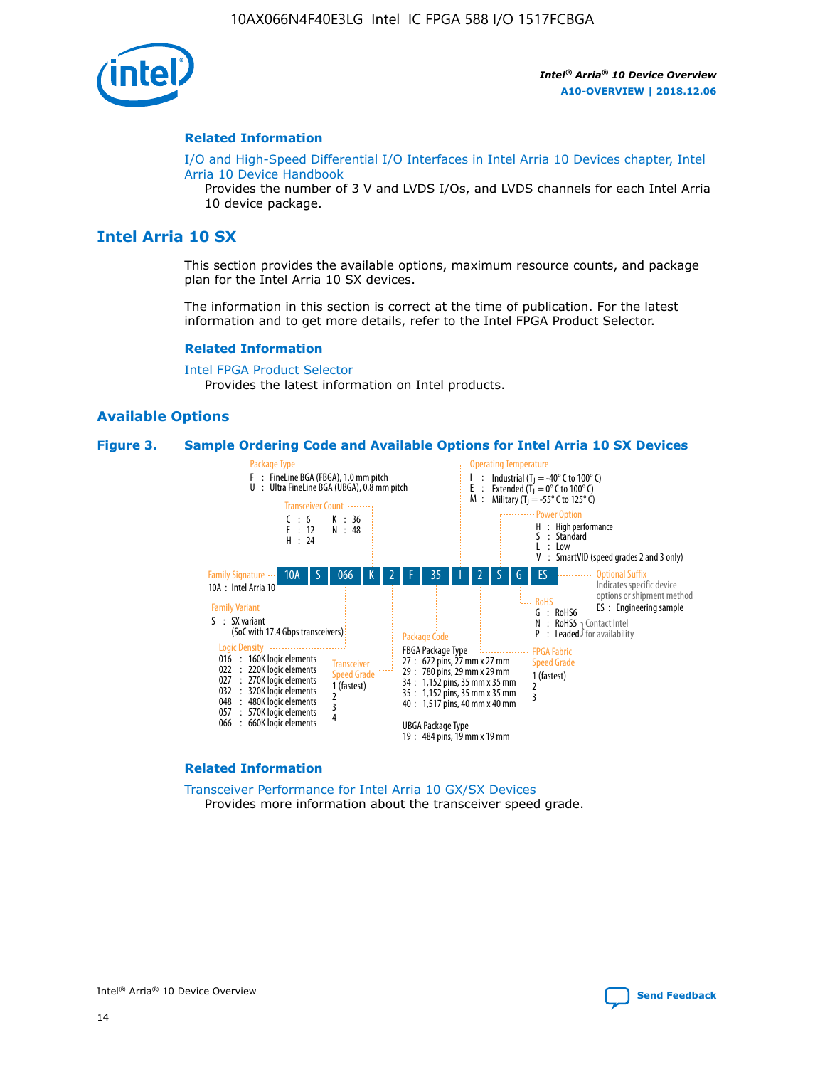## Related Information

I/O and High-Speed Differential I/O Interfaces in Intel Arria 10 Devices chapter, Intel Arria 10 Device Handbook

Provides the number of 3 V and LVDS I/Os, and LVDS channels for each Intel Arria 10 device package.

# Intel Arria 10 SX

This section provides the available options, maximum resource counts, and package plan for the Intel Arria 10 SX devices.

The information in this section is correct at the time of publication. For the latest information and to get more details, refer to the Intel FPGA Product Selector.

## Related Information

Intel FPGA Product Selector

Provides the latest information on Intel products.

## Available Options

### Figure 3. Sample Ordering Code and Available Options for Intel Arria 10 SX Devices

Sample ordering code: 10A S 066 K 2 F 35 I 2 S G ES

**Family Signature**
- 10A : Intel Arria 10

**Family Variant**
- S : SX variant (SoC with 17.4 Gbps transceivers)

**Logic Density**
- 016 : 160K logic elements
- 022 : 220K logic elements
- 027 : 270K logic elements
- 032 : 320K logic elements
- 048 : 480K logic elements
- 057 : 570K logic elements
- 066 : 660K logic elements

**Transceiver Count**
- C : 6
- E : 12
- H : 24
- K : 36
- N : 48

**Transceiver Speed Grade**
- 1 (fastest)
- 2
- 3
- 4

**Package Type**
- F : FineLine BGA (FBGA), 1.0 mm pitch
- U : Ultra FineLine BGA (UBGA), 0.8 mm pitch

**Package Code**

FBGA Package Type
- 27 : 672 pins, 27 mm x 27 mm
- 29 : 780 pins, 29 mm x 29 mm
- 34 : 1,152 pins, 35 mm x 35 mm
- 35 : 1,152 pins, 35 mm x 35 mm
- 40 : 1,517 pins, 40 mm x 40 mm

UBGA Package Type
- 19 : 484 pins, 19 mm x 19 mm

**Operating Temperature**
- I : Industrial ($T_J$ = -40° C to 100° C)
- E : Extended ($T_J$ = 0° C to 100° C)
- M : Military ($T_J$ = -55° C to 125° C)

**FPGA Fabric Speed Grade**
- 1 (fastest)
- 2
- 3

**Power Option**
- H : High performance
- S : Standard
- L : Low
- V : SmartVID (speed grades 2 and 3 only)

**RoHS**
- G : RoHS6
- N : RoHS5 (Contact Intel for availability)
- P : Leaded (Contact Intel for availability)

**Optional Suffix**

Indicates specific device options or shipment method
- ES : Engineering sample

## Related Information

Transceiver Performance for Intel Arria 10 GX/SX Devices

Provides more information about the transceiver speed grade.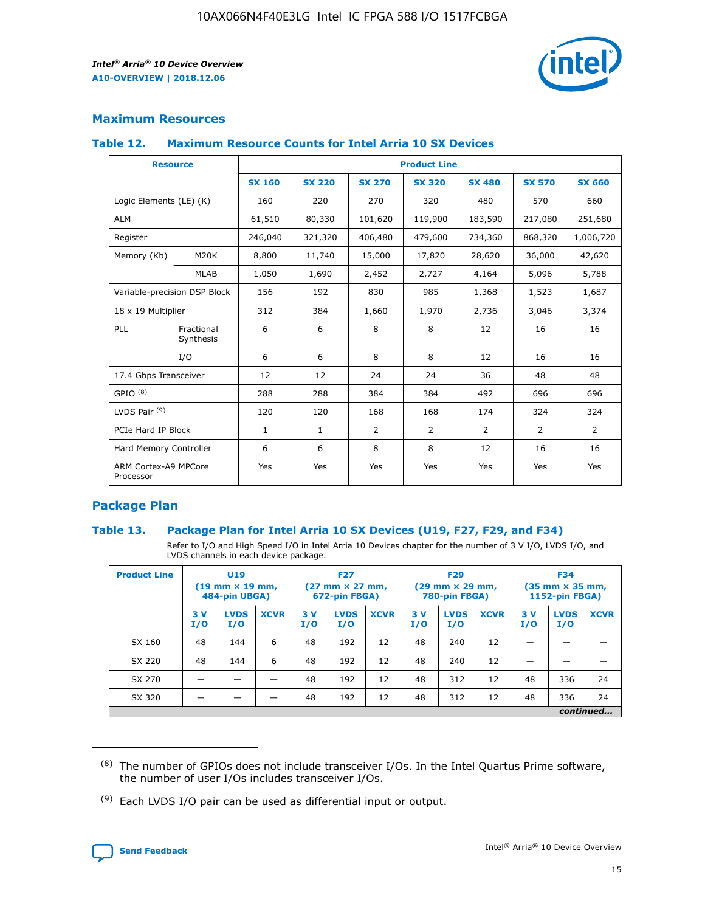## Maximum Resources

### Table 12. Maximum Resource Counts for Intel Arria 10 SX Devices

| Resource | | Product Line | | | | | | |
|---|---|---|---|---|---|---|---|---|
| | | SX 160 | SX 220 | SX 270 | SX 320 | SX 480 | SX 570 | SX 660 |
| Logic Elements (LE) (K) | | 160 | 220 | 270 | 320 | 480 | 570 | 660 |
| ALM | | 61,510 | 80,330 | 101,620 | 119,900 | 183,590 | 217,080 | 251,680 |
| Register | | 246,040 | 321,320 | 406,480 | 479,600 | 734,360 | 868,320 | 1,006,720 |
| Memory (Kb) | M20K | 8,800 | 11,740 | 15,000 | 17,820 | 28,620 | 36,000 | 42,620 |
| | MLAB | 1,050 | 1,690 | 2,452 | 2,727 | 4,164 | 5,096 | 5,788 |
| Variable-precision DSP Block | | 156 | 192 | 830 | 985 | 1,368 | 1,523 | 1,687 |
| 18 x 19 Multiplier | | 312 | 384 | 1,660 | 1,970 | 2,736 | 3,046 | 3,374 |
| PLL | Fractional Synthesis | 6 | 6 | 8 | 8 | 12 | 16 | 16 |
| | I/O | 6 | 6 | 8 | 8 | 12 | 16 | 16 |
| 17.4 Gbps Transceiver | | 12 | 12 | 24 | 24 | 36 | 48 | 48 |
| GPIO [8] | | 288 | 288 | 384 | 384 | 492 | 696 | 696 |
| LVDS Pair [9] | | 120 | 120 | 168 | 168 | 174 | 324 | 324 |
| PCIe Hard IP Block | | 1 | 1 | 2 | 2 | 2 | 2 | 2 |
| Hard Memory Controller | | 6 | 6 | 8 | 8 | 12 | 16 | 16 |
| ARM Cortex-A9 MPCore Processor | | Yes | Yes | Yes | Yes | Yes | Yes | Yes |

## Package Plan

### Table 13. Package Plan for Intel Arria 10 SX Devices (U19, F27, F29, and F34)

Refer to I/O and High Speed I/O in Intel Arria 10 Devices chapter for the number of 3 V I/O, LVDS I/O, and LVDS channels in each device package.

| Product Line | U19 (19 mm × 19 mm, 484-pin UBGA) | | | F27 (27 mm × 27 mm, 672-pin FBGA) | | | F29 (29 mm × 29 mm, 780-pin FBGA) | | | F34 (35 mm × 35 mm, 1152-pin FBGA) | | |
|---|---|---|---|---|---|---|---|---|---|---|---|---|
| | 3 V I/O | LVDS I/O | XCVR | 3 V I/O | LVDS I/O | XCVR | 3 V I/O | LVDS I/O | XCVR | 3 V I/O | LVDS I/O | XCVR |
| SX 160 | 48 | 144 | 6 | 48 | 192 | 12 | 48 | 240 | 12 | — | — | — |
| SX 220 | 48 | 144 | 6 | 48 | 192 | 12 | 48 | 240 | 12 | — | — | — |
| SX 270 | — | — | — | 48 | 192 | 12 | 48 | 312 | 12 | 48 | 336 | 24 |
| SX 320 | — | — | — | 48 | 192 | 12 | 48 | 312 | 12 | 48 | 336 | 24 |

*continued...*

(8) The number of GPIOs does not include transceiver I/Os. In the Intel Quartus Prime software, the number of user I/Os includes transceiver I/Os.

(9) Each LVDS I/O pair can be used as differential input or output.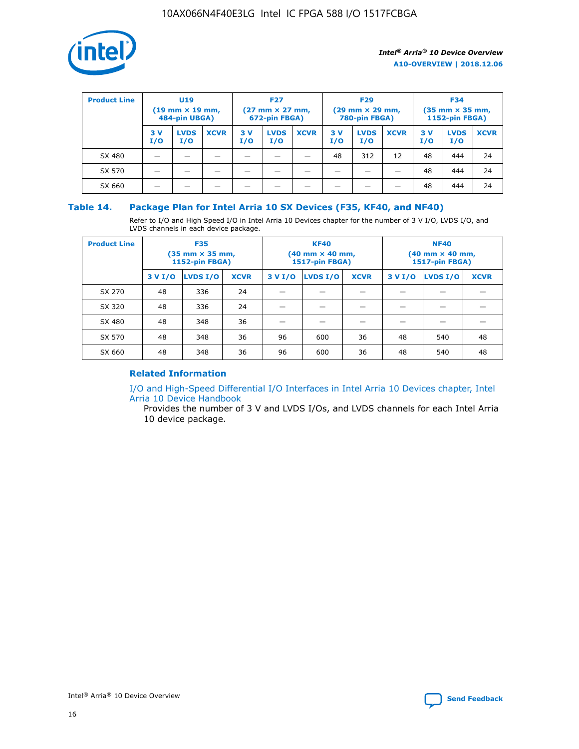| Product Line | U19 (19 mm × 19 mm, 484-pin UBGA) | | | F27 (27 mm × 27 mm, 672-pin FBGA) | | | F29 (29 mm × 29 mm, 780-pin FBGA) | | | F34 (35 mm × 35 mm, 1152-pin FBGA) | | |
|---|---|---|---|---|---|---|---|---|---|---|---|---|
| | 3 V I/O | LVDS I/O | XCVR | 3 V I/O | LVDS I/O | XCVR | 3 V I/O | LVDS I/O | XCVR | 3 V I/O | LVDS I/O | XCVR |
| SX 480 | — | — | — | — | — | — | 48 | 312 | 12 | 48 | 444 | 24 |
| SX 570 | — | — | — | — | — | — | — | — | — | 48 | 444 | 24 |
| SX 660 | — | — | — | — | — | — | — | — | — | 48 | 444 | 24 |

## Table 14. Package Plan for Intel Arria 10 SX Devices (F35, KF40, and NF40)

Refer to I/O and High Speed I/O in Intel Arria 10 Devices chapter for the number of 3 V I/O, LVDS I/O, and LVDS channels in each device package.

| Product Line | F35 (35 mm × 35 mm, 1152-pin FBGA) | | | KF40 (40 mm × 40 mm, 1517-pin FBGA) | | | NF40 (40 mm × 40 mm, 1517-pin FBGA) | | |
|---|---|---|---|---|---|---|---|---|---|
| | 3 V I/O | LVDS I/O | XCVR | 3 V I/O | LVDS I/O | XCVR | 3 V I/O | LVDS I/O | XCVR |
| SX 270 | 48 | 336 | 24 | — | — | — | — | — | — |
| SX 320 | 48 | 336 | 24 | — | — | — | — | — | — |
| SX 480 | 48 | 348 | 36 | — | — | — | — | — | — |
| SX 570 | 48 | 348 | 36 | 96 | 600 | 36 | 48 | 540 | 48 |
| SX 660 | 48 | 348 | 36 | 96 | 600 | 36 | 48 | 540 | 48 |

### Related Information

I/O and High-Speed Differential I/O Interfaces in Intel Arria 10 Devices chapter, Intel Arria 10 Device Handbook

Provides the number of 3 V and LVDS I/Os, and LVDS channels for each Intel Arria 10 device package.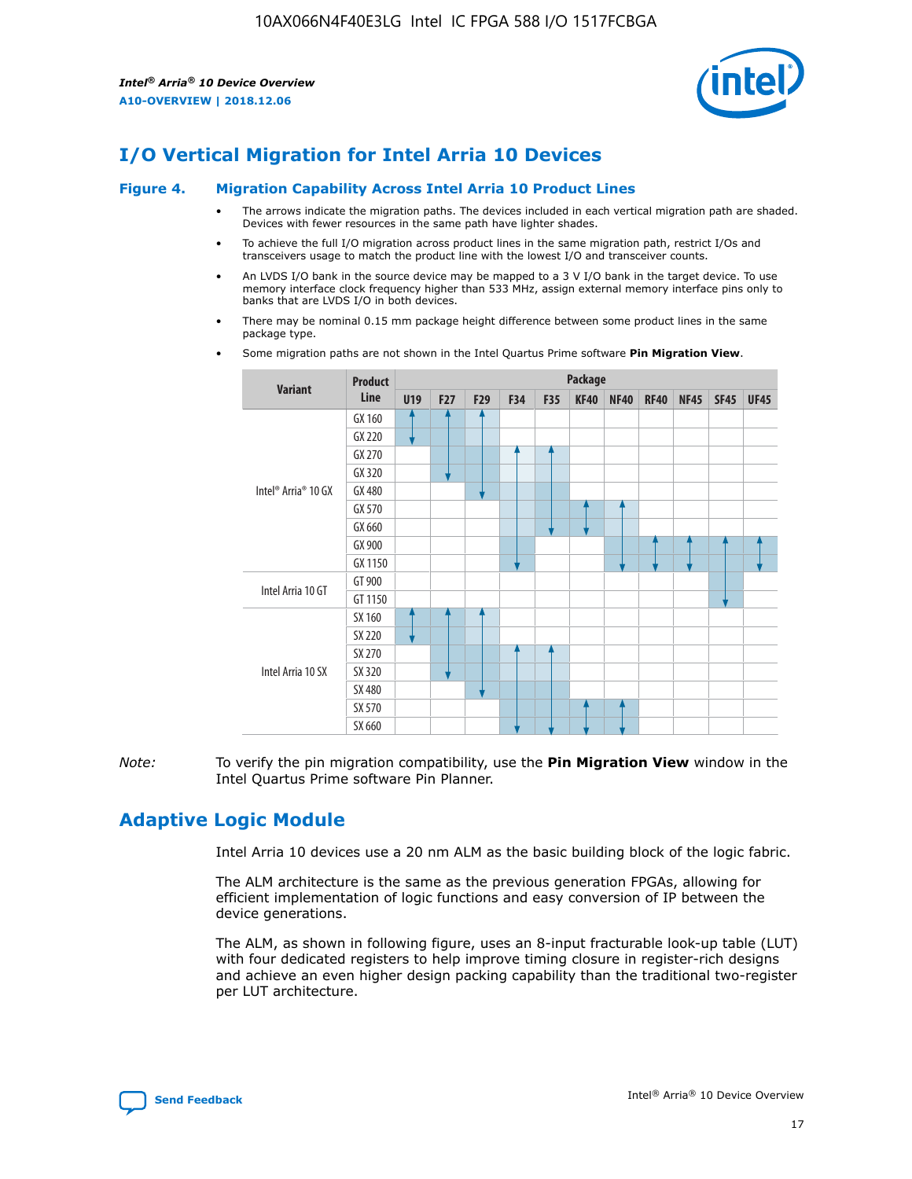## I/O Vertical Migration for Intel Arria 10 Devices

**Figure 4. Migration Capability Across Intel Arria 10 Product Lines**

- The arrows indicate the migration paths. The devices included in each vertical migration path are shaded. Devices with fewer resources in the same path have lighter shades.
- To achieve the full I/O migration across product lines in the same migration path, restrict I/Os and transceivers usage to match the product line with the lowest I/O and transceiver counts.
- An LVDS I/O bank in the source device may be mapped to a 3 V I/O bank in the target device. To use memory interface clock frequency higher than 533 MHz, assign external memory interface pins only to banks that are LVDS I/O in both devices.
- There may be nominal 0.15 mm package height difference between some product lines in the same package type.
- Some migration paths are not shown in the Intel Quartus Prime software **Pin Migration View**.

| Variant | Product Line | U19 | F27 | F29 | F34 | F35 | KF40 | NF40 | RF40 | NF45 | SF45 | UF45 |
|---|---|---|---|---|---|---|---|---|---|---|---|---|
| Intel® Arria® 10 GX | GX 160 | | | | | | | | | | | |
| | GX 220 | | | | | | | | | | | |
| | GX 270 | | | | | | | | | | | |
| | GX 320 | | | | | | | | | | | |
| | GX 480 | | | | | | | | | | | |
| | GX 570 | | | | | | | | | | | |
| | GX 660 | | | | | | | | | | | |
| | GX 900 | | | | | | | | | | | |
| | GX 1150 | | | | | | | | | | | |
| Intel Arria 10 GT | GT 900 | | | | | | | | | | | |
| | GT 1150 | | | | | | | | | | | |
| Intel Arria 10 SX | SX 160 | | | | | | | | | | | |
| | SX 220 | | | | | | | | | | | |
| | SX 270 | | | | | | | | | | | |
| | SX 320 | | | | | | | | | | | |
| | SX 480 | | | | | | | | | | | |
| | SX 570 | | | | | | | | | | | |
| | SX 660 | | | | | | | | | | | |

*Note:* To verify the pin migration compatibility, use the **Pin Migration View** window in the Intel Quartus Prime software Pin Planner.

## Adaptive Logic Module

Intel Arria 10 devices use a 20 nm ALM as the basic building block of the logic fabric.

The ALM architecture is the same as the previous generation FPGAs, allowing for efficient implementation of logic functions and easy conversion of IP between the device generations.

The ALM, as shown in following figure, uses an 8-input fracturable look-up table (LUT) with four dedicated registers to help improve timing closure in register-rich designs and achieve an even higher design packing capability than the traditional two-register per LUT architecture.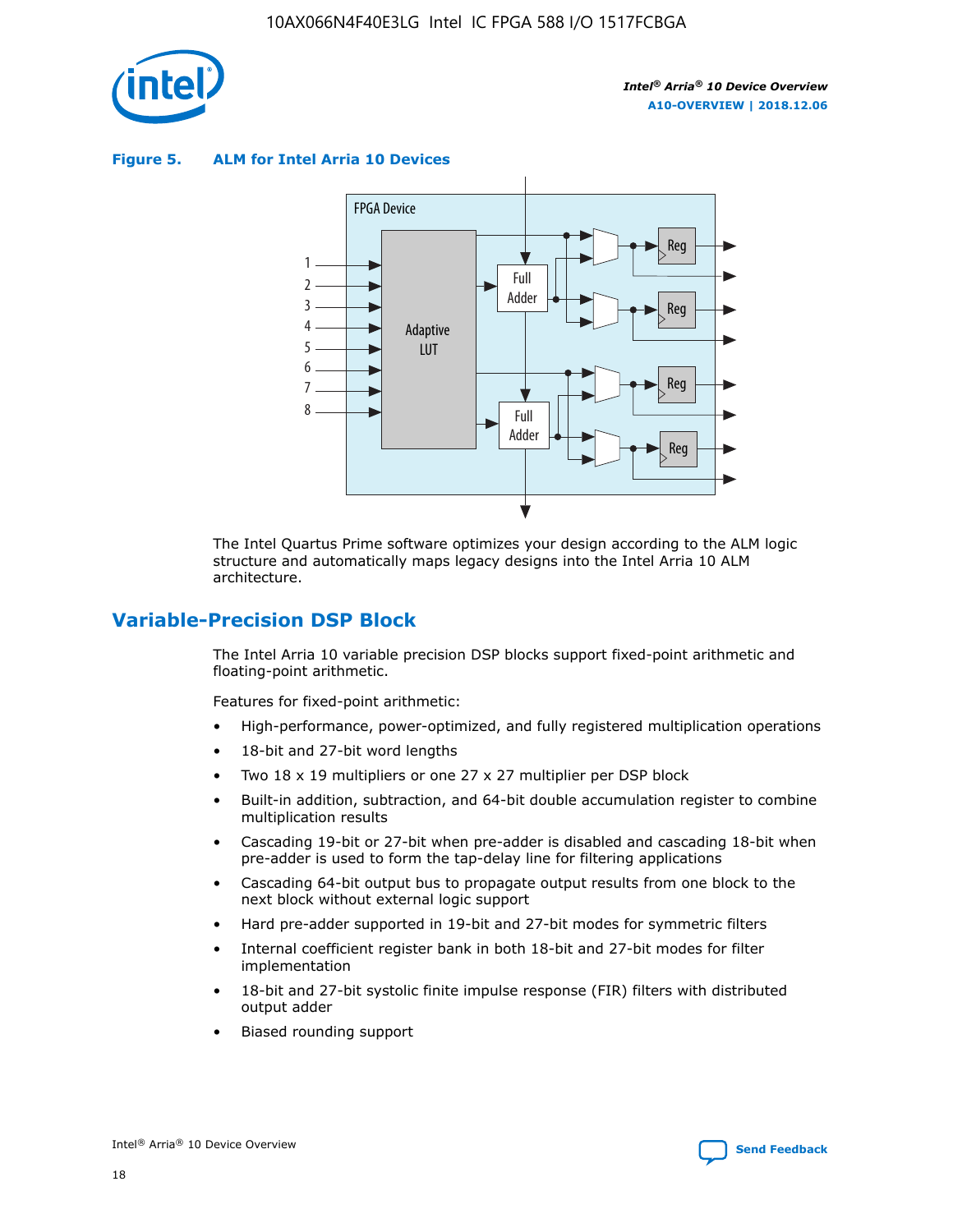**Figure 5. ALM for Intel Arria 10 Devices**

The Intel Quartus Prime software optimizes your design according to the ALM logic structure and automatically maps legacy designs into the Intel Arria 10 ALM architecture.

## Variable-Precision DSP Block

The Intel Arria 10 variable precision DSP blocks support fixed-point arithmetic and floating-point arithmetic.

Features for fixed-point arithmetic:

- High-performance, power-optimized, and fully registered multiplication operations
- 18-bit and 27-bit word lengths
- Two 18 x 19 multipliers or one 27 x 27 multiplier per DSP block
- Built-in addition, subtraction, and 64-bit double accumulation register to combine multiplication results
- Cascading 19-bit or 27-bit when pre-adder is disabled and cascading 18-bit when pre-adder is used to form the tap-delay line for filtering applications
- Cascading 64-bit output bus to propagate output results from one block to the next block without external logic support
- Hard pre-adder supported in 19-bit and 27-bit modes for symmetric filters
- Internal coefficient register bank in both 18-bit and 27-bit modes for filter implementation
- 18-bit and 27-bit systolic finite impulse response (FIR) filters with distributed output adder
- Biased rounding support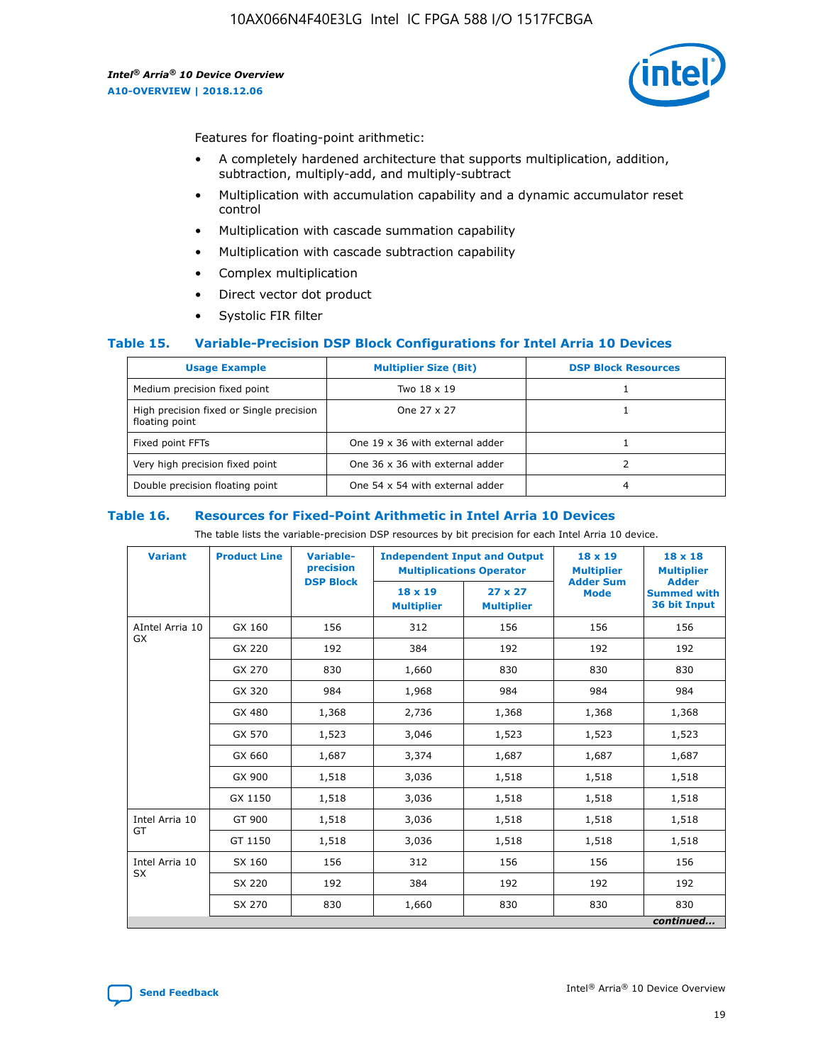Features for floating-point arithmetic:

- A completely hardened architecture that supports multiplication, addition, subtraction, multiply-add, and multiply-subtract
- Multiplication with accumulation capability and a dynamic accumulator reset control
- Multiplication with cascade summation capability
- Multiplication with cascade subtraction capability
- Complex multiplication
- Direct vector dot product
- Systolic FIR filter

### Table 15. Variable-Precision DSP Block Configurations for Intel Arria 10 Devices

| Usage Example | Multiplier Size (Bit) | DSP Block Resources |
|---|---|---|
| Medium precision fixed point | Two 18 x 19 | 1 |
| High precision fixed or Single precision floating point | One 27 x 27 | 1 |
| Fixed point FFTs | One 19 x 36 with external adder | 1 |
| Very high precision fixed point | One 36 x 36 with external adder | 2 |
| Double precision floating point | One 54 x 54 with external adder | 4 |

### Table 16. Resources for Fixed-Point Arithmetic in Intel Arria 10 Devices

The table lists the variable-precision DSP resources by bit precision for each Intel Arria 10 device.

| Variant | Product Line | Variable-precision DSP Block | Independent Input and Output Multiplications Operator | | 18 x 19 Multiplier Adder Sum Mode | 18 x 18 Multiplier Adder Summed with 36 bit Input |
|---|---|---|---|---|---|---|
| | | | 18 x 19 Multiplier | 27 x 27 Multiplier | | |
| AIntel Arria 10 GX | GX 160 | 156 | 312 | 156 | 156 | 156 |
| | GX 220 | 192 | 384 | 192 | 192 | 192 |
| | GX 270 | 830 | 1,660 | 830 | 830 | 830 |
| | GX 320 | 984 | 1,968 | 984 | 984 | 984 |
| | GX 480 | 1,368 | 2,736 | 1,368 | 1,368 | 1,368 |
| | GX 570 | 1,523 | 3,046 | 1,523 | 1,523 | 1,523 |
| | GX 660 | 1,687 | 3,374 | 1,687 | 1,687 | 1,687 |
| | GX 900 | 1,518 | 3,036 | 1,518 | 1,518 | 1,518 |
| | GX 1150 | 1,518 | 3,036 | 1,518 | 1,518 | 1,518 |
| Intel Arria 10 GT | GT 900 | 1,518 | 3,036 | 1,518 | 1,518 | 1,518 |
| | GT 1150 | 1,518 | 3,036 | 1,518 | 1,518 | 1,518 |
| Intel Arria 10 SX | SX 160 | 156 | 312 | 156 | 156 | 156 |
| | SX 220 | 192 | 384 | 192 | 192 | 192 |
| | SX 270 | 830 | 1,660 | 830 | 830 | 830 |

*continued...*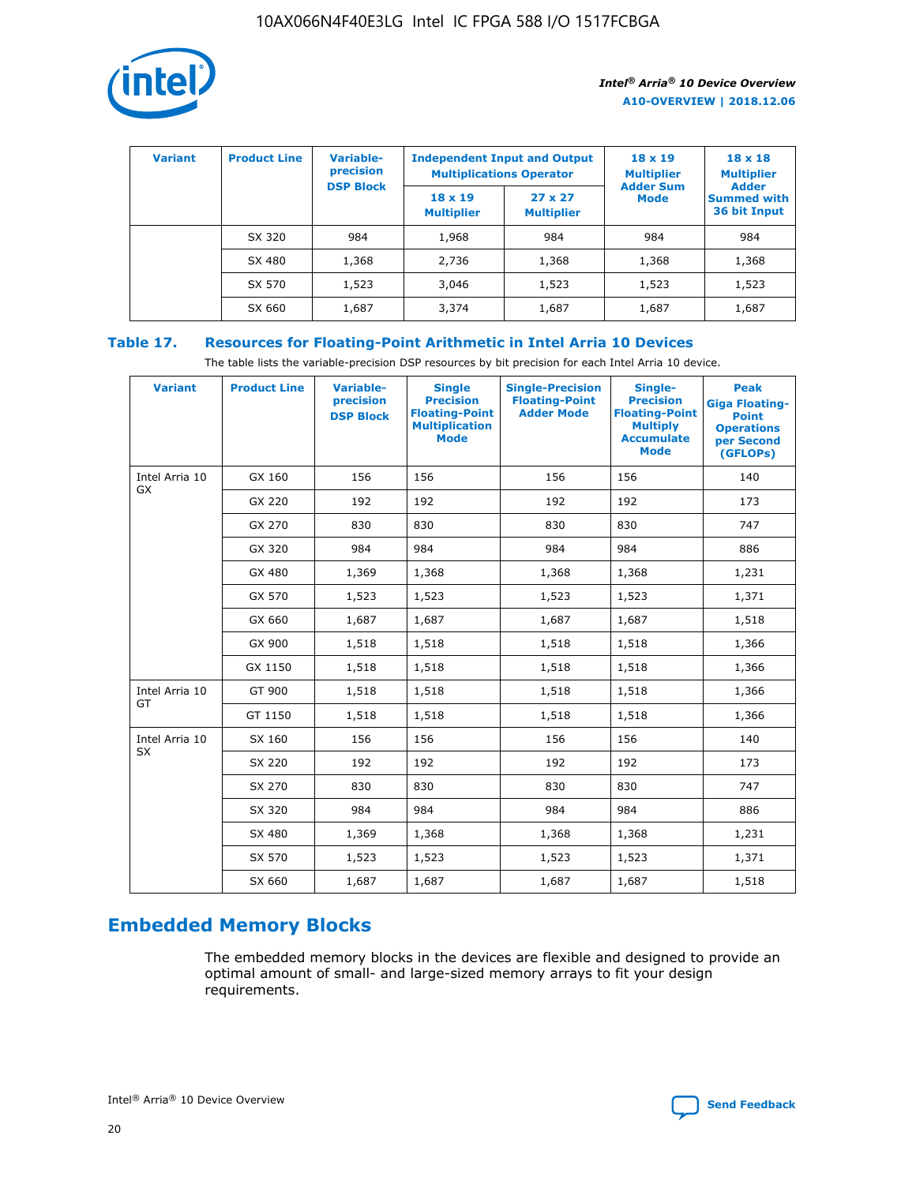| Variant | Product Line | Variable-precision DSP Block | Independent Input and Output Multiplications Operator | | 18 x 19 Multiplier Adder Sum Mode | 18 x 18 Multiplier Adder Summed with 36 bit Input |
|---|---|---|---|---|---|---|
| | | | 18 x 19 Multiplier | 27 x 27 Multiplier | | |
| | SX 320 | 984 | 1,968 | 984 | 984 | 984 |
| | SX 480 | 1,368 | 2,736 | 1,368 | 1,368 | 1,368 |
| | SX 570 | 1,523 | 3,046 | 1,523 | 1,523 | 1,523 |
| | SX 660 | 1,687 | 3,374 | 1,687 | 1,687 | 1,687 |

## Table 17. Resources for Floating-Point Arithmetic in Intel Arria 10 Devices

The table lists the variable-precision DSP resources by bit precision for each Intel Arria 10 device.

| Variant | Product Line | Variable-precision DSP Block | Single Precision Floating-Point Multiplication Mode | Single-Precision Floating-Point Adder Mode | Single-Precision Floating-Point Multiply Accumulate Mode | Peak Giga Floating-Point Operations per Second (GFLOPs) |
|---|---|---|---|---|---|---|
| Intel Arria 10 GX | GX 160 | 156 | 156 | 156 | 156 | 140 |
| | GX 220 | 192 | 192 | 192 | 192 | 173 |
| | GX 270 | 830 | 830 | 830 | 830 | 747 |
| | GX 320 | 984 | 984 | 984 | 984 | 886 |
| | GX 480 | 1,369 | 1,368 | 1,368 | 1,368 | 1,231 |
| | GX 570 | 1,523 | 1,523 | 1,523 | 1,523 | 1,371 |
| | GX 660 | 1,687 | 1,687 | 1,687 | 1,687 | 1,518 |
| | GX 900 | 1,518 | 1,518 | 1,518 | 1,518 | 1,366 |
| | GX 1150 | 1,518 | 1,518 | 1,518 | 1,518 | 1,366 |
| Intel Arria 10 GT | GT 900 | 1,518 | 1,518 | 1,518 | 1,518 | 1,366 |
| | GT 1150 | 1,518 | 1,518 | 1,518 | 1,518 | 1,366 |
| Intel Arria 10 SX | SX 160 | 156 | 156 | 156 | 156 | 140 |
| | SX 220 | 192 | 192 | 192 | 192 | 173 |
| | SX 270 | 830 | 830 | 830 | 830 | 747 |
| | SX 320 | 984 | 984 | 984 | 984 | 886 |
| | SX 480 | 1,369 | 1,368 | 1,368 | 1,368 | 1,231 |
| | SX 570 | 1,523 | 1,523 | 1,523 | 1,523 | 1,371 |
| | SX 660 | 1,687 | 1,687 | 1,687 | 1,687 | 1,518 |

## Embedded Memory Blocks

The embedded memory blocks in the devices are flexible and designed to provide an optimal amount of small- and large-sized memory arrays to fit your design requirements.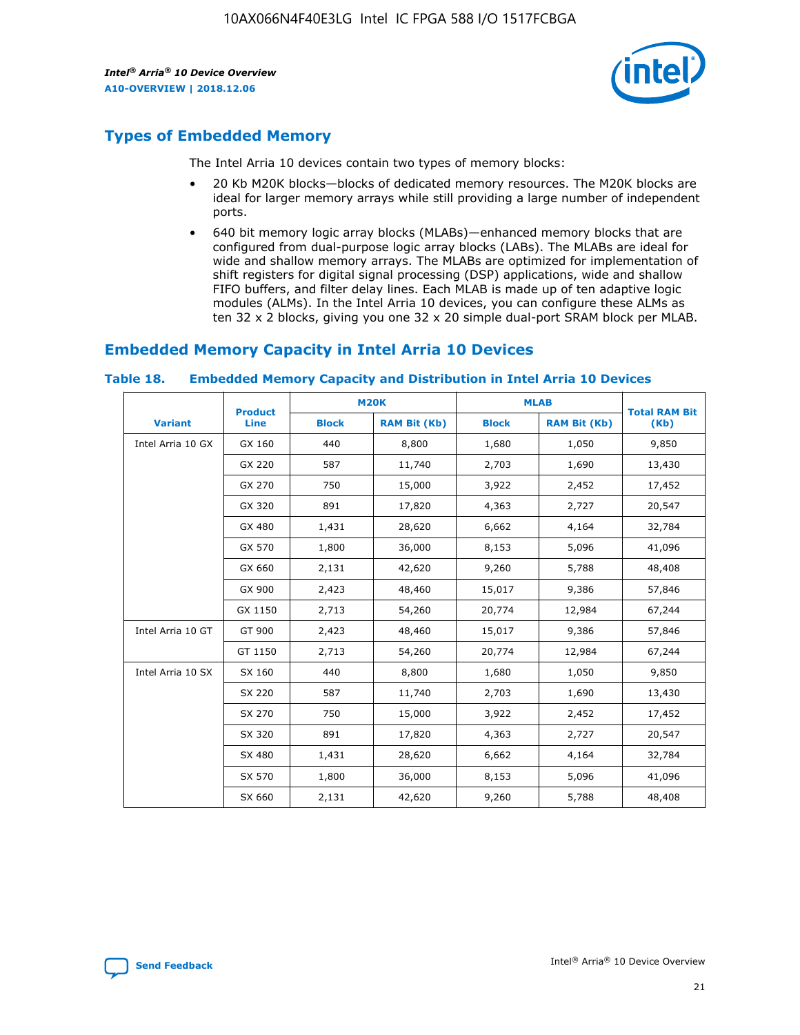## Types of Embedded Memory

The Intel Arria 10 devices contain two types of memory blocks:

- 20 Kb M20K blocks—blocks of dedicated memory resources. The M20K blocks are ideal for larger memory arrays while still providing a large number of independent ports.
- 640 bit memory logic array blocks (MLABs)—enhanced memory blocks that are configured from dual-purpose logic array blocks (LABs). The MLABs are ideal for wide and shallow memory arrays. The MLABs are optimized for implementation of shift registers for digital signal processing (DSP) applications, wide and shallow FIFO buffers, and filter delay lines. Each MLAB is made up of ten adaptive logic modules (ALMs). In the Intel Arria 10 devices, you can configure these ALMs as ten 32 x 2 blocks, giving you one 32 x 20 simple dual-port SRAM block per MLAB.

## Embedded Memory Capacity in Intel Arria 10 Devices

### Table 18. Embedded Memory Capacity and Distribution in Intel Arria 10 Devices

| Variant | Product Line | M20K | | MLAB | | Total RAM Bit (Kb) |
|---|---|---|---|---|---|---|
| | | Block | RAM Bit (Kb) | Block | RAM Bit (Kb) | |
| Intel Arria 10 GX | GX 160 | 440 | 8,800 | 1,680 | 1,050 | 9,850 |
| | GX 220 | 587 | 11,740 | 2,703 | 1,690 | 13,430 |
| | GX 270 | 750 | 15,000 | 3,922 | 2,452 | 17,452 |
| | GX 320 | 891 | 17,820 | 4,363 | 2,727 | 20,547 |
| | GX 480 | 1,431 | 28,620 | 6,662 | 4,164 | 32,784 |
| | GX 570 | 1,800 | 36,000 | 8,153 | 5,096 | 41,096 |
| | GX 660 | 2,131 | 42,620 | 9,260 | 5,788 | 48,408 |
| | GX 900 | 2,423 | 48,460 | 15,017 | 9,386 | 57,846 |
| | GX 1150 | 2,713 | 54,260 | 20,774 | 12,984 | 67,244 |
| Intel Arria 10 GT | GT 900 | 2,423 | 48,460 | 15,017 | 9,386 | 57,846 |
| | GT 1150 | 2,713 | 54,260 | 20,774 | 12,984 | 67,244 |
| Intel Arria 10 SX | SX 160 | 440 | 8,800 | 1,680 | 1,050 | 9,850 |
| | SX 220 | 587 | 11,740 | 2,703 | 1,690 | 13,430 |
| | SX 270 | 750 | 15,000 | 3,922 | 2,452 | 17,452 |
| | SX 320 | 891 | 17,820 | 4,363 | 2,727 | 20,547 |
| | SX 480 | 1,431 | 28,620 | 6,662 | 4,164 | 32,784 |
| | SX 570 | 1,800 | 36,000 | 8,153 | 5,096 | 41,096 |
| | SX 660 | 2,131 | 42,620 | 9,260 | 5,788 | 48,408 |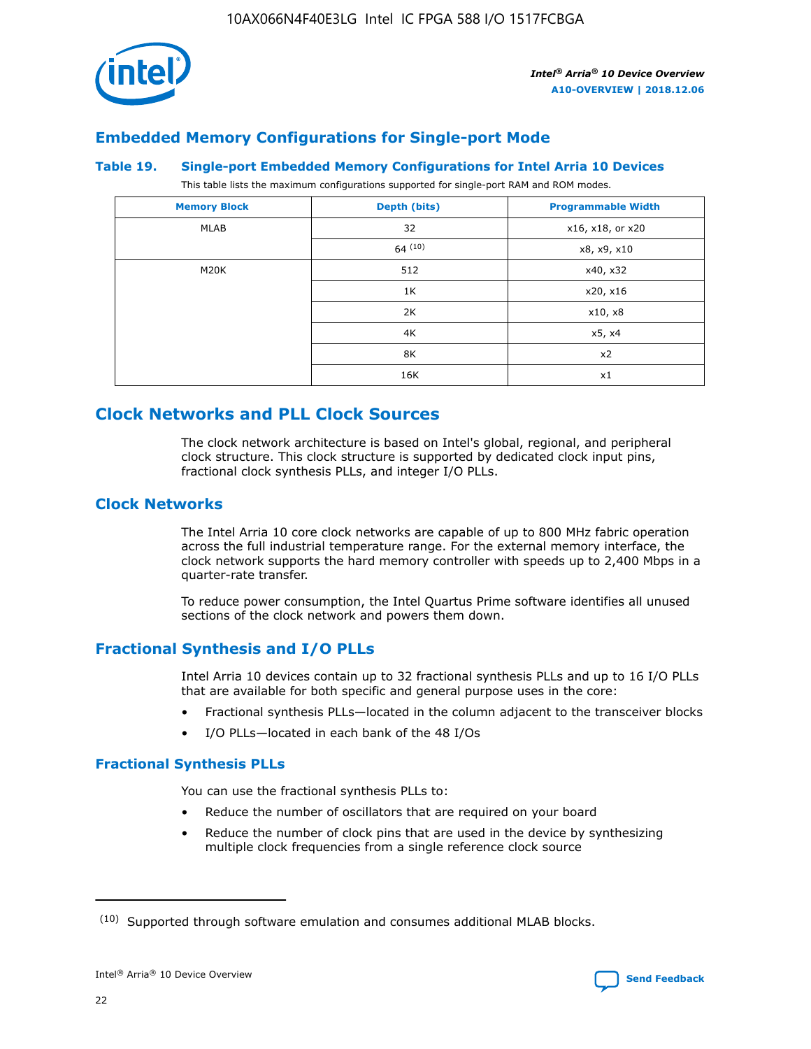## Embedded Memory Configurations for Single-port Mode

### Table 19. Single-port Embedded Memory Configurations for Intel Arria 10 Devices

This table lists the maximum configurations supported for single-port RAM and ROM modes.

| Memory Block | Depth (bits) | Programmable Width |
| --- | --- | --- |
| MLAB | 32 | x16, x18, or x20 |
| | 64 (10) | x8, x9, x10 |
| M20K | 512 | x40, x32 |
| | 1K | x20, x16 |
| | 2K | x10, x8 |
| | 4K | x5, x4 |
| | 8K | x2 |
| | 16K | x1 |

## Clock Networks and PLL Clock Sources

The clock network architecture is based on Intel's global, regional, and peripheral clock structure. This clock structure is supported by dedicated clock input pins, fractional clock synthesis PLLs, and integer I/O PLLs.

### Clock Networks

The Intel Arria 10 core clock networks are capable of up to 800 MHz fabric operation across the full industrial temperature range. For the external memory interface, the clock network supports the hard memory controller with speeds up to 2,400 Mbps in a quarter-rate transfer.

To reduce power consumption, the Intel Quartus Prime software identifies all unused sections of the clock network and powers them down.

### Fractional Synthesis and I/O PLLs

Intel Arria 10 devices contain up to 32 fractional synthesis PLLs and up to 16 I/O PLLs that are available for both specific and general purpose uses in the core:

- Fractional synthesis PLLs—located in the column adjacent to the transceiver blocks
- I/O PLLs—located in each bank of the 48 I/Os

#### Fractional Synthesis PLLs

You can use the fractional synthesis PLLs to:

- Reduce the number of oscillators that are required on your board
- Reduce the number of clock pins that are used in the device by synthesizing multiple clock frequencies from a single reference clock source

(10) Supported through software emulation and consumes additional MLAB blocks.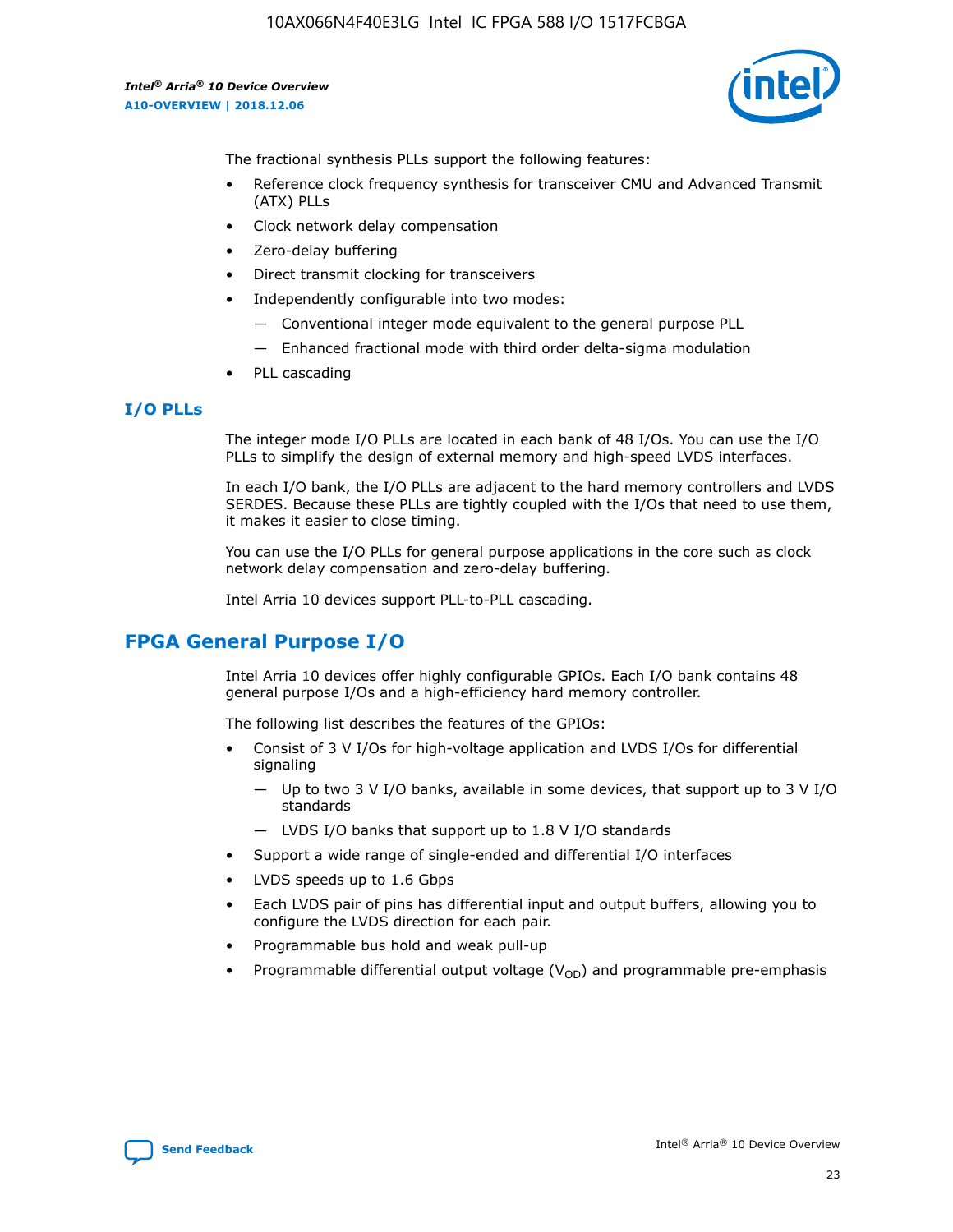The fractional synthesis PLLs support the following features:

- Reference clock frequency synthesis for transceiver CMU and Advanced Transmit (ATX) PLLs
- Clock network delay compensation
- Zero-delay buffering
- Direct transmit clocking for transceivers
- Independently configurable into two modes:
  - Conventional integer mode equivalent to the general purpose PLL
  - Enhanced fractional mode with third order delta-sigma modulation
- PLL cascading

### I/O PLLs

The integer mode I/O PLLs are located in each bank of 48 I/Os. You can use the I/O PLLs to simplify the design of external memory and high-speed LVDS interfaces.

In each I/O bank, the I/O PLLs are adjacent to the hard memory controllers and LVDS SERDES. Because these PLLs are tightly coupled with the I/Os that need to use them, it makes it easier to close timing.

You can use the I/O PLLs for general purpose applications in the core such as clock network delay compensation and zero-delay buffering.

Intel Arria 10 devices support PLL-to-PLL cascading.

## FPGA General Purpose I/O

Intel Arria 10 devices offer highly configurable GPIOs. Each I/O bank contains 48 general purpose I/Os and a high-efficiency hard memory controller.

The following list describes the features of the GPIOs:

- Consist of 3 V I/Os for high-voltage application and LVDS I/Os for differential signaling
  - Up to two 3 V I/O banks, available in some devices, that support up to 3 V I/O standards
  - LVDS I/O banks that support up to 1.8 V I/O standards
- Support a wide range of single-ended and differential I/O interfaces
- LVDS speeds up to 1.6 Gbps
- Each LVDS pair of pins has differential input and output buffers, allowing you to configure the LVDS direction for each pair.
- Programmable bus hold and weak pull-up
- Programmable differential output voltage ($V_{OD}$) and programmable pre-emphasis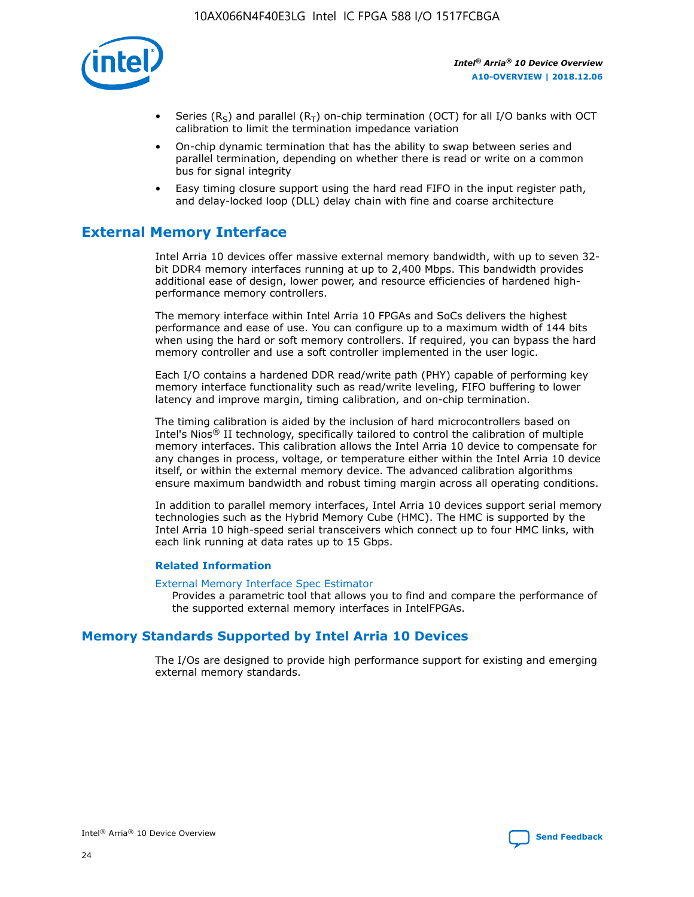- Series ($R_S$) and parallel ($R_T$) on-chip termination (OCT) for all I/O banks with OCT calibration to limit the termination impedance variation
- On-chip dynamic termination that has the ability to swap between series and parallel termination, depending on whether there is read or write on a common bus for signal integrity
- Easy timing closure support using the hard read FIFO in the input register path, and delay-locked loop (DLL) delay chain with fine and coarse architecture

## External Memory Interface

Intel Arria 10 devices offer massive external memory bandwidth, with up to seven 32-bit DDR4 memory interfaces running at up to 2,400 Mbps. This bandwidth provides additional ease of design, lower power, and resource efficiencies of hardened high-performance memory controllers.

The memory interface within Intel Arria 10 FPGAs and SoCs delivers the highest performance and ease of use. You can configure up to a maximum width of 144 bits when using the hard or soft memory controllers. If required, you can bypass the hard memory controller and use a soft controller implemented in the user logic.

Each I/O contains a hardened DDR read/write path (PHY) capable of performing key memory interface functionality such as read/write leveling, FIFO buffering to lower latency and improve margin, timing calibration, and on-chip termination.

The timing calibration is aided by the inclusion of hard microcontrollers based on Intel's Nios® II technology, specifically tailored to control the calibration of multiple memory interfaces. This calibration allows the Intel Arria 10 device to compensate for any changes in process, voltage, or temperature either within the Intel Arria 10 device itself, or within the external memory device. The advanced calibration algorithms ensure maximum bandwidth and robust timing margin across all operating conditions.

In addition to parallel memory interfaces, Intel Arria 10 devices support serial memory technologies such as the Hybrid Memory Cube (HMC). The HMC is supported by the Intel Arria 10 high-speed serial transceivers which connect up to four HMC links, with each link running at data rates up to 15 Gbps.

### Related Information

External Memory Interface Spec Estimator
Provides a parametric tool that allows you to find and compare the performance of the supported external memory interfaces in IntelFPGAs.

## Memory Standards Supported by Intel Arria 10 Devices

The I/Os are designed to provide high performance support for existing and emerging external memory standards.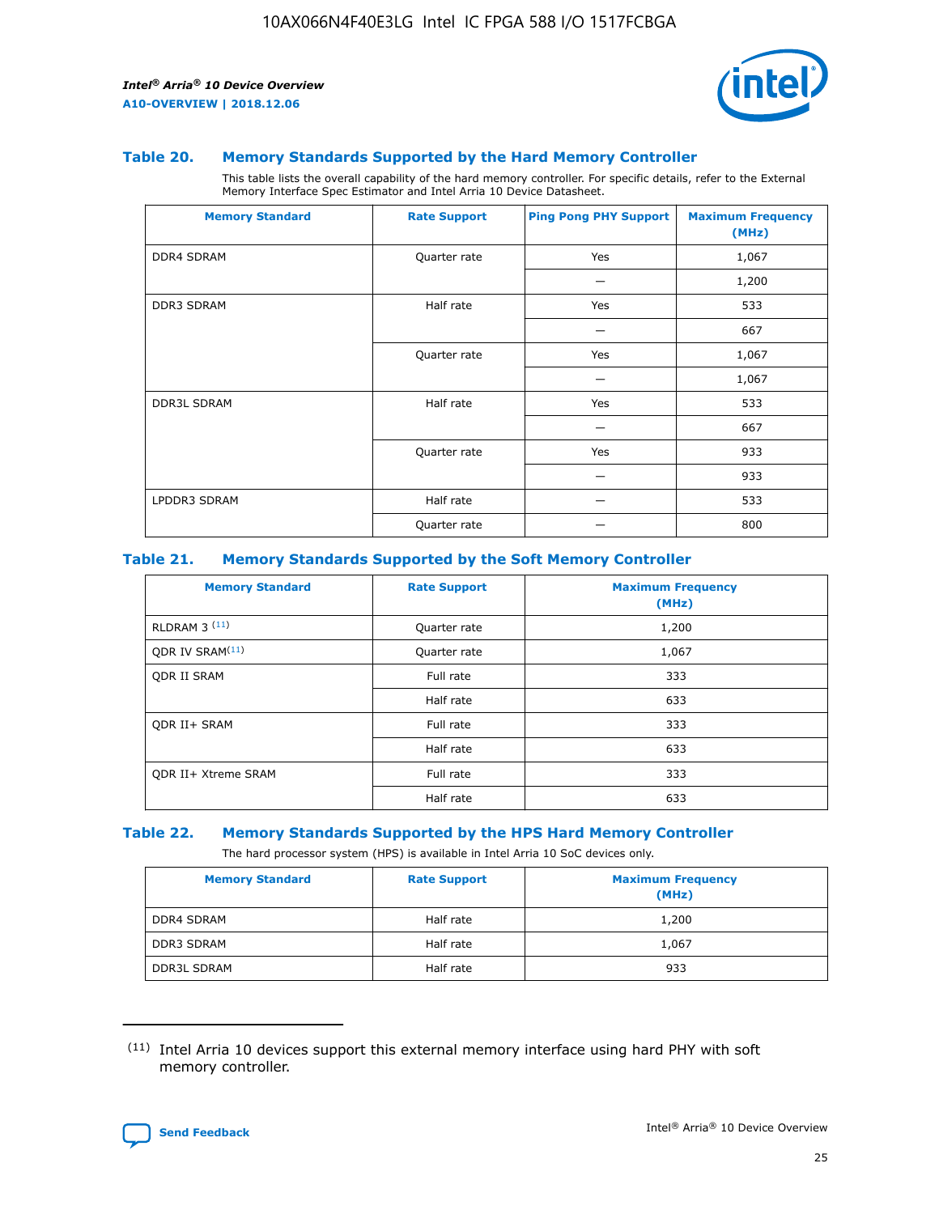## Table 20. Memory Standards Supported by the Hard Memory Controller

This table lists the overall capability of the hard memory controller. For specific details, refer to the External Memory Interface Spec Estimator and Intel Arria 10 Device Datasheet.

| Memory Standard | Rate Support | Ping Pong PHY Support | Maximum Frequency (MHz) |
|---|---|---|---|
| DDR4 SDRAM | Quarter rate | Yes | 1,067 |
| | | — | 1,200 |
| DDR3 SDRAM | Half rate | Yes | 533 |
| | | — | 667 |
| | Quarter rate | Yes | 1,067 |
| | | — | 1,067 |
| DDR3L SDRAM | Half rate | Yes | 533 |
| | | — | 667 |
| | Quarter rate | Yes | 933 |
| | | — | 933 |
| LPDDR3 SDRAM | Half rate | — | 533 |
| | Quarter rate | — | 800 |

## Table 21. Memory Standards Supported by the Soft Memory Controller

| Memory Standard | Rate Support | Maximum Frequency (MHz) |
|---|---|---|
| RLDRAM 3 [(11)] | Quarter rate | 1,200 |
| QDR IV SRAM[(11)] | Quarter rate | 1,067 |
| QDR II SRAM | Full rate | 333 |
| | Half rate | 633 |
| QDR II+ SRAM | Full rate | 333 |
| | Half rate | 633 |
| QDR II+ Xtreme SRAM | Full rate | 333 |
| | Half rate | 633 |

## Table 22. Memory Standards Supported by the HPS Hard Memory Controller

The hard processor system (HPS) is available in Intel Arria 10 SoC devices only.

| Memory Standard | Rate Support | Maximum Frequency (MHz) |
|---|---|---|
| DDR4 SDRAM | Half rate | 1,200 |
| DDR3 SDRAM | Half rate | 1,067 |
| DDR3L SDRAM | Half rate | 933 |

(11) Intel Arria 10 devices support this external memory interface using hard PHY with soft memory controller.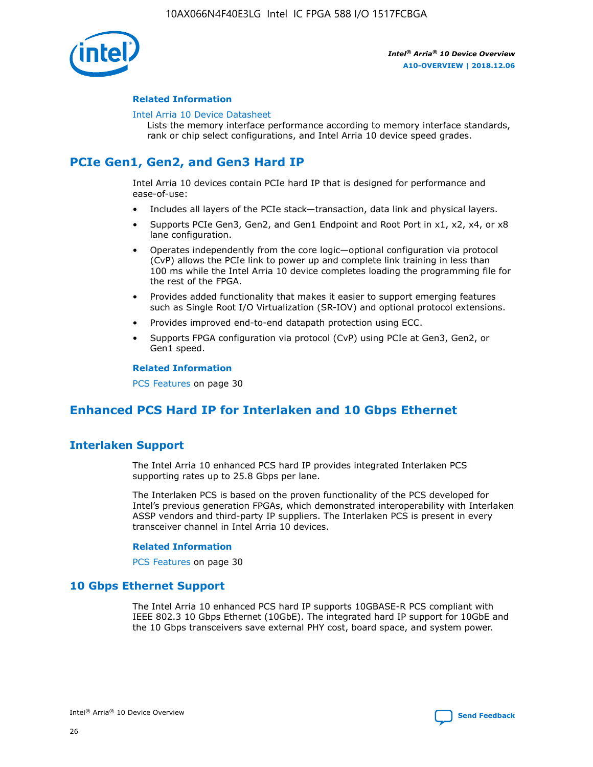### Related Information

Intel Arria 10 Device Datasheet

Lists the memory interface performance according to memory interface standards, rank or chip select configurations, and Intel Arria 10 device speed grades.

## PCIe Gen1, Gen2, and Gen3 Hard IP

Intel Arria 10 devices contain PCIe hard IP that is designed for performance and ease-of-use:

- Includes all layers of the PCIe stack—transaction, data link and physical layers.
- Supports PCIe Gen3, Gen2, and Gen1 Endpoint and Root Port in x1, x2, x4, or x8 lane configuration.
- Operates independently from the core logic—optional configuration via protocol (CvP) allows the PCIe link to power up and complete link training in less than 100 ms while the Intel Arria 10 device completes loading the programming file for the rest of the FPGA.
- Provides added functionality that makes it easier to support emerging features such as Single Root I/O Virtualization (SR-IOV) and optional protocol extensions.
- Provides improved end-to-end datapath protection using ECC.
- Supports FPGA configuration via protocol (CvP) using PCIe at Gen3, Gen2, or Gen1 speed.

### Related Information

PCS Features on page 30

## Enhanced PCS Hard IP for Interlaken and 10 Gbps Ethernet

## Interlaken Support

The Intel Arria 10 enhanced PCS hard IP provides integrated Interlaken PCS supporting rates up to 25.8 Gbps per lane.

The Interlaken PCS is based on the proven functionality of the PCS developed for Intel's previous generation FPGAs, which demonstrated interoperability with Interlaken ASSP vendors and third-party IP suppliers. The Interlaken PCS is present in every transceiver channel in Intel Arria 10 devices.

### Related Information

PCS Features on page 30

## 10 Gbps Ethernet Support

The Intel Arria 10 enhanced PCS hard IP supports 10GBASE-R PCS compliant with IEEE 802.3 10 Gbps Ethernet (10GbE). The integrated hard IP support for 10GbE and the 10 Gbps transceivers save external PHY cost, board space, and system power.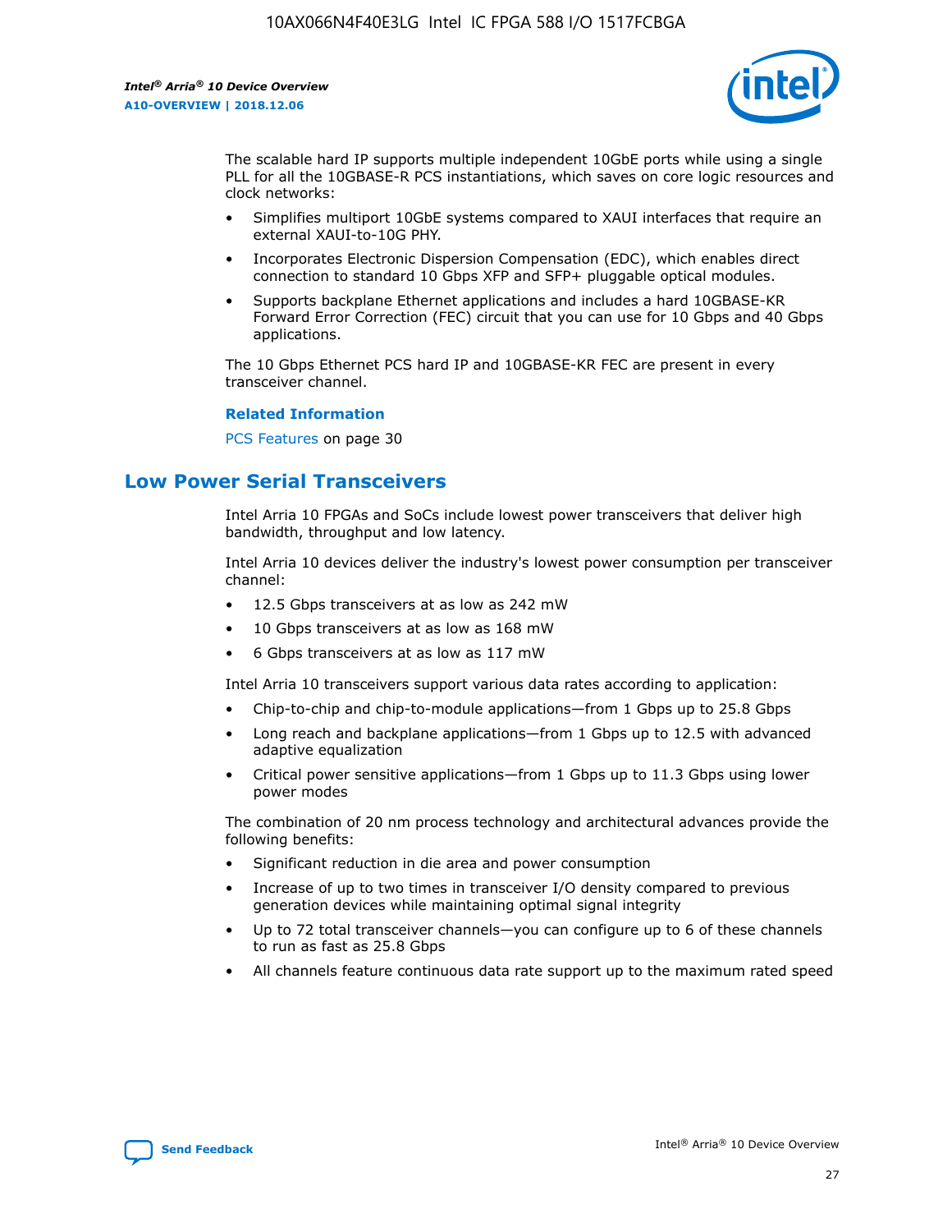The scalable hard IP supports multiple independent 10GbE ports while using a single PLL for all the 10GBASE-R PCS instantiations, which saves on core logic resources and clock networks:

- Simplifies multiport 10GbE systems compared to XAUI interfaces that require an external XAUI-to-10G PHY.
- Incorporates Electronic Dispersion Compensation (EDC), which enables direct connection to standard 10 Gbps XFP and SFP+ pluggable optical modules.
- Supports backplane Ethernet applications and includes a hard 10GBASE-KR Forward Error Correction (FEC) circuit that you can use for 10 Gbps and 40 Gbps applications.

The 10 Gbps Ethernet PCS hard IP and 10GBASE-KR FEC are present in every transceiver channel.

**Related Information**

PCS Features on page 30

## Low Power Serial Transceivers

Intel Arria 10 FPGAs and SoCs include lowest power transceivers that deliver high bandwidth, throughput and low latency.

Intel Arria 10 devices deliver the industry's lowest power consumption per transceiver channel:

- 12.5 Gbps transceivers at as low as 242 mW
- 10 Gbps transceivers at as low as 168 mW
- 6 Gbps transceivers at as low as 117 mW

Intel Arria 10 transceivers support various data rates according to application:

- Chip-to-chip and chip-to-module applications—from 1 Gbps up to 25.8 Gbps
- Long reach and backplane applications—from 1 Gbps up to 12.5 with advanced adaptive equalization
- Critical power sensitive applications—from 1 Gbps up to 11.3 Gbps using lower power modes

The combination of 20 nm process technology and architectural advances provide the following benefits:

- Significant reduction in die area and power consumption
- Increase of up to two times in transceiver I/O density compared to previous generation devices while maintaining optimal signal integrity
- Up to 72 total transceiver channels—you can configure up to 6 of these channels to run as fast as 25.8 Gbps
- All channels feature continuous data rate support up to the maximum rated speed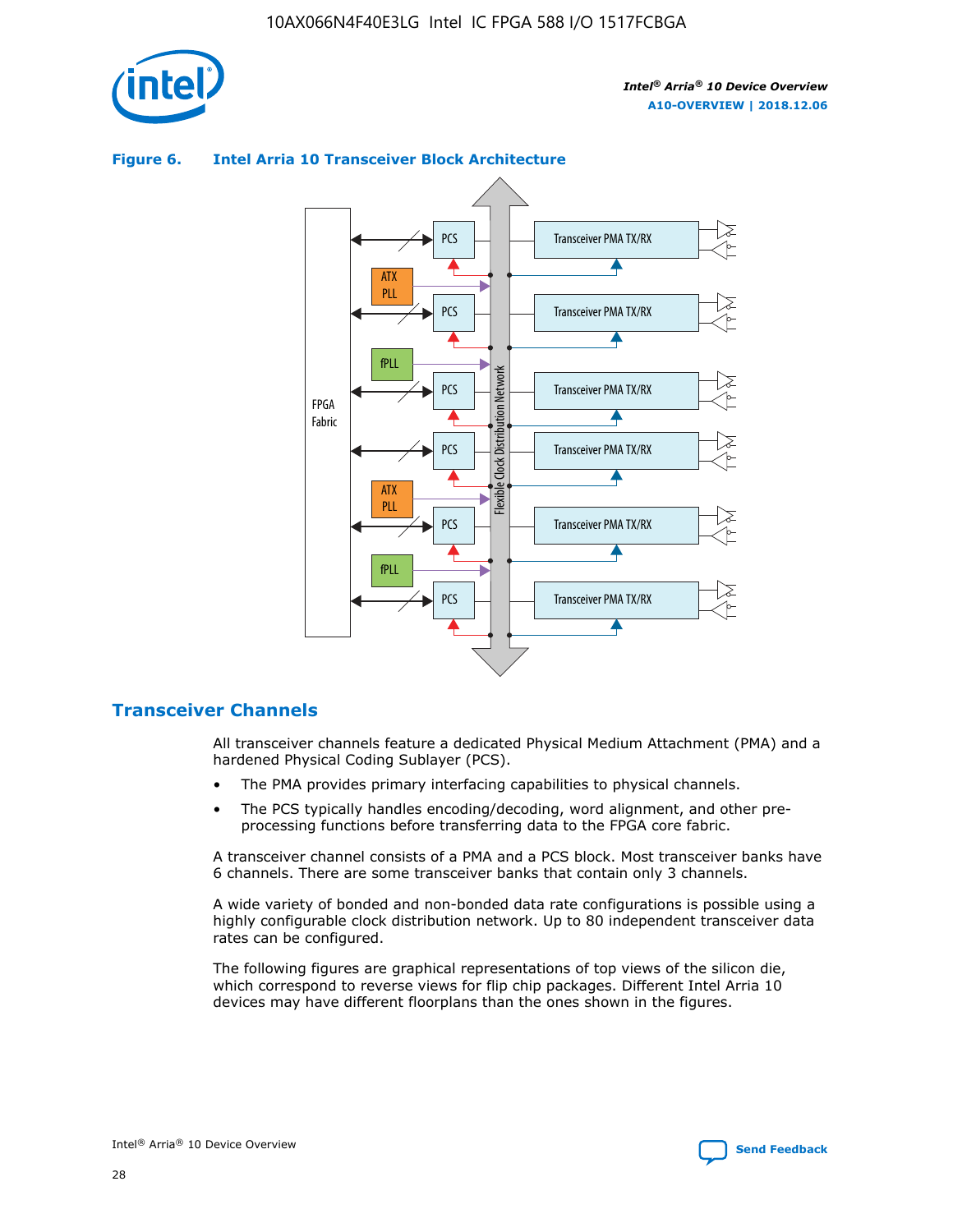**Figure 6. Intel Arria 10 Transceiver Block Architecture**

## Transceiver Channels

All transceiver channels feature a dedicated Physical Medium Attachment (PMA) and a hardened Physical Coding Sublayer (PCS).

- The PMA provides primary interfacing capabilities to physical channels.
- The PCS typically handles encoding/decoding, word alignment, and other pre-processing functions before transferring data to the FPGA core fabric.

A transceiver channel consists of a PMA and a PCS block. Most transceiver banks have 6 channels. There are some transceiver banks that contain only 3 channels.

A wide variety of bonded and non-bonded data rate configurations is possible using a highly configurable clock distribution network. Up to 80 independent transceiver data rates can be configured.

The following figures are graphical representations of top views of the silicon die, which correspond to reverse views for flip chip packages. Different Intel Arria 10 devices may have different floorplans than the ones shown in the figures.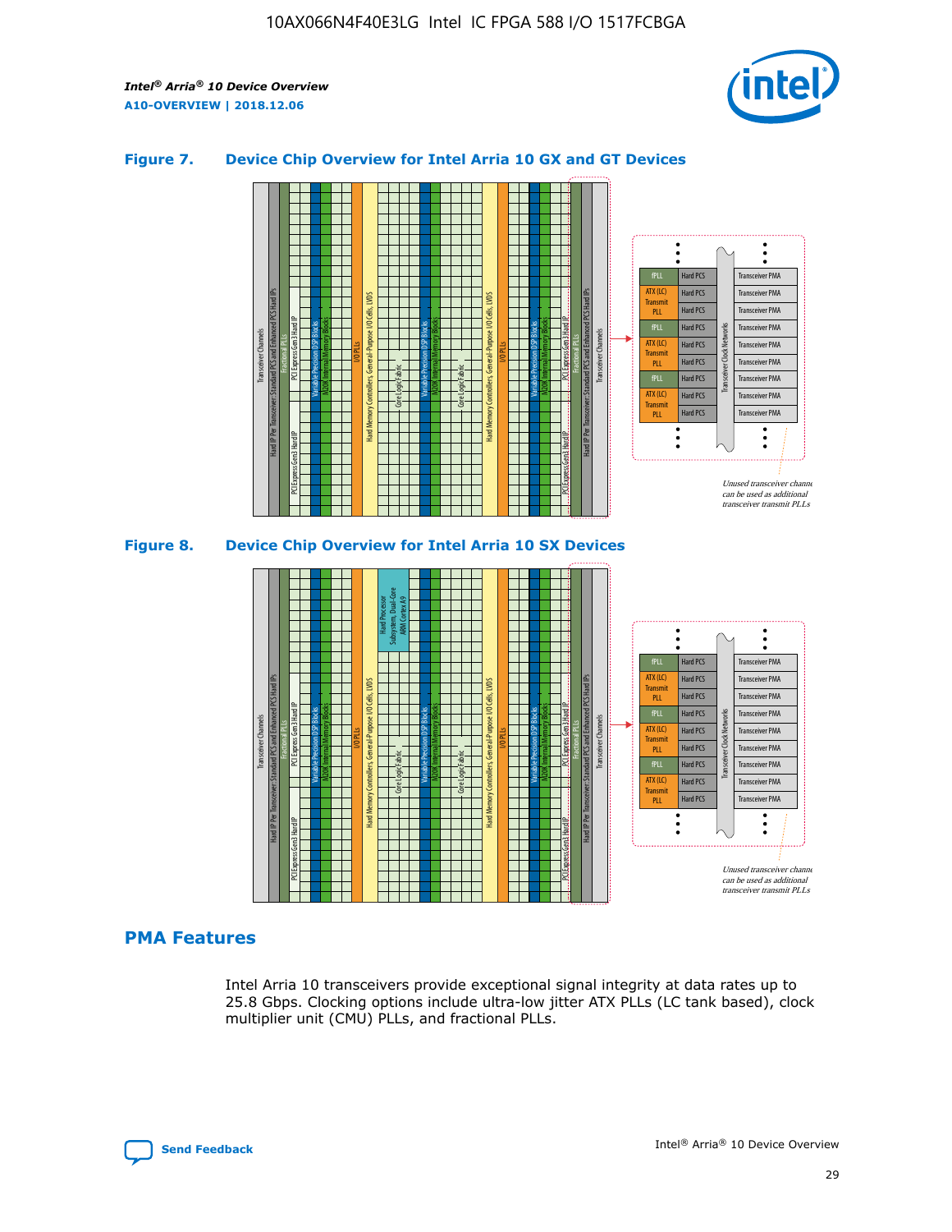### Figure 7. Device Chip Overview for Intel Arria 10 GX and GT Devices

### Figure 8. Device Chip Overview for Intel Arria 10 SX Devices

## PMA Features

Intel Arria 10 transceivers provide exceptional signal integrity at data rates up to 25.8 Gbps. Clocking options include ultra-low jitter ATX PLLs (LC tank based), clock multiplier unit (CMU) PLLs, and fractional PLLs.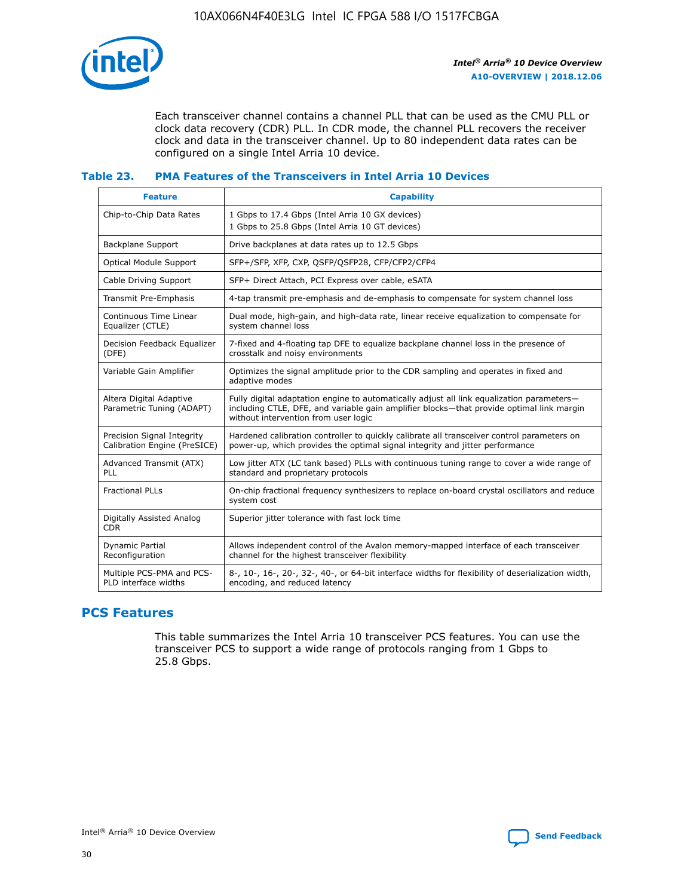Each transceiver channel contains a channel PLL that can be used as the CMU PLL or clock data recovery (CDR) PLL. In CDR mode, the channel PLL recovers the receiver clock and data in the transceiver channel. Up to 80 independent data rates can be configured on a single Intel Arria 10 device.

### Table 23. PMA Features of the Transceivers in Intel Arria 10 Devices

| Feature | Capability |
| --- | --- |
| Chip-to-Chip Data Rates | 1 Gbps to 17.4 Gbps (Intel Arria 10 GX devices)<br>1 Gbps to 25.8 Gbps (Intel Arria 10 GT devices) |
| Backplane Support | Drive backplanes at data rates up to 12.5 Gbps |
| Optical Module Support | SFP+/SFP, XFP, CXP, QSFP/QSFP28, CFP/CFP2/CFP4 |
| Cable Driving Support | SFP+ Direct Attach, PCI Express over cable, eSATA |
| Transmit Pre-Emphasis | 4-tap transmit pre-emphasis and de-emphasis to compensate for system channel loss |
| Continuous Time Linear Equalizer (CTLE) | Dual mode, high-gain, and high-data rate, linear receive equalization to compensate for system channel loss |
| Decision Feedback Equalizer (DFE) | 7-fixed and 4-floating tap DFE to equalize backplane channel loss in the presence of crosstalk and noisy environments |
| Variable Gain Amplifier | Optimizes the signal amplitude prior to the CDR sampling and operates in fixed and adaptive modes |
| Altera Digital Adaptive Parametric Tuning (ADAPT) | Fully digital adaptation engine to automatically adjust all link equalization parameters—including CTLE, DFE, and variable gain amplifier blocks—that provide optimal link margin without intervention from user logic |
| Precision Signal Integrity Calibration Engine (PreSICE) | Hardened calibration controller to quickly calibrate all transceiver control parameters on power-up, which provides the optimal signal integrity and jitter performance |
| Advanced Transmit (ATX) PLL | Low jitter ATX (LC tank based) PLLs with continuous tuning range to cover a wide range of standard and proprietary protocols |
| Fractional PLLs | On-chip fractional frequency synthesizers to replace on-board crystal oscillators and reduce system cost |
| Digitally Assisted Analog CDR | Superior jitter tolerance with fast lock time |
| Dynamic Partial Reconfiguration | Allows independent control of the Avalon memory-mapped interface of each transceiver channel for the highest transceiver flexibility |
| Multiple PCS-PMA and PCS-PLD interface widths | 8-, 10-, 16-, 20-, 32-, 40-, or 64-bit interface widths for flexibility of deserialization width, encoding, and reduced latency |

## PCS Features

This table summarizes the Intel Arria 10 transceiver PCS features. You can use the transceiver PCS to support a wide range of protocols ranging from 1 Gbps to 25.8 Gbps.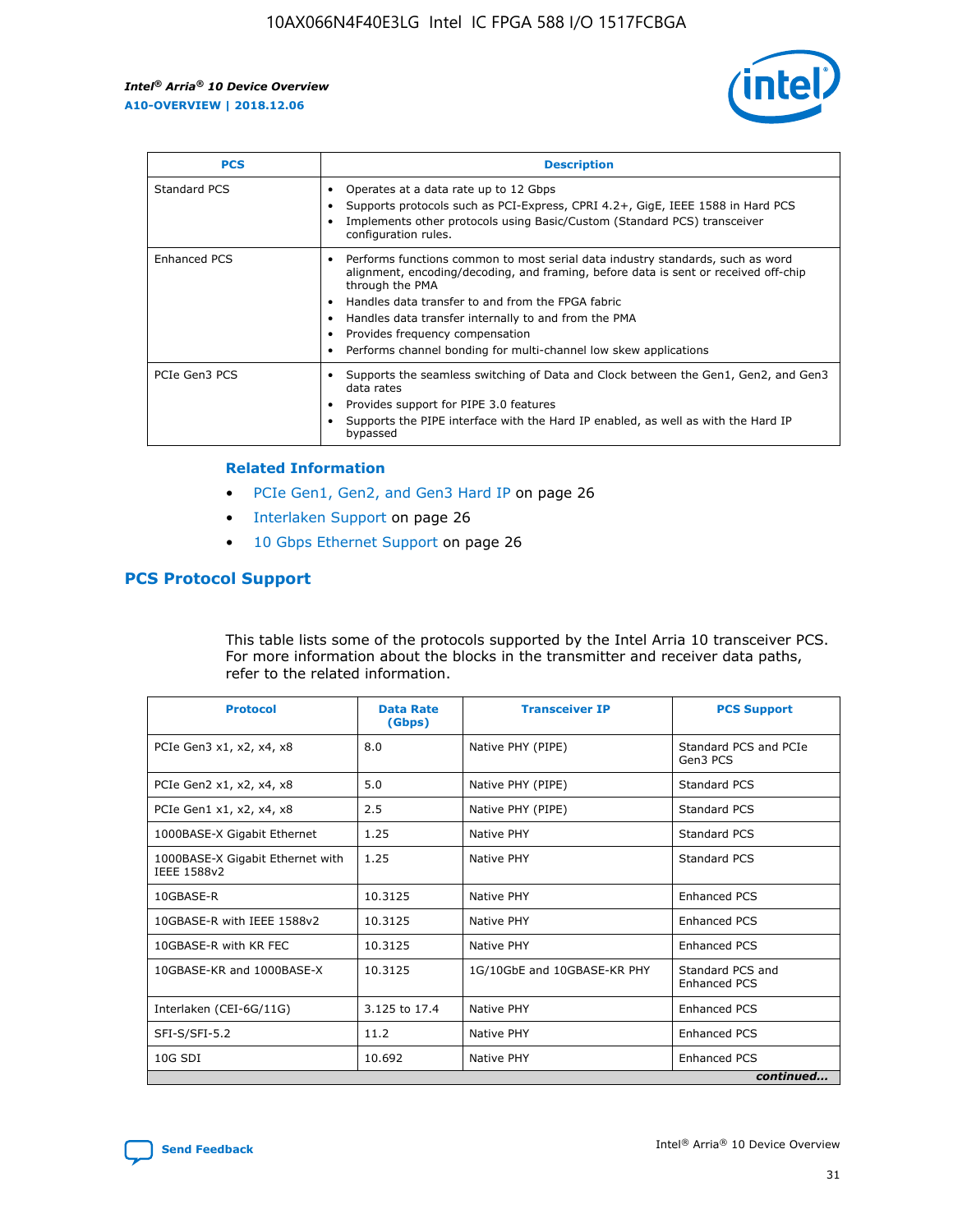| PCS | Description |
| --- | --- |
| Standard PCS | • Operates at a data rate up to 12 Gbps<br>• Supports protocols such as PCI-Express, CPRI 4.2+, GigE, IEEE 1588 in Hard PCS<br>• Implements other protocols using Basic/Custom (Standard PCS) transceiver configuration rules. |
| Enhanced PCS | • Performs functions common to most serial data industry standards, such as word alignment, encoding/decoding, and framing, before data is sent or received off-chip through the PMA<br>• Handles data transfer to and from the FPGA fabric<br>• Handles data transfer internally to and from the PMA<br>• Provides frequency compensation<br>• Performs channel bonding for multi-channel low skew applications |
| PCIe Gen3 PCS | • Supports the seamless switching of Data and Clock between the Gen1, Gen2, and Gen3 data rates<br>• Provides support for PIPE 3.0 features<br>• Supports the PIPE interface with the Hard IP enabled, as well as with the Hard IP bypassed |

### Related Information

- PCIe Gen1, Gen2, and Gen3 Hard IP on page 26
- Interlaken Support on page 26
- 10 Gbps Ethernet Support on page 26

## PCS Protocol Support

This table lists some of the protocols supported by the Intel Arria 10 transceiver PCS. For more information about the blocks in the transmitter and receiver data paths, refer to the related information.

| Protocol | Data Rate (Gbps) | Transceiver IP | PCS Support |
| --- | --- | --- | --- |
| PCIe Gen3 x1, x2, x4, x8 | 8.0 | Native PHY (PIPE) | Standard PCS and PCIe Gen3 PCS |
| PCIe Gen2 x1, x2, x4, x8 | 5.0 | Native PHY (PIPE) | Standard PCS |
| PCIe Gen1 x1, x2, x4, x8 | 2.5 | Native PHY (PIPE) | Standard PCS |
| 1000BASE-X Gigabit Ethernet | 1.25 | Native PHY | Standard PCS |
| 1000BASE-X Gigabit Ethernet with IEEE 1588v2 | 1.25 | Native PHY | Standard PCS |
| 10GBASE-R | 10.3125 | Native PHY | Enhanced PCS |
| 10GBASE-R with IEEE 1588v2 | 10.3125 | Native PHY | Enhanced PCS |
| 10GBASE-R with KR FEC | 10.3125 | Native PHY | Enhanced PCS |
| 10GBASE-KR and 1000BASE-X | 10.3125 | 1G/10GbE and 10GBASE-KR PHY | Standard PCS and Enhanced PCS |
| Interlaken (CEI-6G/11G) | 3.125 to 17.4 | Native PHY | Enhanced PCS |
| SFI-S/SFI-5.2 | 11.2 | Native PHY | Enhanced PCS |
| 10G SDI | 10.692 | Native PHY | Enhanced PCS |

*continued...*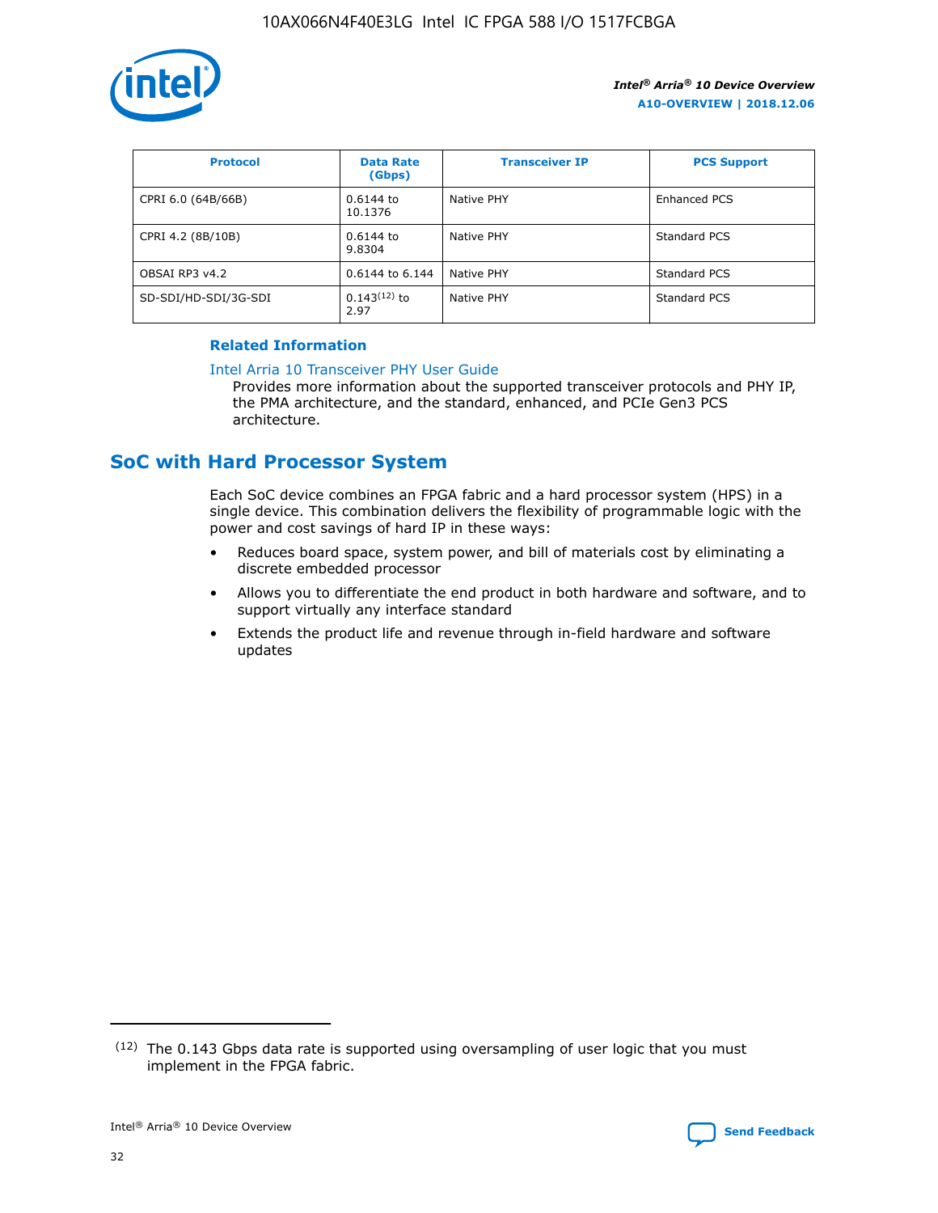| Protocol | Data Rate (Gbps) | Transceiver IP | PCS Support |
| --- | --- | --- | --- |
| CPRI 6.0 (64B/66B) | 0.6144 to 10.1376 | Native PHY | Enhanced PCS |
| CPRI 4.2 (8B/10B) | 0.6144 to 9.8304 | Native PHY | Standard PCS |
| OBSAI RP3 v4.2 | 0.6144 to 6.144 | Native PHY | Standard PCS |
| SD-SDI/HD-SDI/3G-SDI | 0.143[12] to 2.97 | Native PHY | Standard PCS |

**Related Information**

Intel Arria 10 Transceiver PHY User Guide
Provides more information about the supported transceiver protocols and PHY IP, the PMA architecture, and the standard, enhanced, and PCIe Gen3 PCS architecture.

## SoC with Hard Processor System

Each SoC device combines an FPGA fabric and a hard processor system (HPS) in a single device. This combination delivers the flexibility of programmable logic with the power and cost savings of hard IP in these ways:

- Reduces board space, system power, and bill of materials cost by eliminating a discrete embedded processor
- Allows you to differentiate the end product in both hardware and software, and to support virtually any interface standard
- Extends the product life and revenue through in-field hardware and software updates

(12) The 0.143 Gbps data rate is supported using oversampling of user logic that you must implement in the FPGA fabric.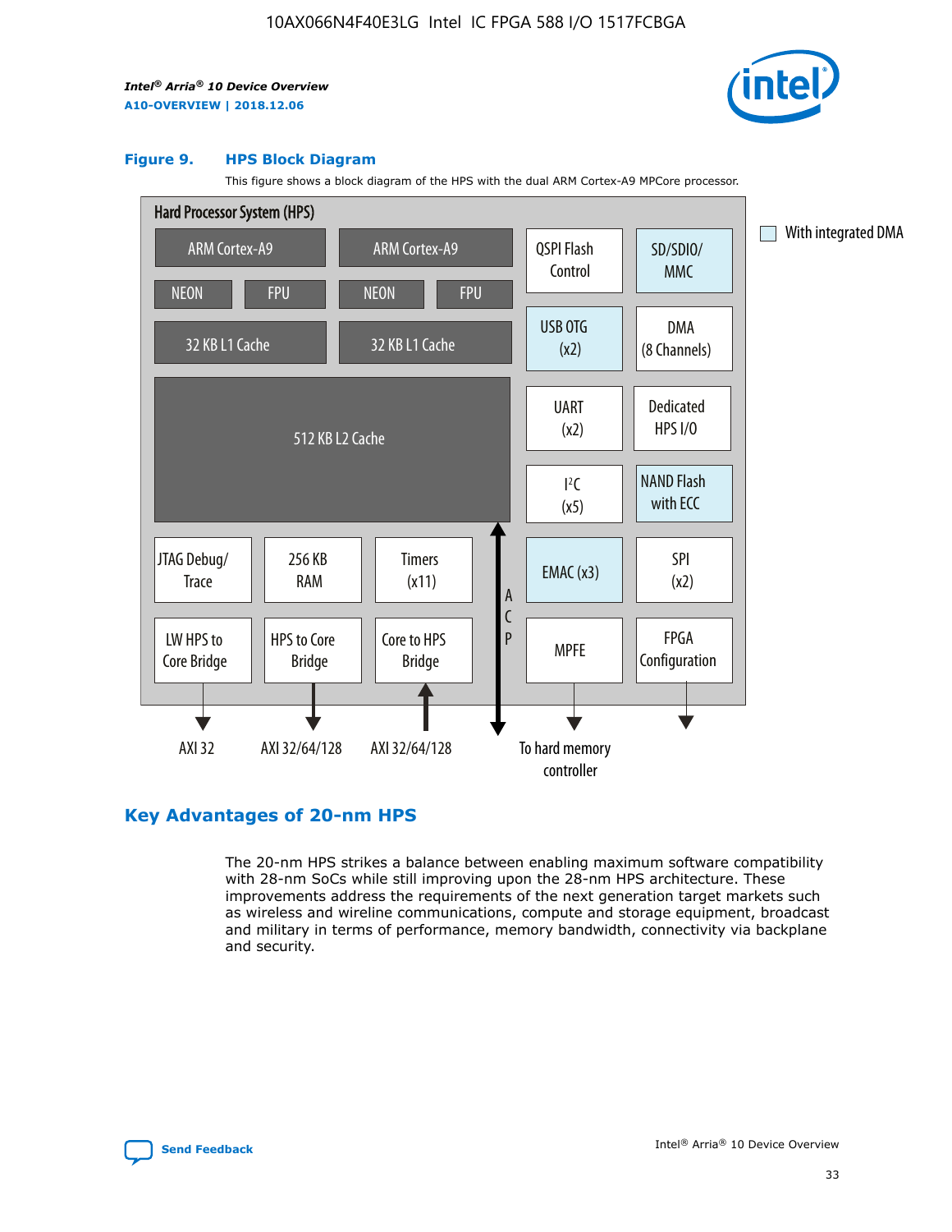**Figure 9. HPS Block Diagram**

This figure shows a block diagram of the HPS with the dual ARM Cortex-A9 MPCore processor.

Hard Processor System (HPS)

ARM Cortex-A9 | ARM Cortex-A9 | QSPI Flash Control | SD/SDIO/MMC

NEON | FPU | NEON | FPU

32 KB L1 Cache | 32 KB L1 Cache | USB OTG (x2) | DMA (8 Channels)

512 KB L2 Cache | UART (x2) | Dedicated HPS I/O | I²C (x5) | NAND Flash with ECC

JTAG Debug/Trace | 256 KB RAM | Timers (x11) | ACP | EMAC (x3) | SPI (x2)

LW HPS to Core Bridge | HPS to Core Bridge | Core to HPS Bridge | MPFE | FPGA Configuration

AXI 32 | AXI 32/64/128 | AXI 32/64/128 | To hard memory controller

With integrated DMA

## Key Advantages of 20-nm HPS

The 20-nm HPS strikes a balance between enabling maximum software compatibility with 28-nm SoCs while still improving upon the 28-nm HPS architecture. These improvements address the requirements of the next generation target markets such as wireless and wireline communications, compute and storage equipment, broadcast and military in terms of performance, memory bandwidth, connectivity via backplane and security.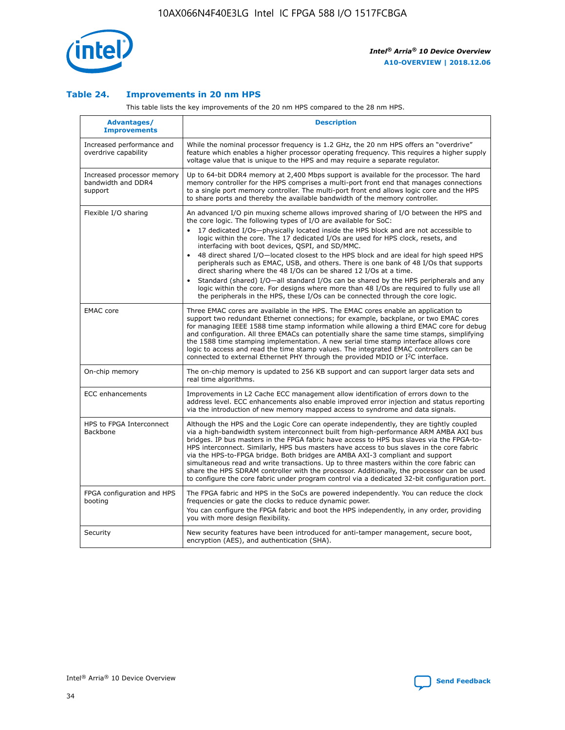### Table 24. Improvements in 20 nm HPS

This table lists the key improvements of the 20 nm HPS compared to the 28 nm HPS.

| Advantages/ Improvements | Description |
|---|---|
| Increased performance and overdrive capability | While the nominal processor frequency is 1.2 GHz, the 20 nm HPS offers an "overdrive" feature which enables a higher processor operating frequency. This requires a higher supply voltage value that is unique to the HPS and may require a separate regulator. |
| Increased processor memory bandwidth and DDR4 support | Up to 64-bit DDR4 memory at 2,400 Mbps support is available for the processor. The hard memory controller for the HPS comprises a multi-port front end that manages connections to a single port memory controller. The multi-port front end allows logic core and the HPS to share ports and thereby the available bandwidth of the memory controller. |
| Flexible I/O sharing | An advanced I/O pin muxing scheme allows improved sharing of I/O between the HPS and the core logic. The following types of I/O are available for SoC:<br>• 17 dedicated I/Os—physically located inside the HPS block and are not accessible to logic within the core. The 17 dedicated I/Os are used for HPS clock, resets, and interfacing with boot devices, QSPI, and SD/MMC.<br>• 48 direct shared I/O—located closest to the HPS block and are ideal for high speed HPS peripherals such as EMAC, USB, and others. There is one bank of 48 I/Os that supports direct sharing where the 48 I/Os can be shared 12 I/Os at a time.<br>• Standard (shared) I/O—all standard I/Os can be shared by the HPS peripherals and any logic within the core. For designs where more than 48 I/Os are required to fully use all the peripherals in the HPS, these I/Os can be connected through the core logic. |
| EMAC core | Three EMAC cores are available in the HPS. The EMAC cores enable an application to support two redundant Ethernet connections; for example, backplane, or two EMAC cores for managing IEEE 1588 time stamp information while allowing a third EMAC core for debug and configuration. All three EMACs can potentially share the same time stamps, simplifying the 1588 time stamping implementation. A new serial time stamp interface allows core logic to access and read the time stamp values. The integrated EMAC controllers can be connected to external Ethernet PHY through the provided MDIO or I²C interface. |
| On-chip memory | The on-chip memory is updated to 256 KB support and can support larger data sets and real time algorithms. |
| ECC enhancements | Improvements in L2 Cache ECC management allow identification of errors down to the address level. ECC enhancements also enable improved error injection and status reporting via the introduction of new memory mapped access to syndrome and data signals. |
| HPS to FPGA Interconnect Backbone | Although the HPS and the Logic Core can operate independently, they are tightly coupled via a high-bandwidth system interconnect built from high-performance ARM AMBA AXI bus bridges. IP bus masters in the FPGA fabric have access to HPS bus slaves via the FPGA-to-HPS interconnect. Similarly, HPS bus masters have access to bus slaves in the core fabric via the HPS-to-FPGA bridge. Both bridges are AMBA AXI-3 compliant and support simultaneous read and write transactions. Up to three masters within the core fabric can share the HPS SDRAM controller with the processor. Additionally, the processor can be used to configure the core fabric under program control via a dedicated 32-bit configuration port. |
| FPGA configuration and HPS booting | The FPGA fabric and HPS in the SoCs are powered independently. You can reduce the clock frequencies or gate the clocks to reduce dynamic power.<br>You can configure the FPGA fabric and boot the HPS independently, in any order, providing you with more design flexibility. |
| Security | New security features have been introduced for anti-tamper management, secure boot, encryption (AES), and authentication (SHA). |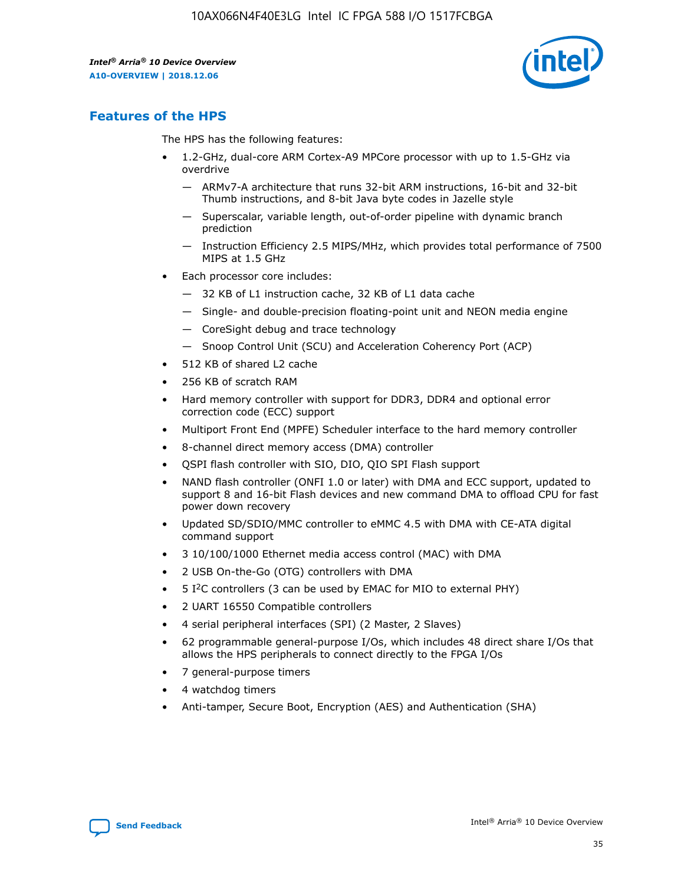## Features of the HPS

The HPS has the following features:

- 1.2-GHz, dual-core ARM Cortex-A9 MPCore processor with up to 1.5-GHz via overdrive
  - — ARMv7-A architecture that runs 32-bit ARM instructions, 16-bit and 32-bit Thumb instructions, and 8-bit Java byte codes in Jazelle style
  - — Superscalar, variable length, out-of-order pipeline with dynamic branch prediction
  - — Instruction Efficiency 2.5 MIPS/MHz, which provides total performance of 7500 MIPS at 1.5 GHz
- Each processor core includes:
  - — 32 KB of L1 instruction cache, 32 KB of L1 data cache
  - — Single- and double-precision floating-point unit and NEON media engine
  - — CoreSight debug and trace technology
  - — Snoop Control Unit (SCU) and Acceleration Coherency Port (ACP)
- 512 KB of shared L2 cache
- 256 KB of scratch RAM
- Hard memory controller with support for DDR3, DDR4 and optional error correction code (ECC) support
- Multiport Front End (MPFE) Scheduler interface to the hard memory controller
- 8-channel direct memory access (DMA) controller
- QSPI flash controller with SIO, DIO, QIO SPI Flash support
- NAND flash controller (ONFI 1.0 or later) with DMA and ECC support, updated to support 8 and 16-bit Flash devices and new command DMA to offload CPU for fast power down recovery
- Updated SD/SDIO/MMC controller to eMMC 4.5 with DMA with CE-ATA digital command support
- 3 10/100/1000 Ethernet media access control (MAC) with DMA
- 2 USB On-the-Go (OTG) controllers with DMA
- 5 I²C controllers (3 can be used by EMAC for MIO to external PHY)
- 2 UART 16550 Compatible controllers
- 4 serial peripheral interfaces (SPI) (2 Master, 2 Slaves)
- 62 programmable general-purpose I/Os, which includes 48 direct share I/Os that allows the HPS peripherals to connect directly to the FPGA I/Os
- 7 general-purpose timers
- 4 watchdog timers
- Anti-tamper, Secure Boot, Encryption (AES) and Authentication (SHA)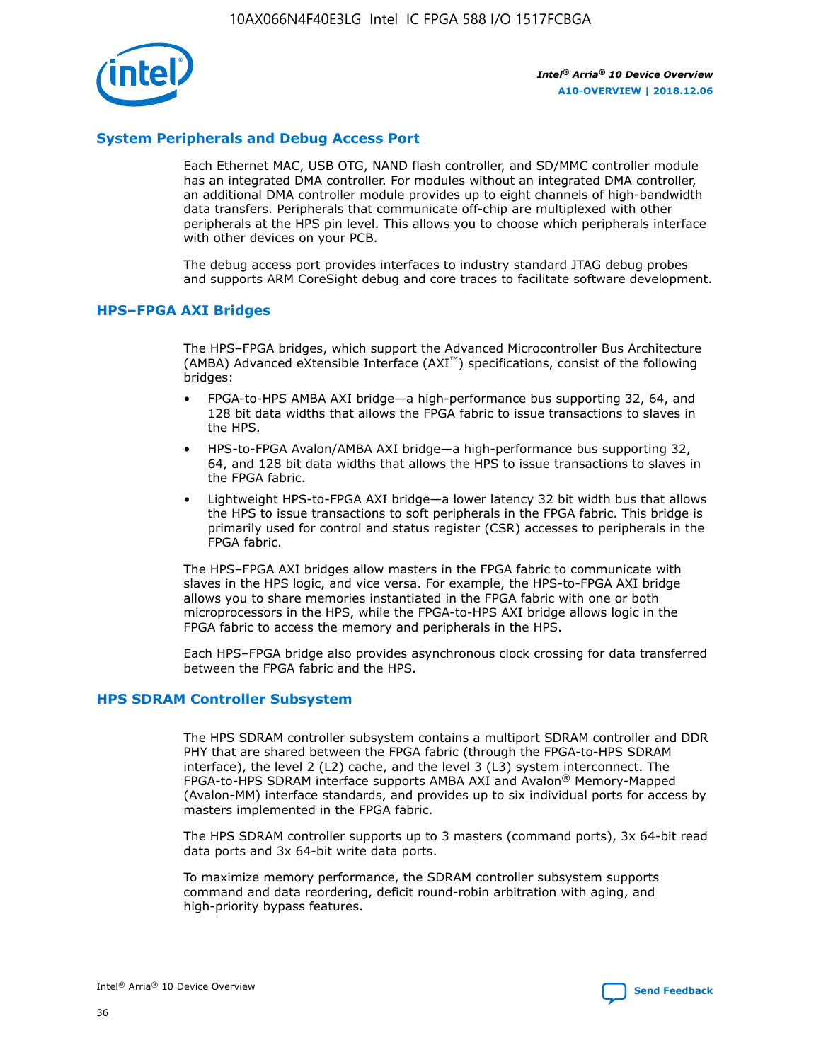## System Peripherals and Debug Access Port

Each Ethernet MAC, USB OTG, NAND flash controller, and SD/MMC controller module has an integrated DMA controller. For modules without an integrated DMA controller, an additional DMA controller module provides up to eight channels of high-bandwidth data transfers. Peripherals that communicate off-chip are multiplexed with other peripherals at the HPS pin level. This allows you to choose which peripherals interface with other devices on your PCB.

The debug access port provides interfaces to industry standard JTAG debug probes and supports ARM CoreSight debug and core traces to facilitate software development.

## HPS–FPGA AXI Bridges

The HPS–FPGA bridges, which support the Advanced Microcontroller Bus Architecture (AMBA) Advanced eXtensible Interface (AXI™) specifications, consist of the following bridges:

- FPGA-to-HPS AMBA AXI bridge—a high-performance bus supporting 32, 64, and 128 bit data widths that allows the FPGA fabric to issue transactions to slaves in the HPS.
- HPS-to-FPGA Avalon/AMBA AXI bridge—a high-performance bus supporting 32, 64, and 128 bit data widths that allows the HPS to issue transactions to slaves in the FPGA fabric.
- Lightweight HPS-to-FPGA AXI bridge—a lower latency 32 bit width bus that allows the HPS to issue transactions to soft peripherals in the FPGA fabric. This bridge is primarily used for control and status register (CSR) accesses to peripherals in the FPGA fabric.

The HPS–FPGA AXI bridges allow masters in the FPGA fabric to communicate with slaves in the HPS logic, and vice versa. For example, the HPS-to-FPGA AXI bridge allows you to share memories instantiated in the FPGA fabric with one or both microprocessors in the HPS, while the FPGA-to-HPS AXI bridge allows logic in the FPGA fabric to access the memory and peripherals in the HPS.

Each HPS–FPGA bridge also provides asynchronous clock crossing for data transferred between the FPGA fabric and the HPS.

## HPS SDRAM Controller Subsystem

The HPS SDRAM controller subsystem contains a multiport SDRAM controller and DDR PHY that are shared between the FPGA fabric (through the FPGA-to-HPS SDRAM interface), the level 2 (L2) cache, and the level 3 (L3) system interconnect. The FPGA-to-HPS SDRAM interface supports AMBA AXI and Avalon® Memory-Mapped (Avalon-MM) interface standards, and provides up to six individual ports for access by masters implemented in the FPGA fabric.

The HPS SDRAM controller supports up to 3 masters (command ports), 3x 64-bit read data ports and 3x 64-bit write data ports.

To maximize memory performance, the SDRAM controller subsystem supports command and data reordering, deficit round-robin arbitration with aging, and high-priority bypass features.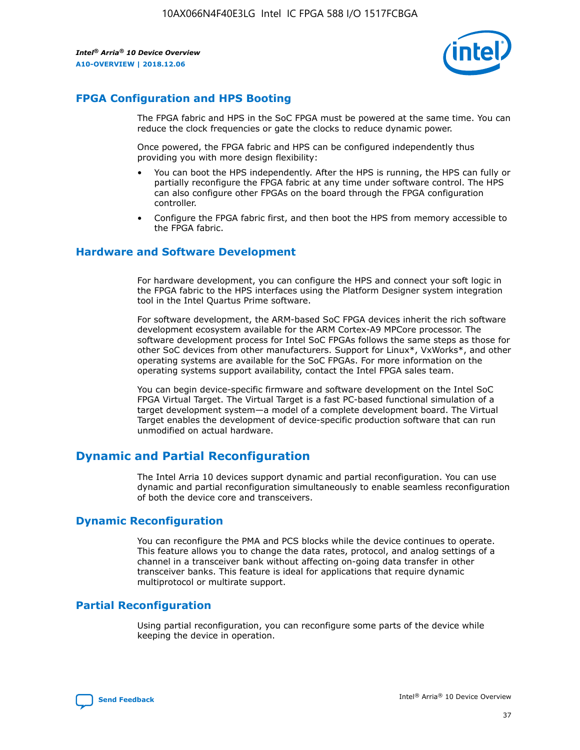## FPGA Configuration and HPS Booting

The FPGA fabric and HPS in the SoC FPGA must be powered at the same time. You can reduce the clock frequencies or gate the clocks to reduce dynamic power.

Once powered, the FPGA fabric and HPS can be configured independently thus providing you with more design flexibility:

- You can boot the HPS independently. After the HPS is running, the HPS can fully or partially reconfigure the FPGA fabric at any time under software control. The HPS can also configure other FPGAs on the board through the FPGA configuration controller.
- Configure the FPGA fabric first, and then boot the HPS from memory accessible to the FPGA fabric.

## Hardware and Software Development

For hardware development, you can configure the HPS and connect your soft logic in the FPGA fabric to the HPS interfaces using the Platform Designer system integration tool in the Intel Quartus Prime software.

For software development, the ARM-based SoC FPGA devices inherit the rich software development ecosystem available for the ARM Cortex-A9 MPCore processor. The software development process for Intel SoC FPGAs follows the same steps as those for other SoC devices from other manufacturers. Support for Linux*, VxWorks*, and other operating systems are available for the SoC FPGAs. For more information on the operating systems support availability, contact the Intel FPGA sales team.

You can begin device-specific firmware and software development on the Intel SoC FPGA Virtual Target. The Virtual Target is a fast PC-based functional simulation of a target development system—a model of a complete development board. The Virtual Target enables the development of device-specific production software that can run unmodified on actual hardware.

## Dynamic and Partial Reconfiguration

The Intel Arria 10 devices support dynamic and partial reconfiguration. You can use dynamic and partial reconfiguration simultaneously to enable seamless reconfiguration of both the device core and transceivers.

## Dynamic Reconfiguration

You can reconfigure the PMA and PCS blocks while the device continues to operate. This feature allows you to change the data rates, protocol, and analog settings of a channel in a transceiver bank without affecting on-going data transfer in other transceiver banks. This feature is ideal for applications that require dynamic multiprotocol or multirate support.

## Partial Reconfiguration

Using partial reconfiguration, you can reconfigure some parts of the device while keeping the device in operation.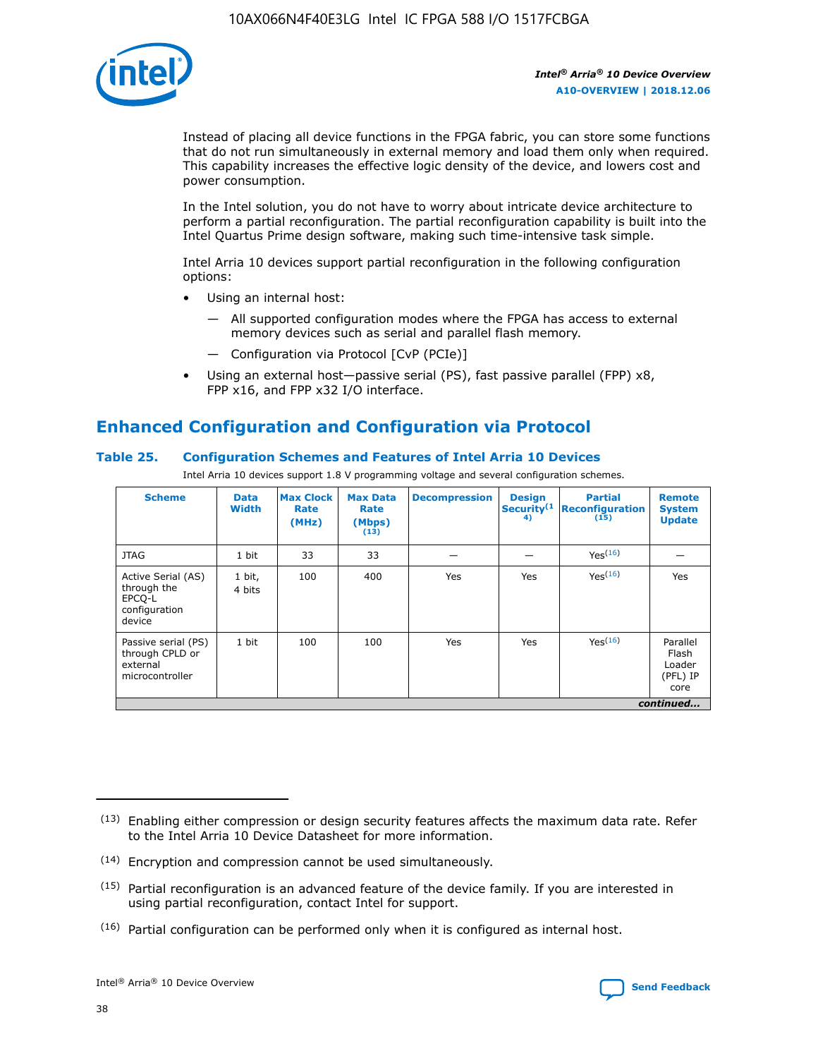Instead of placing all device functions in the FPGA fabric, you can store some functions that do not run simultaneously in external memory and load them only when required. This capability increases the effective logic density of the device, and lowers cost and power consumption.

In the Intel solution, you do not have to worry about intricate device architecture to perform a partial reconfiguration. The partial reconfiguration capability is built into the Intel Quartus Prime design software, making such time-intensive task simple.

Intel Arria 10 devices support partial reconfiguration in the following configuration options:

- Using an internal host:
  - — All supported configuration modes where the FPGA has access to external memory devices such as serial and parallel flash memory.
  - — Configuration via Protocol [CvP (PCIe)]
- Using an external host—passive serial (PS), fast passive parallel (FPP) x8, FPP x16, and FPP x32 I/O interface.

## Enhanced Configuration and Configuration via Protocol

**Table 25. Configuration Schemes and Features of Intel Arria 10 Devices**

Intel Arria 10 devices support 1.8 V programming voltage and several configuration schemes.

| Scheme | Data Width | Max Clock Rate (MHz) | Max Data Rate (Mbps) (13) | Decompression | Design Security(14) | Partial Reconfiguration (15) | Remote System Update |
|---|---|---|---|---|---|---|---|
| JTAG | 1 bit | 33 | 33 | — | — | Yes(16) | — |
| Active Serial (AS) through the EPCQ-L configuration device | 1 bit, 4 bits | 100 | 400 | Yes | Yes | Yes(16) | Yes |
| Passive serial (PS) through CPLD or external microcontroller | 1 bit | 100 | 100 | Yes | Yes | Yes(16) | Parallel Flash Loader (PFL) IP core |

*continued...*

(13) Enabling either compression or design security features affects the maximum data rate. Refer to the Intel Arria 10 Device Datasheet for more information.

(14) Encryption and compression cannot be used simultaneously.

(15) Partial reconfiguration is an advanced feature of the device family. If you are interested in using partial reconfiguration, contact Intel for support.

(16) Partial configuration can be performed only when it is configured as internal host.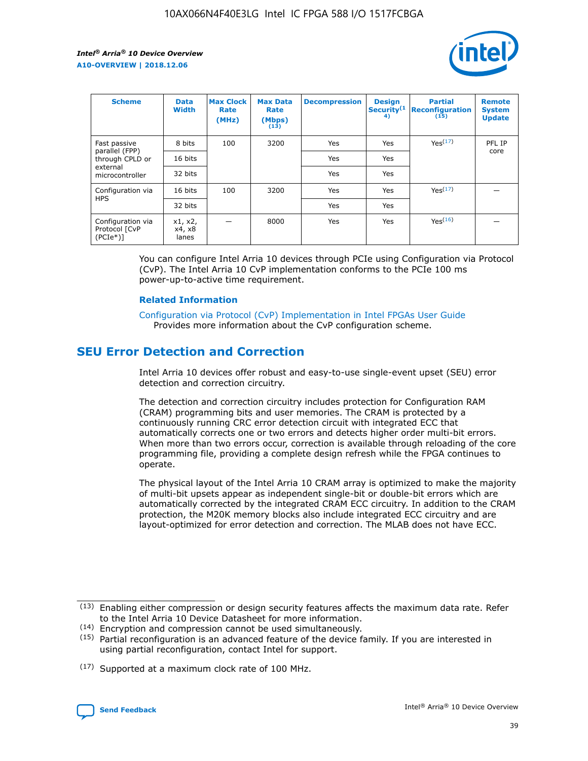| Scheme | Data Width | Max Clock Rate (MHz) | Max Data Rate (Mbps) (13) | Decompression | Design Security(14) | Partial Reconfiguration (15) | Remote System Update |
|---|---|---|---|---|---|---|---|
| Fast passive parallel (FPP) through CPLD or external microcontroller | 8 bits | 100 | 3200 | Yes | Yes | Yes(17) | PFL IP core |
| | 16 bits | | | Yes | Yes | | |
| | 32 bits | | | Yes | Yes | | |
| Configuration via HPS | 16 bits | 100 | 3200 | Yes | Yes | Yes(17) | — |
| | 32 bits | | | Yes | Yes | | |
| Configuration via Protocol [CvP (PCIe*)] | x1, x2, x4, x8 lanes | — | 8000 | Yes | Yes | Yes(16) | — |

You can configure Intel Arria 10 devices through PCIe using Configuration via Protocol (CvP). The Intel Arria 10 CvP implementation conforms to the PCIe 100 ms power-up-to-active time requirement.

**Related Information**

Configuration via Protocol (CvP) Implementation in Intel FPGAs User Guide
Provides more information about the CvP configuration scheme.

## SEU Error Detection and Correction

Intel Arria 10 devices offer robust and easy-to-use single-event upset (SEU) error detection and correction circuitry.

The detection and correction circuitry includes protection for Configuration RAM (CRAM) programming bits and user memories. The CRAM is protected by a continuously running CRC error detection circuit with integrated ECC that automatically corrects one or two errors and detects higher order multi-bit errors. When more than two errors occur, correction is available through reloading of the core programming file, providing a complete design refresh while the FPGA continues to operate.

The physical layout of the Intel Arria 10 CRAM array is optimized to make the majority of multi-bit upsets appear as independent single-bit or double-bit errors which are automatically corrected by the integrated CRAM ECC circuitry. In addition to the CRAM protection, the M20K memory blocks also include integrated ECC circuitry and are layout-optimized for error detection and correction. The MLAB does not have ECC.

(13) Enabling either compression or design security features affects the maximum data rate. Refer to the Intel Arria 10 Device Datasheet for more information.

(14) Encryption and compression cannot be used simultaneously.

(15) Partial reconfiguration is an advanced feature of the device family. If you are interested in using partial reconfiguration, contact Intel for support.

(17) Supported at a maximum clock rate of 100 MHz.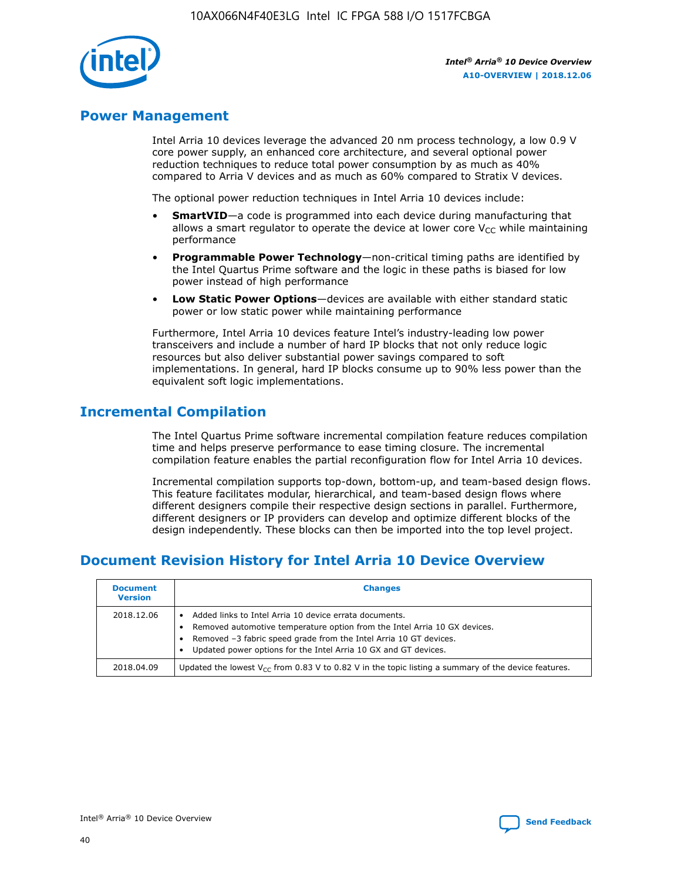## Power Management

Intel Arria 10 devices leverage the advanced 20 nm process technology, a low 0.9 V core power supply, an enhanced core architecture, and several optional power reduction techniques to reduce total power consumption by as much as 40% compared to Arria V devices and as much as 60% compared to Stratix V devices.

The optional power reduction techniques in Intel Arria 10 devices include:

- **SmartVID**—a code is programmed into each device during manufacturing that allows a smart regulator to operate the device at lower core $V_{CC}$ while maintaining performance
- **Programmable Power Technology**—non-critical timing paths are identified by the Intel Quartus Prime software and the logic in these paths is biased for low power instead of high performance
- **Low Static Power Options**—devices are available with either standard static power or low static power while maintaining performance

Furthermore, Intel Arria 10 devices feature Intel's industry-leading low power transceivers and include a number of hard IP blocks that not only reduce logic resources but also deliver substantial power savings compared to soft implementations. In general, hard IP blocks consume up to 90% less power than the equivalent soft logic implementations.

## Incremental Compilation

The Intel Quartus Prime software incremental compilation feature reduces compilation time and helps preserve performance to ease timing closure. The incremental compilation feature enables the partial reconfiguration flow for Intel Arria 10 devices.

Incremental compilation supports top-down, bottom-up, and team-based design flows. This feature facilitates modular, hierarchical, and team-based design flows where different designers compile their respective design sections in parallel. Furthermore, different designers or IP providers can develop and optimize different blocks of the design independently. These blocks can then be imported into the top level project.

## Document Revision History for Intel Arria 10 Device Overview

| Document Version | Changes |
|---|---|
| 2018.12.06 | • Added links to Intel Arria 10 device errata documents.<br>• Removed automotive temperature option from the Intel Arria 10 GX devices.<br>• Removed –3 fabric speed grade from the Intel Arria 10 GT devices.<br>• Updated power options for the Intel Arria 10 GX and GT devices. |
| 2018.04.09 | Updated the lowest $V_{CC}$ from 0.83 V to 0.82 V in the topic listing a summary of the device features. |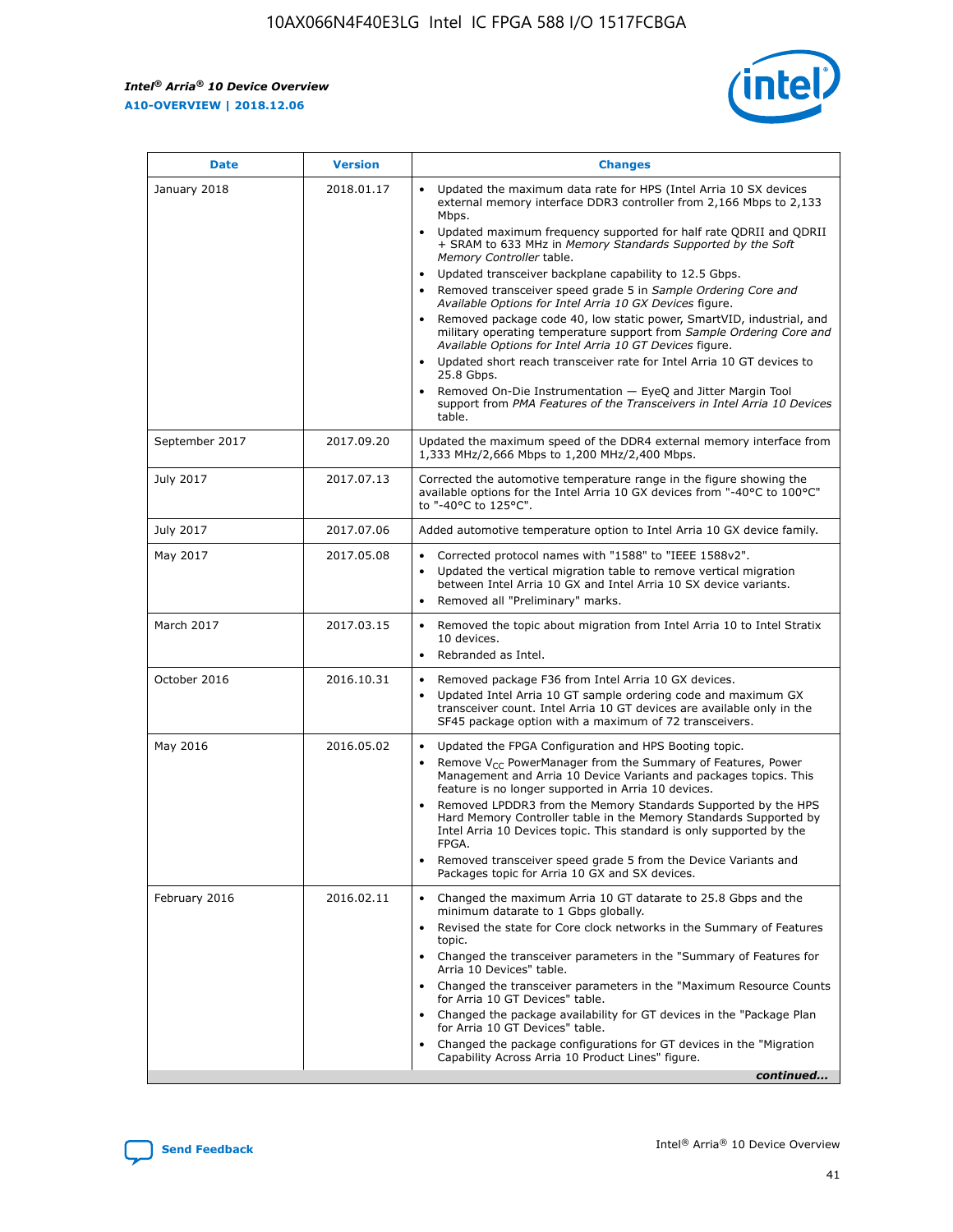| Date | Version | Changes |
| --- | --- | --- |
| January 2018 | 2018.01.17 | • Updated the maximum data rate for HPS (Intel Arria 10 SX devices external memory interface DDR3 controller from 2,166 Mbps to 2,133 Mbps.<br>• Updated maximum frequency supported for half rate QDRII and QDRII + SRAM to 633 MHz in *Memory Standards Supported by the Soft Memory Controller* table.<br>• Updated transceiver backplane capability to 12.5 Gbps.<br>• Removed transceiver speed grade 5 in *Sample Ordering Core and Available Options for Intel Arria 10 GX Devices* figure.<br>• Removed package code 40, low static power, SmartVID, industrial, and military operating temperature support from *Sample Ordering Core and Available Options for Intel Arria 10 GT Devices* figure.<br>• Updated short reach transceiver rate for Intel Arria 10 GT devices to 25.8 Gbps.<br>• Removed On-Die Instrumentation — EyeQ and Jitter Margin Tool support from *PMA Features of the Transceivers in Intel Arria 10 Devices* table. |
| September 2017 | 2017.09.20 | Updated the maximum speed of the DDR4 external memory interface from 1,333 MHz/2,666 Mbps to 1,200 MHz/2,400 Mbps. |
| July 2017 | 2017.07.13 | Corrected the automotive temperature range in the figure showing the available options for the Intel Arria 10 GX devices from "-40°C to 100°C" to "-40°C to 125°C". |
| July 2017 | 2017.07.06 | Added automotive temperature option to Intel Arria 10 GX device family. |
| May 2017 | 2017.05.08 | • Corrected protocol names with "1588" to "IEEE 1588v2".<br>• Updated the vertical migration table to remove vertical migration between Intel Arria 10 GX and Intel Arria 10 SX device variants.<br>• Removed all "Preliminary" marks. |
| March 2017 | 2017.03.15 | • Removed the topic about migration from Intel Arria 10 to Intel Stratix 10 devices.<br>• Rebranded as Intel. |
| October 2016 | 2016.10.31 | • Removed package F36 from Intel Arria 10 GX devices.<br>• Updated Intel Arria 10 GT sample ordering code and maximum GX transceiver count. Intel Arria 10 GT devices are available only in the SF45 package option with a maximum of 72 transceivers. |
| May 2016 | 2016.05.02 | • Updated the FPGA Configuration and HPS Booting topic.<br>• Remove $V_{CC}$ PowerManager from the Summary of Features, Power Management and Arria 10 Device Variants and packages topics. This feature is no longer supported in Arria 10 devices.<br>• Removed LPDDR3 from the Memory Standards Supported by the HPS Hard Memory Controller table in the Memory Standards Supported by Intel Arria 10 Devices topic. This standard is only supported by the FPGA.<br>• Removed transceiver speed grade 5 from the Device Variants and Packages topic for Arria 10 GX and SX devices. |
| February 2016 | 2016.02.11 | • Changed the maximum Arria 10 GT datarate to 25.8 Gbps and the minimum datarate to 1 Gbps globally.<br>• Revised the state for Core clock networks in the Summary of Features topic.<br>• Changed the transceiver parameters in the "Summary of Features for Arria 10 Devices" table.<br>• Changed the transceiver parameters in the "Maximum Resource Counts for Arria 10 GT Devices" table.<br>• Changed the package availability for GT devices in the "Package Plan for Arria 10 GT Devices" table.<br>• Changed the package configurations for GT devices in the "Migration Capability Across Arria 10 Product Lines" figure. |

*continued...*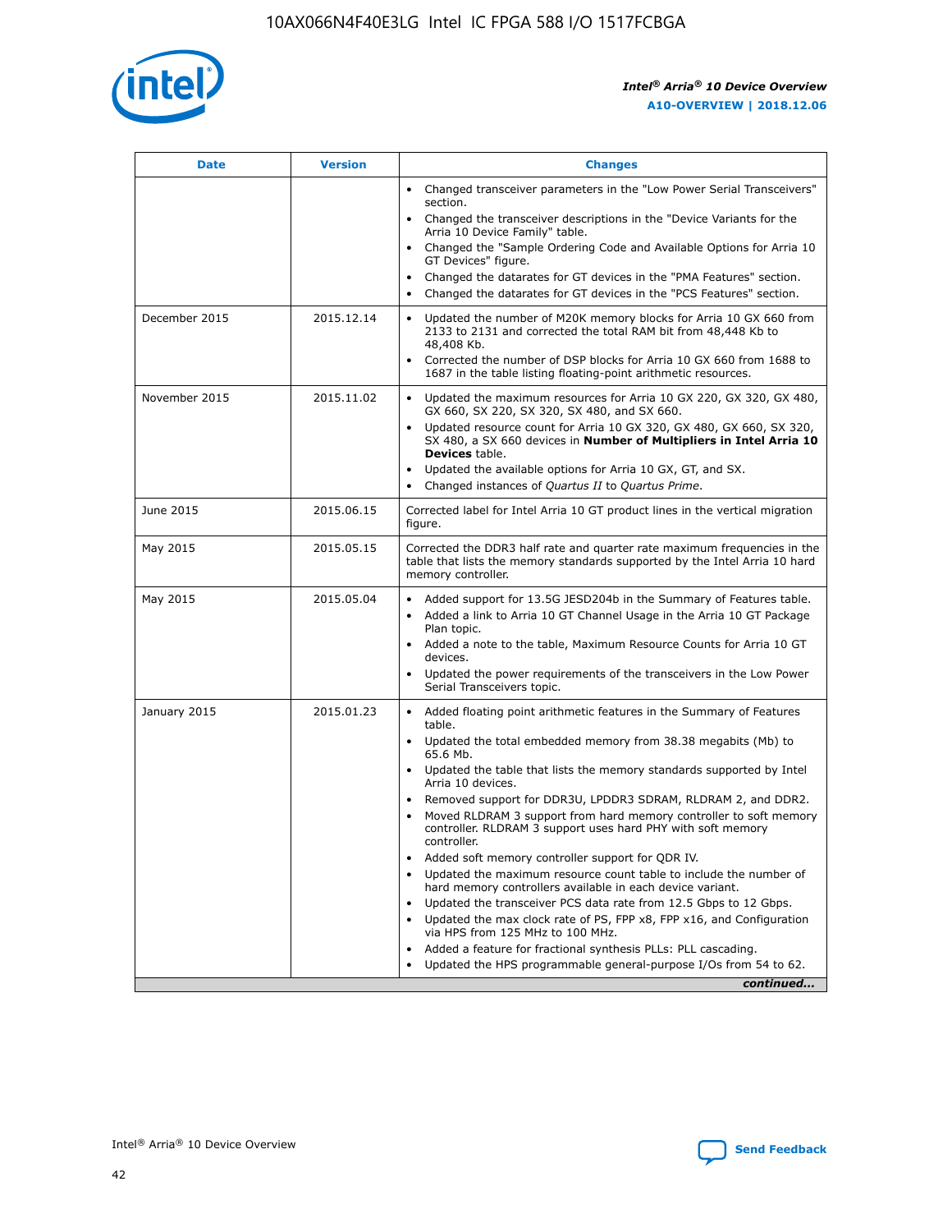| Date | Version | Changes |
| --- | --- | --- |
| | | • Changed transceiver parameters in the "Low Power Serial Transceivers" section.<br>• Changed the transceiver descriptions in the "Device Variants for the Arria 10 Device Family" table.<br>• Changed the "Sample Ordering Code and Available Options for Arria 10 GT Devices" figure.<br>• Changed the datarates for GT devices in the "PMA Features" section.<br>• Changed the datarates for GT devices in the "PCS Features" section. |
| December 2015 | 2015.12.14 | • Updated the number of M20K memory blocks for Arria 10 GX 660 from 2133 to 2131 and corrected the total RAM bit from 48,448 Kb to 48,408 Kb.<br>• Corrected the number of DSP blocks for Arria 10 GX 660 from 1688 to 1687 in the table listing floating-point arithmetic resources. |
| November 2015 | 2015.11.02 | • Updated the maximum resources for Arria 10 GX 220, GX 320, GX 480, GX 660, SX 220, SX 320, SX 480, and SX 660.<br>• Updated resource count for Arria 10 GX 320, GX 480, GX 660, SX 320, SX 480, a SX 660 devices in **Number of Multipliers in Intel Arria 10 Devices** table.<br>• Updated the available options for Arria 10 GX, GT, and SX.<br>• Changed instances of *Quartus II* to *Quartus Prime*. |
| June 2015 | 2015.06.15 | Corrected label for Intel Arria 10 GT product lines in the vertical migration figure. |
| May 2015 | 2015.05.15 | Corrected the DDR3 half rate and quarter rate maximum frequencies in the table that lists the memory standards supported by the Intel Arria 10 hard memory controller. |
| May 2015 | 2015.05.04 | • Added support for 13.5G JESD204b in the Summary of Features table.<br>• Added a link to Arria 10 GT Channel Usage in the Arria 10 GT Package Plan topic.<br>• Added a note to the table, Maximum Resource Counts for Arria 10 GT devices.<br>• Updated the power requirements of the transceivers in the Low Power Serial Transceivers topic. |
| January 2015 | 2015.01.23 | • Added floating point arithmetic features in the Summary of Features table.<br>• Updated the total embedded memory from 38.38 megabits (Mb) to 65.6 Mb.<br>• Updated the table that lists the memory standards supported by Intel Arria 10 devices.<br>• Removed support for DDR3U, LPDDR3 SDRAM, RLDRAM 2, and DDR2.<br>• Moved RLDRAM 3 support from hard memory controller to soft memory controller. RLDRAM 3 support uses hard PHY with soft memory controller.<br>• Added soft memory controller support for QDR IV.<br>• Updated the maximum resource count table to include the number of hard memory controllers available in each device variant.<br>• Updated the transceiver PCS data rate from 12.5 Gbps to 12 Gbps.<br>• Updated the max clock rate of PS, FPP x8, FPP x16, and Configuration via HPS from 125 MHz to 100 MHz.<br>• Added a feature for fractional synthesis PLLs: PLL cascading.<br>• Updated the HPS programmable general-purpose I/Os from 54 to 62. |

*continued...*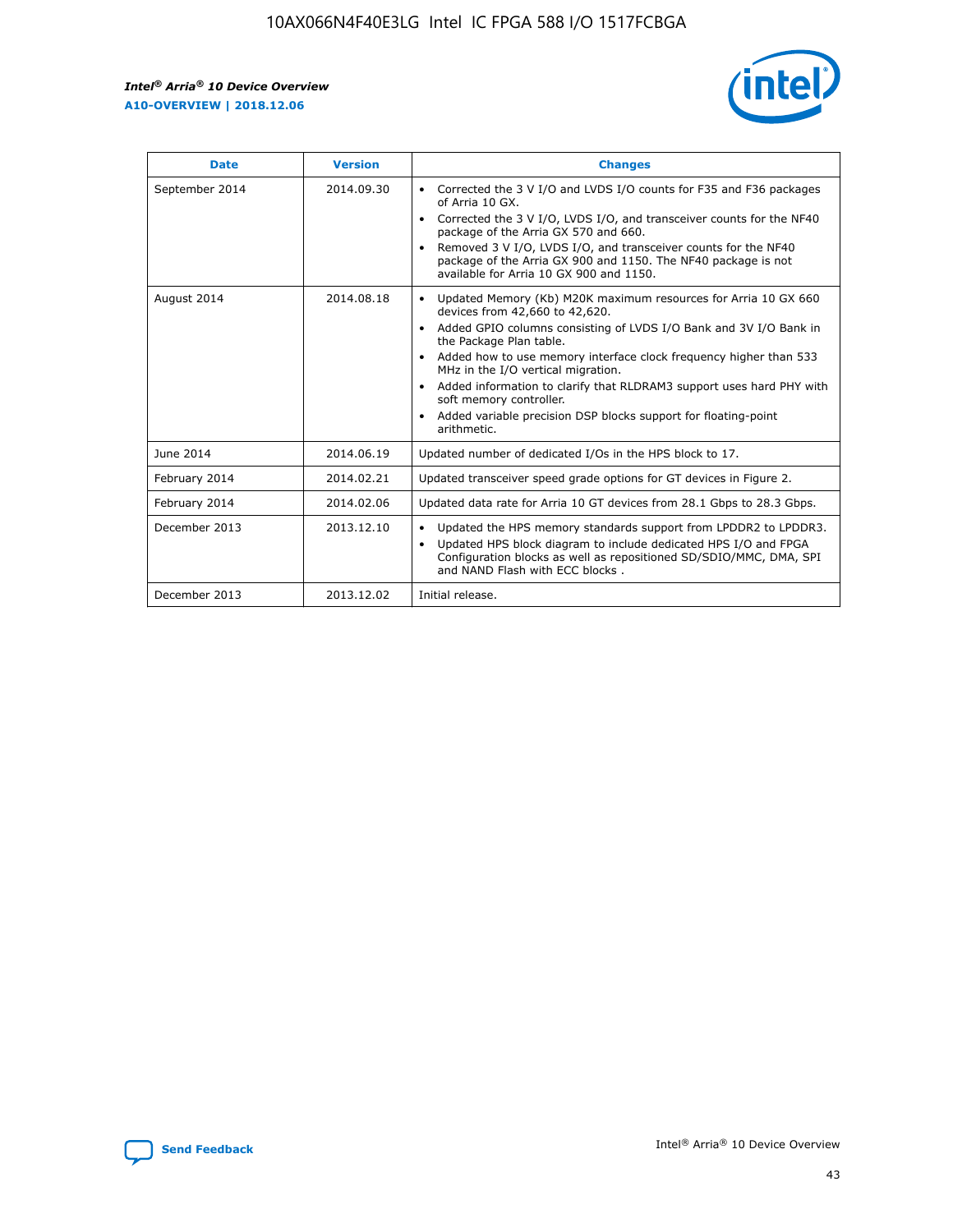| Date | Version | Changes |
| --- | --- | --- |
| September 2014 | 2014.09.30 | • Corrected the 3 V I/O and LVDS I/O counts for F35 and F36 packages of Arria 10 GX.<br>• Corrected the 3 V I/O, LVDS I/O, and transceiver counts for the NF40 package of the Arria GX 570 and 660.<br>• Removed 3 V I/O, LVDS I/O, and transceiver counts for the NF40 package of the Arria GX 900 and 1150. The NF40 package is not available for Arria 10 GX 900 and 1150. |
| August 2014 | 2014.08.18 | • Updated Memory (Kb) M20K maximum resources for Arria 10 GX 660 devices from 42,660 to 42,620.<br>• Added GPIO columns consisting of LVDS I/O Bank and 3V I/O Bank in the Package Plan table.<br>• Added how to use memory interface clock frequency higher than 533 MHz in the I/O vertical migration.<br>• Added information to clarify that RLDRAM3 support uses hard PHY with soft memory controller.<br>• Added variable precision DSP blocks support for floating-point arithmetic. |
| June 2014 | 2014.06.19 | Updated number of dedicated I/Os in the HPS block to 17. |
| February 2014 | 2014.02.21 | Updated transceiver speed grade options for GT devices in Figure 2. |
| February 2014 | 2014.02.06 | Updated data rate for Arria 10 GT devices from 28.1 Gbps to 28.3 Gbps. |
| December 2013 | 2013.12.10 | • Updated the HPS memory standards support from LPDDR2 to LPDDR3.<br>• Updated HPS block diagram to include dedicated HPS I/O and FPGA Configuration blocks as well as repositioned SD/SDIO/MMC, DMA, SPI and NAND Flash with ECC blocks . |
| December 2013 | 2013.12.02 | Initial release. |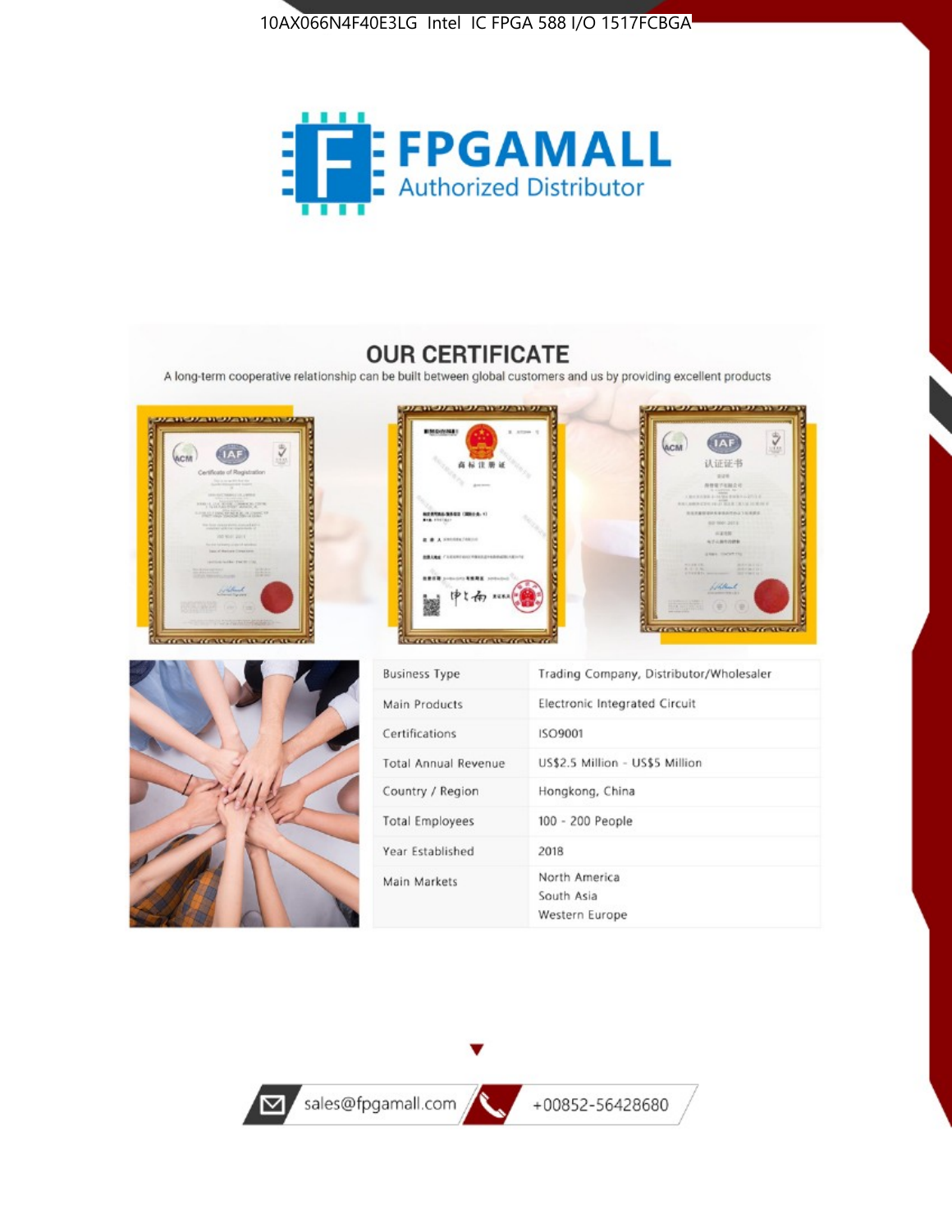FPGAMALL
Authorized Distributor

## OUR CERTIFICATE

A long-term cooperative relationship can be built between global customers and us by providing excellent products

| | |
|---|---|
| Business Type | Trading Company, Distributor/Wholesaler |
| Main Products | Electronic Integrated Circuit |
| Certifications | ISO9001 |
| Total Annual Revenue | US$2.5 Million - US$5 Million |
| Country / Region | Hongkong, China |
| Total Employees | 100 - 200 People |
| Year Established | 2018 |
| Main Markets | North America<br>South Asia<br>Western Europe |

sales@fpgamall.com

+00852-56428680